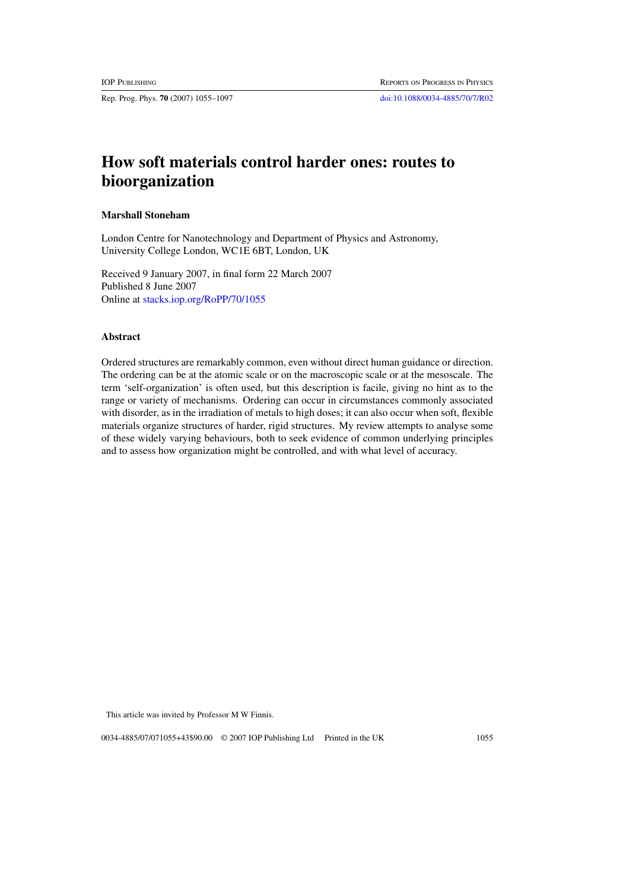# How soft materials control harder ones: routes to bioorganization

**Marshall Stoneham**

London Centre for Nanotechnology and Department of Physics and Astronomy, University College London, WC1E 6BT, London, UK

Received 9 January 2007, in final form 22 March 2007
Published 8 June 2007
Online at stacks.iop.org/RoPP/70/1055

## Abstract

Ordered structures are remarkably common, even without direct human guidance or direction. The ordering can be at the atomic scale or on the macroscopic scale or at the mesoscale. The term 'self-organization' is often used, but this description is facile, giving no hint as to the range or variety of mechanisms. Ordering can occur in circumstances commonly associated with disorder, as in the irradiation of metals to high doses; it can also occur when soft, flexible materials organize structures of harder, rigid structures. My review attempts to analyse some of these widely varying behaviours, both to seek evidence of common underlying principles and to assess how organization might be controlled, and with what level of accuracy.

This article was invited by Professor M W Finnis.

0034-4885/07/071055+43$90.00 © 2007 IOP Publishing Ltd Printed in the UK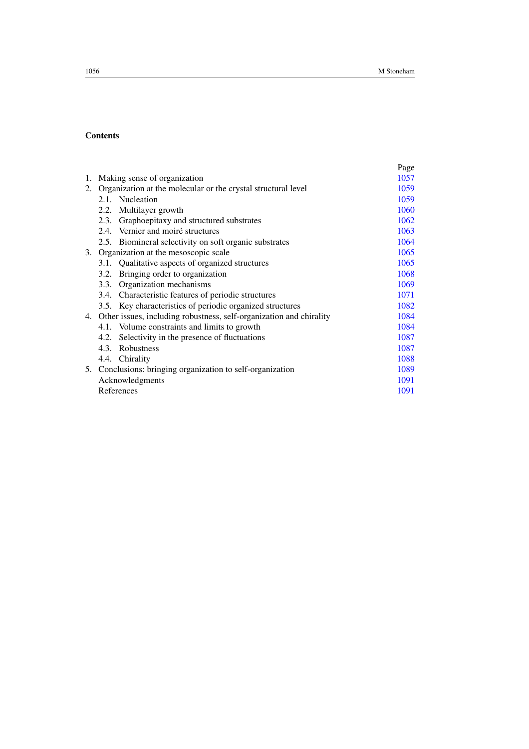## Contents

| | Page |
|---|---|
| 1. Making sense of organization | 1057 |
| 2. Organization at the molecular or the crystal structural level | 1059 |
| 2.1. Nucleation | 1059 |
| 2.2. Multilayer growth | 1060 |
| 2.3. Graphoepitaxy and structured substrates | 1062 |
| 2.4. Vernier and moiré structures | 1063 |
| 2.5. Biomineral selectivity on soft organic substrates | 1064 |
| 3. Organization at the mesoscopic scale | 1065 |
| 3.1. Qualitative aspects of organized structures | 1065 |
| 3.2. Bringing order to organization | 1068 |
| 3.3. Organization mechanisms | 1069 |
| 3.4. Characteristic features of periodic structures | 1071 |
| 3.5. Key characteristics of periodic organized structures | 1082 |
| 4. Other issues, including robustness, self-organization and chirality | 1084 |
| 4.1. Volume constraints and limits to growth | 1084 |
| 4.2. Selectivity in the presence of fluctuations | 1087 |
| 4.3. Robustness | 1087 |
| 4.4. Chirality | 1088 |
| 5. Conclusions: bringing organization to self-organization | 1089 |
| Acknowledgments | 1091 |
| References | 1091 |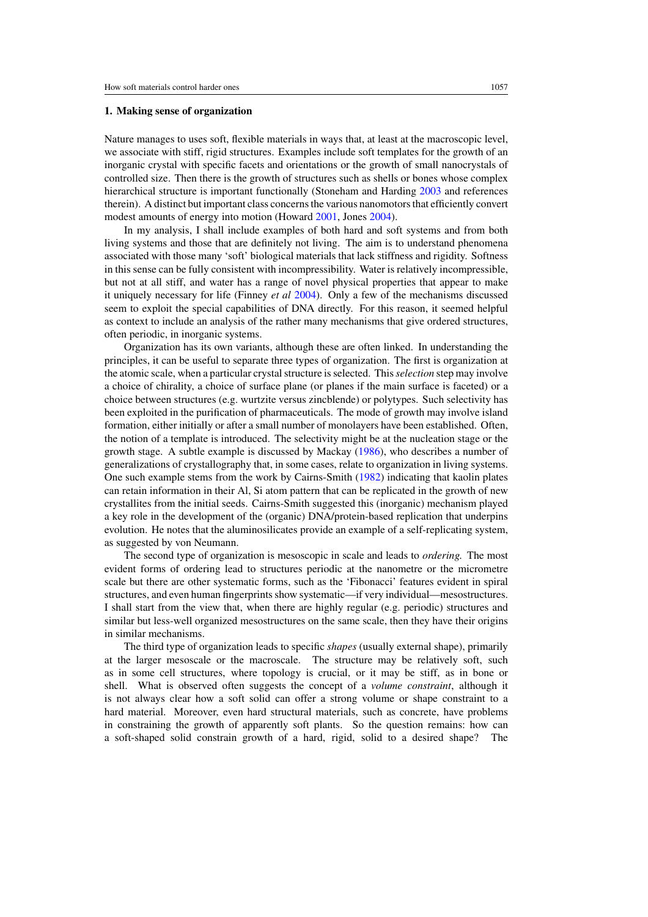## 1. Making sense of organization

Nature manages to uses soft, flexible materials in ways that, at least at the macroscopic level, we associate with stiff, rigid structures. Examples include soft templates for the growth of an inorganic crystal with specific facets and orientations or the growth of small nanocrystals of controlled size. Then there is the growth of structures such as shells or bones whose complex hierarchical structure is important functionally (Stoneham and Harding 2003 and references therein). A distinct but important class concerns the various nanomotors that efficiently convert modest amounts of energy into motion (Howard 2001, Jones 2004).

In my analysis, I shall include examples of both hard and soft systems and from both living systems and those that are definitely not living. The aim is to understand phenomena associated with those many 'soft' biological materials that lack stiffness and rigidity. Softness in this sense can be fully consistent with incompressibility. Water is relatively incompressible, but not at all stiff, and water has a range of novel physical properties that appear to make it uniquely necessary for life (Finney *et al* 2004). Only a few of the mechanisms discussed seem to exploit the special capabilities of DNA directly. For this reason, it seemed helpful as context to include an analysis of the rather many mechanisms that give ordered structures, often periodic, in inorganic systems.

Organization has its own variants, although these are often linked. In understanding the principles, it can be useful to separate three types of organization. The first is organization at the atomic scale, when a particular crystal structure is selected. This *selection* step may involve a choice of chirality, a choice of surface plane (or planes if the main surface is faceted) or a choice between structures (e.g. wurtzite versus zincblende) or polytypes. Such selectivity has been exploited in the purification of pharmaceuticals. The mode of growth may involve island formation, either initially or after a small number of monolayers have been established. Often, the notion of a template is introduced. The selectivity might be at the nucleation stage or the growth stage. A subtle example is discussed by Mackay (1986), who describes a number of generalizations of crystallography that, in some cases, relate to organization in living systems. One such example stems from the work by Cairns-Smith (1982) indicating that kaolin plates can retain information in their Al, Si atom pattern that can be replicated in the growth of new crystallites from the initial seeds. Cairns-Smith suggested this (inorganic) mechanism played a key role in the development of the (organic) DNA/protein-based replication that underpins evolution. He notes that the aluminosilicates provide an example of a self-replicating system, as suggested by von Neumann.

The second type of organization is mesoscopic in scale and leads to *ordering.* The most evident forms of ordering lead to structures periodic at the nanometre or the micrometre scale but there are other systematic forms, such as the 'Fibonacci' features evident in spiral structures, and even human fingerprints show systematic—if very individual—mesostructures. I shall start from the view that, when there are highly regular (e.g. periodic) structures and similar but less-well organized mesostructures on the same scale, then they have their origins in similar mechanisms.

The third type of organization leads to specific *shapes* (usually external shape), primarily at the larger mesoscale or the macroscale. The structure may be relatively soft, such as in some cell structures, where topology is crucial, or it may be stiff, as in bone or shell. What is observed often suggests the concept of a *volume constraint*, although it is not always clear how a soft solid can offer a strong volume or shape constraint to a hard material. Moreover, even hard structural materials, such as concrete, have problems in constraining the growth of apparently soft plants. So the question remains: how can a soft-shaped solid constrain growth of a hard, rigid, solid to a desired shape? The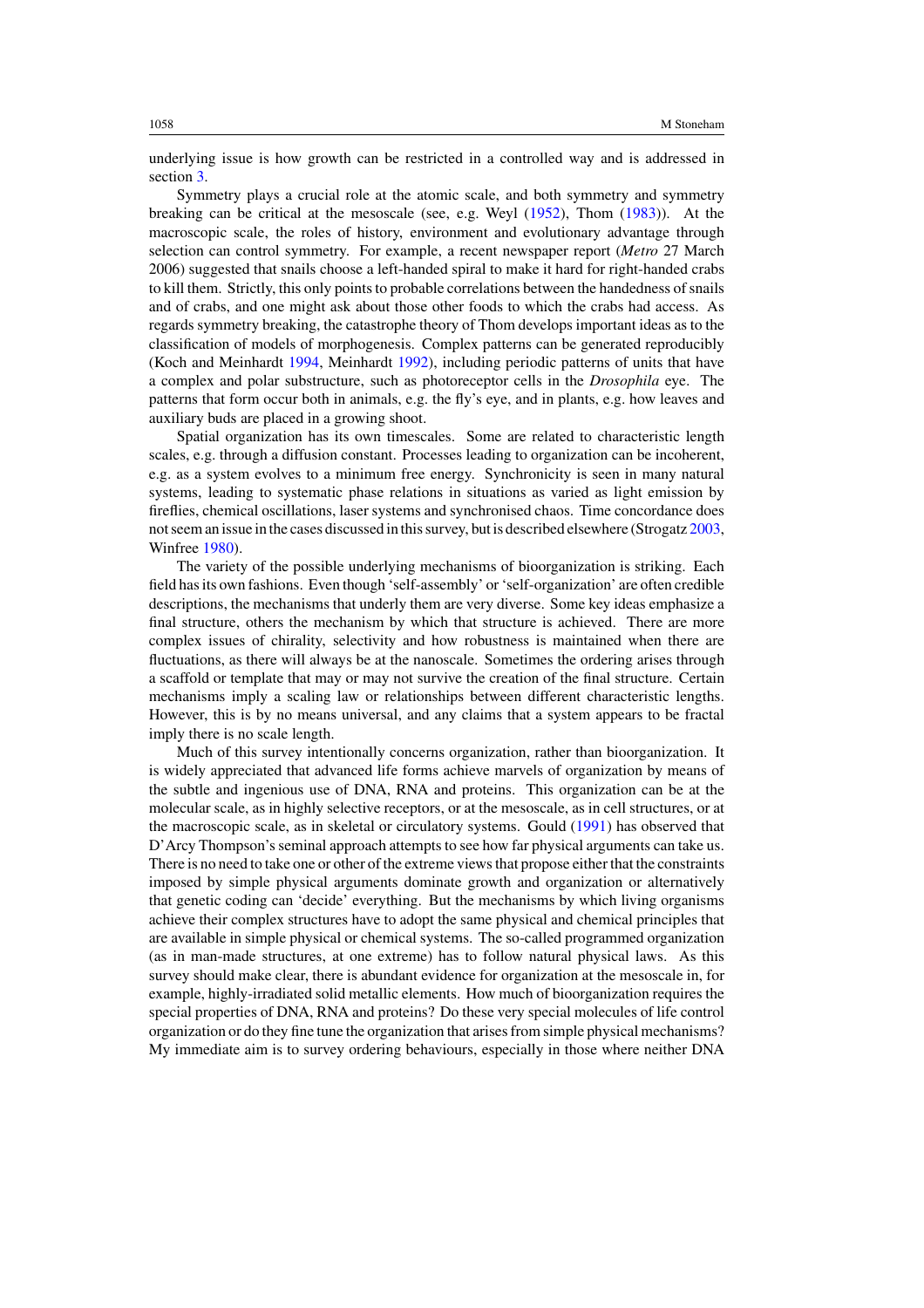underlying issue is how growth can be restricted in a controlled way and is addressed in section 3.

Symmetry plays a crucial role at the atomic scale, and both symmetry and symmetry breaking can be critical at the mesoscale (see, e.g. Weyl (1952), Thom (1983)). At the macroscopic scale, the roles of history, environment and evolutionary advantage through selection can control symmetry. For example, a recent newspaper report (*Metro* 27 March 2006) suggested that snails choose a left-handed spiral to make it hard for right-handed crabs to kill them. Strictly, this only points to probable correlations between the handedness of snails and of crabs, and one might ask about those other foods to which the crabs had access. As regards symmetry breaking, the catastrophe theory of Thom develops important ideas as to the classification of models of morphogenesis. Complex patterns can be generated reproducibly (Koch and Meinhardt 1994, Meinhardt 1992), including periodic patterns of units that have a complex and polar substructure, such as photoreceptor cells in the *Drosophila* eye. The patterns that form occur both in animals, e.g. the fly's eye, and in plants, e.g. how leaves and auxiliary buds are placed in a growing shoot.

Spatial organization has its own timescales. Some are related to characteristic length scales, e.g. through a diffusion constant. Processes leading to organization can be incoherent, e.g. as a system evolves to a minimum free energy. Synchronicity is seen in many natural systems, leading to systematic phase relations in situations as varied as light emission by fireflies, chemical oscillations, laser systems and synchronised chaos. Time concordance does not seem an issue in the cases discussed in this survey, but is described elsewhere (Strogatz 2003, Winfree 1980).

The variety of the possible underlying mechanisms of bioorganization is striking. Each field has its own fashions. Even though 'self-assembly' or 'self-organization' are often credible descriptions, the mechanisms that underly them are very diverse. Some key ideas emphasize a final structure, others the mechanism by which that structure is achieved. There are more complex issues of chirality, selectivity and how robustness is maintained when there are fluctuations, as there will always be at the nanoscale. Sometimes the ordering arises through a scaffold or template that may or may not survive the creation of the final structure. Certain mechanisms imply a scaling law or relationships between different characteristic lengths. However, this is by no means universal, and any claims that a system appears to be fractal imply there is no scale length.

Much of this survey intentionally concerns organization, rather than bioorganization. It is widely appreciated that advanced life forms achieve marvels of organization by means of the subtle and ingenious use of DNA, RNA and proteins. This organization can be at the molecular scale, as in highly selective receptors, or at the mesoscale, as in cell structures, or at the macroscopic scale, as in skeletal or circulatory systems. Gould (1991) has observed that D'Arcy Thompson's seminal approach attempts to see how far physical arguments can take us. There is no need to take one or other of the extreme views that propose either that the constraints imposed by simple physical arguments dominate growth and organization or alternatively that genetic coding can 'decide' everything. But the mechanisms by which living organisms achieve their complex structures have to adopt the same physical and chemical principles that are available in simple physical or chemical systems. The so-called programmed organization (as in man-made structures, at one extreme) has to follow natural physical laws. As this survey should make clear, there is abundant evidence for organization at the mesoscale in, for example, highly-irradiated solid metallic elements. How much of bioorganization requires the special properties of DNA, RNA and proteins? Do these very special molecules of life control organization or do they fine tune the organization that arises from simple physical mechanisms? My immediate aim is to survey ordering behaviours, especially in those where neither DNA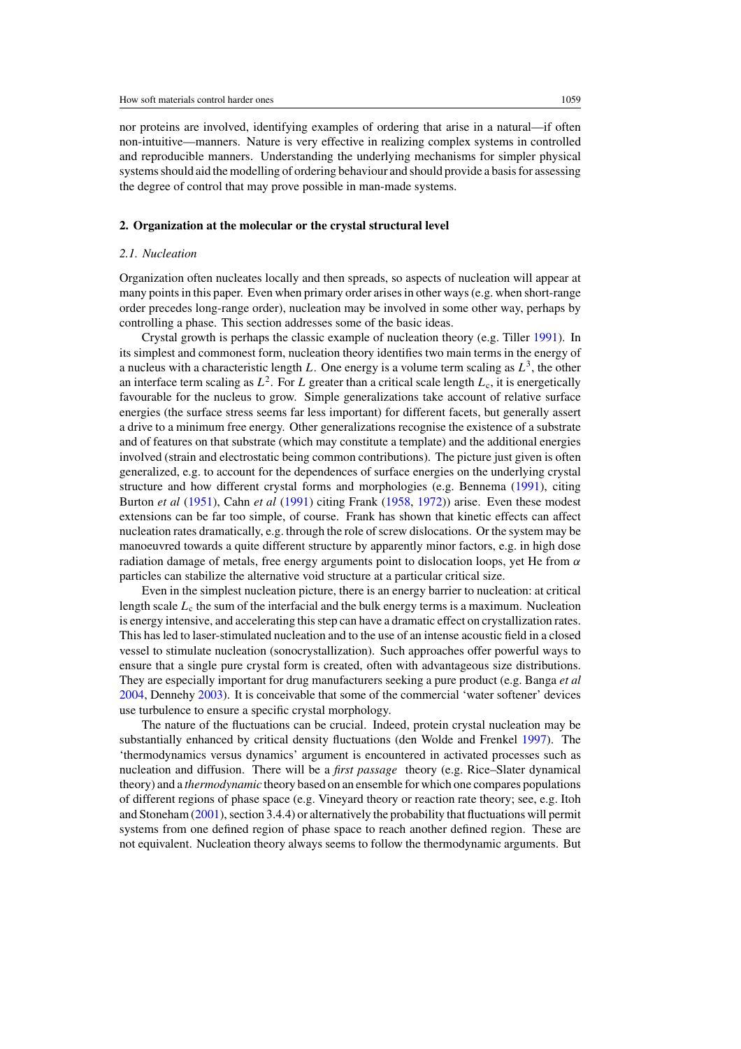nor proteins are involved, identifying examples of ordering that arise in a natural—if often non-intuitive—manners. Nature is very effective in realizing complex systems in controlled and reproducible manners. Understanding the underlying mechanisms for simpler physical systems should aid the modelling of ordering behaviour and should provide a basis for assessing the degree of control that may prove possible in man-made systems.

## 2. Organization at the molecular or the crystal structural level

### *2.1. Nucleation*

Organization often nucleates locally and then spreads, so aspects of nucleation will appear at many points in this paper. Even when primary order arises in other ways (e.g. when short-range order precedes long-range order), nucleation may be involved in some other way, perhaps by controlling a phase. This section addresses some of the basic ideas.

Crystal growth is perhaps the classic example of nucleation theory (e.g. Tiller 1991). In its simplest and commonest form, nucleation theory identifies two main terms in the energy of a nucleus with a characteristic length $L$. One energy is a volume term scaling as $L^3$, the other an interface term scaling as $L^2$. For $L$ greater than a critical scale length $L_c$, it is energetically favourable for the nucleus to grow. Simple generalizations take account of relative surface energies (the surface stress seems far less important) for different facets, but generally assert a drive to a minimum free energy. Other generalizations recognise the existence of a substrate and of features on that substrate (which may constitute a template) and the additional energies involved (strain and electrostatic being common contributions). The picture just given is often generalized, e.g. to account for the dependences of surface energies on the underlying crystal structure and how different crystal forms and morphologies (e.g. Bennema (1991), citing Burton *et al* (1951), Cahn *et al* (1991) citing Frank (1958, 1972)) arise. Even these modest extensions can be far too simple, of course. Frank has shown that kinetic effects can affect nucleation rates dramatically, e.g. through the role of screw dislocations. Or the system may be manoeuvred towards a quite different structure by apparently minor factors, e.g. in high dose radiation damage of metals, free energy arguments point to dislocation loops, yet He from $\alpha$ particles can stabilize the alternative void structure at a particular critical size.

Even in the simplest nucleation picture, there is an energy barrier to nucleation: at critical length scale $L_c$ the sum of the interfacial and the bulk energy terms is a maximum. Nucleation is energy intensive, and accelerating this step can have a dramatic effect on crystallization rates. This has led to laser-stimulated nucleation and to the use of an intense acoustic field in a closed vessel to stimulate nucleation (sonocrystallization). Such approaches offer powerful ways to ensure that a single pure crystal form is created, often with advantageous size distributions. They are especially important for drug manufacturers seeking a pure product (e.g. Banga *et al* 2004, Dennehy 2003). It is conceivable that some of the commercial 'water softener' devices use turbulence to ensure a specific crystal morphology.

The nature of the fluctuations can be crucial. Indeed, protein crystal nucleation may be substantially enhanced by critical density fluctuations (den Wolde and Frenkel 1997). The 'thermodynamics versus dynamics' argument is encountered in activated processes such as nucleation and diffusion. There will be a *first passage* theory (e.g. Rice–Slater dynamical theory) and a *thermodynamic* theory based on an ensemble for which one compares populations of different regions of phase space (e.g. Vineyard theory or reaction rate theory; see, e.g. Itoh and Stoneham (2001), section 3.4.4) or alternatively the probability that fluctuations will permit systems from one defined region of phase space to reach another defined region. These are not equivalent. Nucleation theory always seems to follow the thermodynamic arguments. But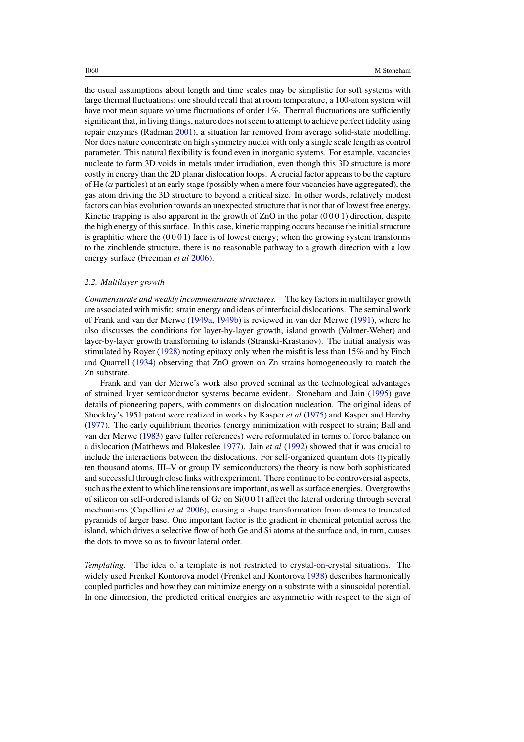the usual assumptions about length and time scales may be simplistic for soft systems with large thermal fluctuations; one should recall that at room temperature, a 100-atom system will have root mean square volume fluctuations of order 1%. Thermal fluctuations are sufficiently significant that, in living things, nature does not seem to attempt to achieve perfect fidelity using repair enzymes (Radman 2001), a situation far removed from average solid-state modelling. Nor does nature concentrate on high symmetry nuclei with only a single scale length as control parameter. This natural flexibility is found even in inorganic systems. For example, vacancies nucleate to form 3D voids in metals under irradiation, even though this 3D structure is more costly in energy than the 2D planar dislocation loops. A crucial factor appears to be the capture of He ($\alpha$ particles) at an early stage (possibly when a mere four vacancies have aggregated), the gas atom driving the 3D structure to beyond a critical size. In other words, relatively modest factors can bias evolution towards an unexpected structure that is not that of lowest free energy. Kinetic trapping is also apparent in the growth of ZnO in the polar (0 0 0 1) direction, despite the high energy of this surface. In this case, kinetic trapping occurs because the initial structure is graphitic where the (0 0 0 1) face is of lowest energy; when the growing system transforms to the zincblende structure, there is no reasonable pathway to a growth direction with a low energy surface (Freeman *et al* 2006).

### 2.2. Multilayer growth

*Commensurate and weakly incommensurate structures.* The key factors in multilayer growth are associated with misfit: strain energy and ideas of interfacial dislocations. The seminal work of Frank and van der Merwe (1949a, 1949b) is reviewed in van der Merwe (1991), where he also discusses the conditions for layer-by-layer growth, island growth (Volmer-Weber) and layer-by-layer growth transforming to islands (Stranski-Krastanov). The initial analysis was stimulated by Royer (1928) noting epitaxy only when the misfit is less than 15% and by Finch and Quarrell (1934) observing that ZnO grown on Zn strains homogeneously to match the Zn substrate.

Frank and van der Merwe's work also proved seminal as the technological advantages of strained layer semiconductor systems became evident. Stoneham and Jain (1995) gave details of pioneering papers, with comments on dislocation nucleation. The original ideas of Shockley's 1951 patent were realized in works by Kasper *et al* (1975) and Kasper and Herzby (1977). The early equilibrium theories (energy minimization with respect to strain; Ball and van der Merwe (1983) gave fuller references) were reformulated in terms of force balance on a dislocation (Matthews and Blakeslee 1977). Jain *et al* (1992) showed that it was crucial to include the interactions between the dislocations. For self-organized quantum dots (typically ten thousand atoms, III–V or group IV semiconductors) the theory is now both sophisticated and successful through close links with experiment. There continue to be controversial aspects, such as the extent to which line tensions are important, as well as surface energies. Overgrowths of silicon on self-ordered islands of Ge on Si(0 0 1) affect the lateral ordering through several mechanisms (Capellini *et al* 2006), causing a shape transformation from domes to truncated pyramids of larger base. One important factor is the gradient in chemical potential across the island, which drives a selective flow of both Ge and Si atoms at the surface and, in turn, causes the dots to move so as to favour lateral order.

*Templating.* The idea of a template is not restricted to crystal-on-crystal situations. The widely used Frenkel Kontorova model (Frenkel and Kontorova 1938) describes harmonically coupled particles and how they can minimize energy on a substrate with a sinusoidal potential. In one dimension, the predicted critical energies are asymmetric with respect to the sign of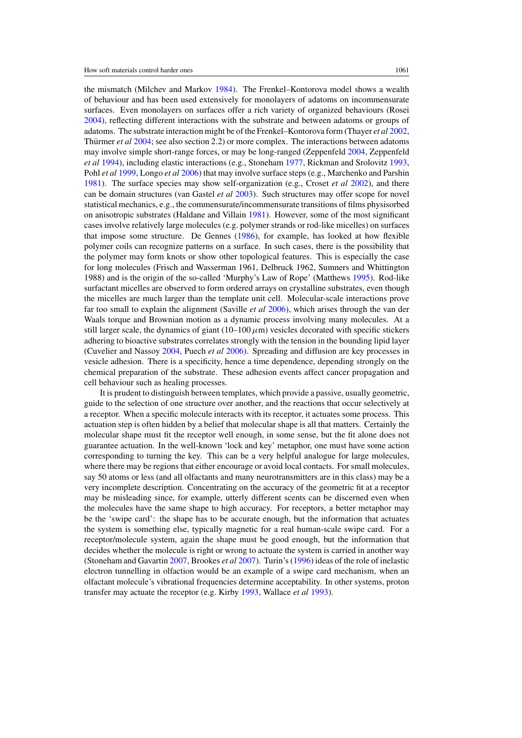the mismatch (Milchev and Markov 1984). The Frenkel–Kontorova model shows a wealth of behaviour and has been used extensively for monolayers of adatoms on incommensurate surfaces. Even monolayers on surfaces offer a rich variety of organized behaviours (Rosei 2004), reflecting different interactions with the substrate and between adatoms or groups of adatoms. The substrate interaction might be of the Frenkel–Kontorova form (Thayer *et al* 2002, Thürmer *et al* 2004; see also section 2.2) or more complex. The interactions between adatoms may involve simple short-range forces, or may be long-ranged (Zeppenfeld 2004, Zeppenfeld *et al* 1994), including elastic interactions (e.g., Stoneham 1977, Rickman and Srolovitz 1993, Pohl *et al* 1999, Longo *et al* 2006) that may involve surface steps (e.g., Marchenko and Parshin 1981). The surface species may show self-organization (e.g., Croset *et al* 2002), and there can be domain structures (van Gastel *et al* 2003). Such structures may offer scope for novel statistical mechanics, e.g., the commensurate/incommensurate transitions of films physisorbed on anisotropic substrates (Haldane and Villain 1981). However, some of the most significant cases involve relatively large molecules (e.g. polymer strands or rod-like micelles) on surfaces that impose some structure. De Gennes (1986), for example, has looked at how flexible polymer coils can recognize patterns on a surface. In such cases, there is the possibility that the polymer may form knots or show other topological features. This is especially the case for long molecules (Frisch and Wasserman 1961, Delbruck 1962, Sumners and Whittington 1988) and is the origin of the so-called 'Murphy's Law of Rope' (Matthews 1995). Rod-like surfactant micelles are observed to form ordered arrays on crystalline substrates, even though the micelles are much larger than the template unit cell. Molecular-scale interactions prove far too small to explain the alignment (Saville *et al* 2006), which arises through the van der Waals torque and Brownian motion as a dynamic process involving many molecules. At a still larger scale, the dynamics of giant (10–100 $\mu$m) vesicles decorated with specific stickers adhering to bioactive substrates correlates strongly with the tension in the bounding lipid layer (Cuvelier and Nassoy 2004, Puech *et al* 2006). Spreading and diffusion are key processes in vesicle adhesion. There is a specificity, hence a time dependence, depending strongly on the chemical preparation of the substrate. These adhesion events affect cancer propagation and cell behaviour such as healing processes.

It is prudent to distinguish between templates, which provide a passive, usually geometric, guide to the selection of one structure over another, and the reactions that occur selectively at a receptor. When a specific molecule interacts with its receptor, it actuates some process. This actuation step is often hidden by a belief that molecular shape is all that matters. Certainly the molecular shape must fit the receptor well enough, in some sense, but the fit alone does not guarantee actuation. In the well-known 'lock and key' metaphor, one must have some action corresponding to turning the key. This can be a very helpful analogue for large molecules, where there may be regions that either encourage or avoid local contacts. For small molecules, say 50 atoms or less (and all olfactants and many neurotransmitters are in this class) may be a very incomplete description. Concentrating on the accuracy of the geometric fit at a receptor may be misleading since, for example, utterly different scents can be discerned even when the molecules have the same shape to high accuracy. For receptors, a better metaphor may be the 'swipe card': the shape has to be accurate enough, but the information that actuates the system is something else, typically magnetic for a real human-scale swipe card. For a receptor/molecule system, again the shape must be good enough, but the information that decides whether the molecule is right or wrong to actuate the system is carried in another way (Stoneham and Gavartin 2007, Brookes *et al* 2007). Turin's (1996) ideas of the role of inelastic electron tunnelling in olfaction would be an example of a swipe card mechanism, when an olfactant molecule's vibrational frequencies determine acceptability. In other systems, proton transfer may actuate the receptor (e.g. Kirby 1993, Wallace *et al* 1993).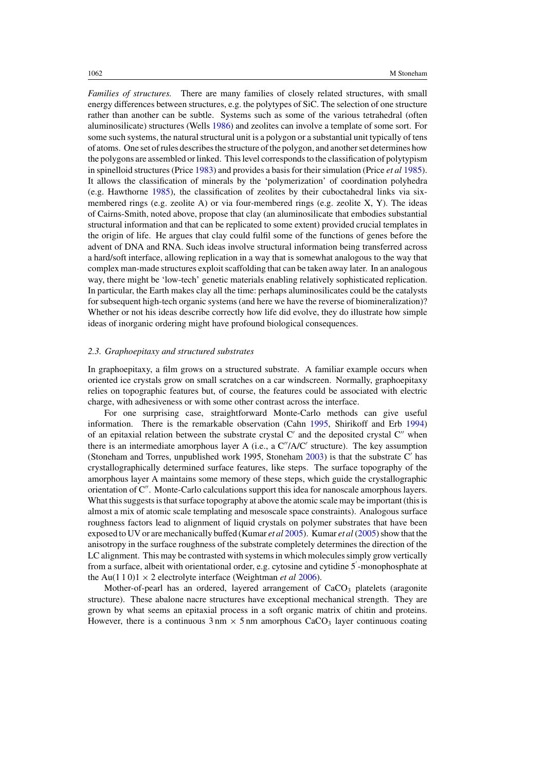*Families of structures.* There are many families of closely related structures, with small energy differences between structures, e.g. the polytypes of SiC. The selection of one structure rather than another can be subtle. Systems such as some of the various tetrahedral (often aluminosilicate) structures (Wells 1986) and zeolites can involve a template of some sort. For some such systems, the natural structural unit is a polygon or a substantial unit typically of tens of atoms. One set of rules describes the structure of the polygon, and another set determines how the polygons are assembled or linked. This level corresponds to the classification of polytypism in spinelloid structures (Price 1983) and provides a basis for their simulation (Price *et al* 1985). It allows the classification of minerals by the 'polymerization' of coordination polyhedra (e.g. Hawthorne 1985), the classification of zeolites by their cuboctahedral links via six-membered rings (e.g. zeolite A) or via four-membered rings (e.g. zeolite X, Y). The ideas of Cairns-Smith, noted above, propose that clay (an aluminosilicate that embodies substantial structural information and that can be replicated to some extent) provided crucial templates in the origin of life. He argues that clay could fulfil some of the functions of genes before the advent of DNA and RNA. Such ideas involve structural information being transferred across a hard/soft interface, allowing replication in a way that is somewhat analogous to the way that complex man-made structures exploit scaffolding that can be taken away later. In an analogous way, there might be 'low-tech' genetic materials enabling relatively sophisticated replication. In particular, the Earth makes clay all the time: perhaps aluminosilicates could be the catalysts for subsequent high-tech organic systems (and here we have the reverse of biomineralization)? Whether or not his ideas describe correctly how life did evolve, they do illustrate how simple ideas of inorganic ordering might have profound biological consequences.

### 2.3. Graphoepitaxy and structured substrates

In graphoepitaxy, a film grows on a structured substrate. A familiar example occurs when oriented ice crystals grow on small scratches on a car windscreen. Normally, graphoepitaxy relies on topographic features but, of course, the features could be associated with electric charge, with adhesiveness or with some other contrast across the interface.

For one surprising case, straightforward Monte-Carlo methods can give useful information. There is the remarkable observation (Cahn 1995, Shirikoff and Erb 1994) of an epitaxial relation between the substrate crystal C′ and the deposited crystal C″ when there is an intermediate amorphous layer A (i.e., a C″/A/C′ structure). The key assumption (Stoneham and Torres, unpublished work 1995, Stoneham 2003) is that the substrate C′ has crystallographically determined surface features, like steps. The surface topography of the amorphous layer A maintains some memory of these steps, which guide the crystallographic orientation of C″. Monte-Carlo calculations support this idea for nanoscale amorphous layers. What this suggests is that surface topography at above the atomic scale may be important (this is almost a mix of atomic scale templating and mesoscale space constraints). Analogous surface roughness factors lead to alignment of liquid crystals on polymer substrates that have been exposed to UV or are mechanically buffed (Kumar *et al* 2005). Kumar *et al* (2005) show that the anisotropy in the surface roughness of the substrate completely determines the direction of the LC alignment. This may be contrasted with systems in which molecules simply grow vertically from a surface, albeit with orientational order, e.g. cytosine and cytidine 5′-monophosphate at the Au(1 1 0)1 × 2 electrolyte interface (Weightman *et al* 2006).

Mother-of-pearl has an ordered, layered arrangement of $CaCO_3$ platelets (aragonite structure). These abalone nacre structures have exceptional mechanical strength. They are grown by what seems an epitaxial process in a soft organic matrix of chitin and proteins. However, there is a continuous 3 nm × 5 nm amorphous $CaCO_3$ layer continuous coating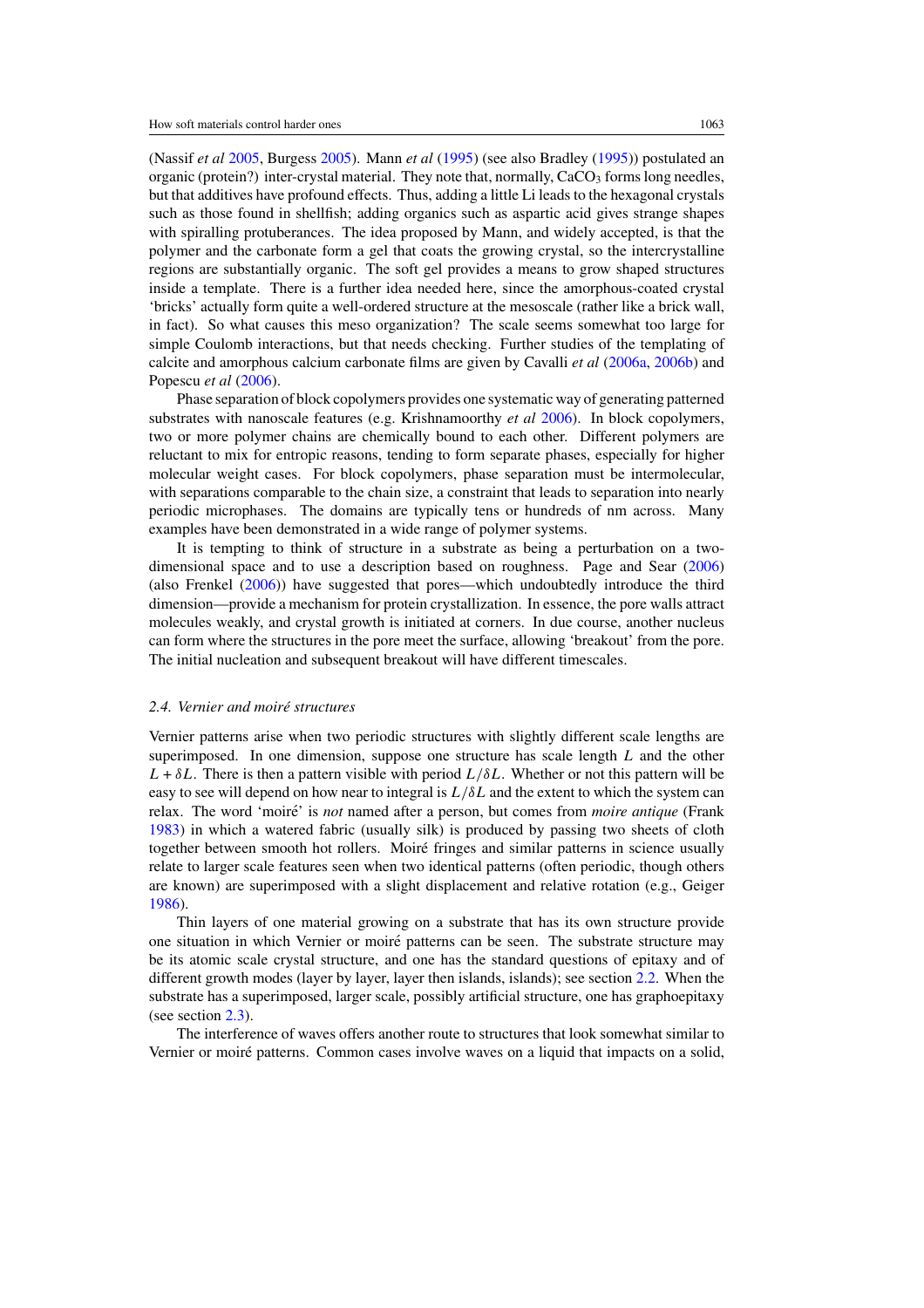(Nassif *et al* 2005, Burgess 2005). Mann *et al* (1995) (see also Bradley (1995)) postulated an organic (protein?) inter-crystal material. They note that, normally, $CaCO_3$ forms long needles, but that additives have profound effects. Thus, adding a little Li leads to the hexagonal crystals such as those found in shellfish; adding organics such as aspartic acid gives strange shapes with spiralling protuberances. The idea proposed by Mann, and widely accepted, is that the polymer and the carbonate form a gel that coats the growing crystal, so the intercrystalline regions are substantially organic. The soft gel provides a means to grow shaped structures inside a template. There is a further idea needed here, since the amorphous-coated crystal 'bricks' actually form quite a well-ordered structure at the mesoscale (rather like a brick wall, in fact). So what causes this meso organization? The scale seems somewhat too large for simple Coulomb interactions, but that needs checking. Further studies of the templating of calcite and amorphous calcium carbonate films are given by Cavalli *et al* (2006a, 2006b) and Popescu *et al* (2006).

Phase separation of block copolymers provides one systematic way of generating patterned substrates with nanoscale features (e.g. Krishnamoorthy *et al* 2006). In block copolymers, two or more polymer chains are chemically bound to each other. Different polymers are reluctant to mix for entropic reasons, tending to form separate phases, especially for higher molecular weight cases. For block copolymers, phase separation must be intermolecular, with separations comparable to the chain size, a constraint that leads to separation into nearly periodic microphases. The domains are typically tens or hundreds of nm across. Many examples have been demonstrated in a wide range of polymer systems.

It is tempting to think of structure in a substrate as being a perturbation on a two-dimensional space and to use a description based on roughness. Page and Sear (2006) (also Frenkel (2006)) have suggested that pores—which undoubtedly introduce the third dimension—provide a mechanism for protein crystallization. In essence, the pore walls attract molecules weakly, and crystal growth is initiated at corners. In due course, another nucleus can form where the structures in the pore meet the surface, allowing 'breakout' from the pore. The initial nucleation and subsequent breakout will have different timescales.

### *2.4. Vernier and moiré structures*

Vernier patterns arise when two periodic structures with slightly different scale lengths are superimposed. In one dimension, suppose one structure has scale length $L$ and the other $L + \delta L$. There is then a pattern visible with period $L/\delta L$. Whether or not this pattern will be easy to see will depend on how near to integral is $L/\delta L$ and the extent to which the system can relax. The word 'moiré' is *not* named after a person, but comes from *moire antique* (Frank 1983) in which a watered fabric (usually silk) is produced by passing two sheets of cloth together between smooth hot rollers. Moiré fringes and similar patterns in science usually relate to larger scale features seen when two identical patterns (often periodic, though others are known) are superimposed with a slight displacement and relative rotation (e.g., Geiger 1986).

Thin layers of one material growing on a substrate that has its own structure provide one situation in which Vernier or moiré patterns can be seen. The substrate structure may be its atomic scale crystal structure, and one has the standard questions of epitaxy and of different growth modes (layer by layer, layer then islands, islands); see section 2.2. When the substrate has a superimposed, larger scale, possibly artificial structure, one has graphoepitaxy (see section 2.3).

The interference of waves offers another route to structures that look somewhat similar to Vernier or moiré patterns. Common cases involve waves on a liquid that impacts on a solid,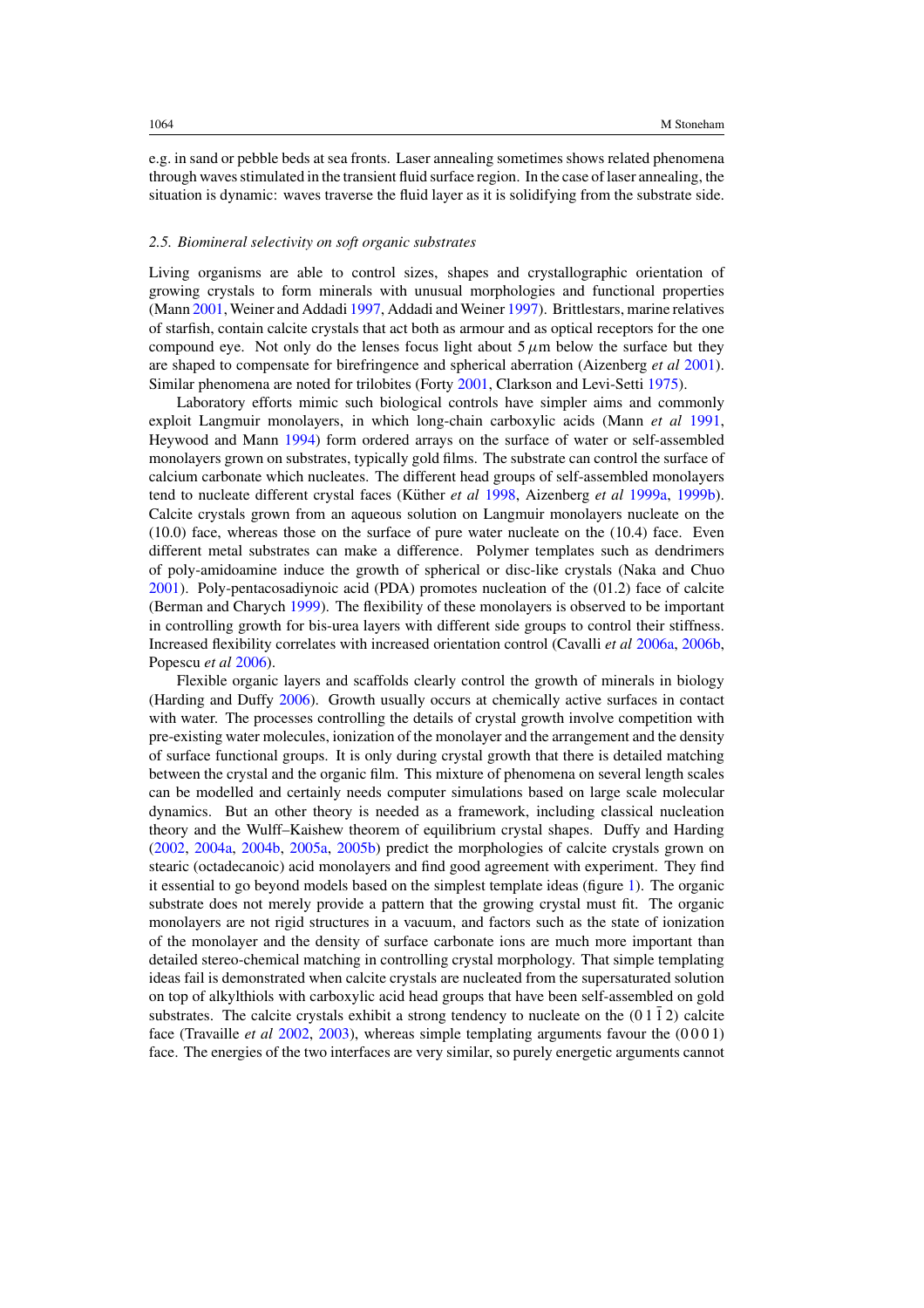e.g. in sand or pebble beds at sea fronts. Laser annealing sometimes shows related phenomena through waves stimulated in the transient fluid surface region. In the case of laser annealing, the situation is dynamic: waves traverse the fluid layer as it is solidifying from the substrate side.

### *2.5. Biomineral selectivity on soft organic substrates*

Living organisms are able to control sizes, shapes and crystallographic orientation of growing crystals to form minerals with unusual morphologies and functional properties (Mann 2001, Weiner and Addadi 1997, Addadi and Weiner 1997). Brittlestars, marine relatives of starfish, contain calcite crystals that act both as armour and as optical receptors for the one compound eye. Not only do the lenses focus light about 5 $\mu$m below the surface but they are shaped to compensate for birefringence and spherical aberration (Aizenberg *et al* 2001). Similar phenomena are noted for trilobites (Forty 2001, Clarkson and Levi-Setti 1975).

Laboratory efforts mimic such biological controls have simpler aims and commonly exploit Langmuir monolayers, in which long-chain carboxylic acids (Mann *et al* 1991, Heywood and Mann 1994) form ordered arrays on the surface of water or self-assembled monolayers grown on substrates, typically gold films. The substrate can control the surface of calcium carbonate which nucleates. The different head groups of self-assembled monolayers tend to nucleate different crystal faces (Küther *et al* 1998, Aizenberg *et al* 1999a, 1999b). Calcite crystals grown from an aqueous solution on Langmuir monolayers nucleate on the (10.0) face, whereas those on the surface of pure water nucleate on the (10.4) face. Even different metal substrates can make a difference. Polymer templates such as dendrimers of poly-amidoamine induce the growth of spherical or disc-like crystals (Naka and Chuo 2001). Poly-pentacosadiynoic acid (PDA) promotes nucleation of the (01.2) face of calcite (Berman and Charych 1999). The flexibility of these monolayers is observed to be important in controlling growth for bis-urea layers with different side groups to control their stiffness. Increased flexibility correlates with increased orientation control (Cavalli *et al* 2006a, 2006b, Popescu *et al* 2006).

Flexible organic layers and scaffolds clearly control the growth of minerals in biology (Harding and Duffy 2006). Growth usually occurs at chemically active surfaces in contact with water. The processes controlling the details of crystal growth involve competition with pre-existing water molecules, ionization of the monolayer and the arrangement and the density of surface functional groups. It is only during crystal growth that there is detailed matching between the crystal and the organic film. This mixture of phenomena on several length scales can be modelled and certainly needs computer simulations based on large scale molecular dynamics. But an other theory is needed as a framework, including classical nucleation theory and the Wulff–Kaishew theorem of equilibrium crystal shapes. Duffy and Harding (2002, 2004a, 2004b, 2005a, 2005b) predict the morphologies of calcite crystals grown on stearic (octadecanoic) acid monolayers and find good agreement with experiment. They find it essential to go beyond models based on the simplest template ideas (figure 1). The organic substrate does not merely provide a pattern that the growing crystal must fit. The organic monolayers are not rigid structures in a vacuum, and factors such as the state of ionization of the monolayer and the density of surface carbonate ions are much more important than detailed stereo-chemical matching in controlling crystal morphology. That simple templating ideas fail is demonstrated when calcite crystals are nucleated from the supersaturated solution on top of alkylthiols with carboxylic acid head groups that have been self-assembled on gold substrates. The calcite crystals exhibit a strong tendency to nucleate on the $(0\,1\,\bar{1}\,2)$ calcite face (Travaille *et al* 2002, 2003), whereas simple templating arguments favour the $(0\,0\,0\,1)$ face. The energies of the two interfaces are very similar, so purely energetic arguments cannot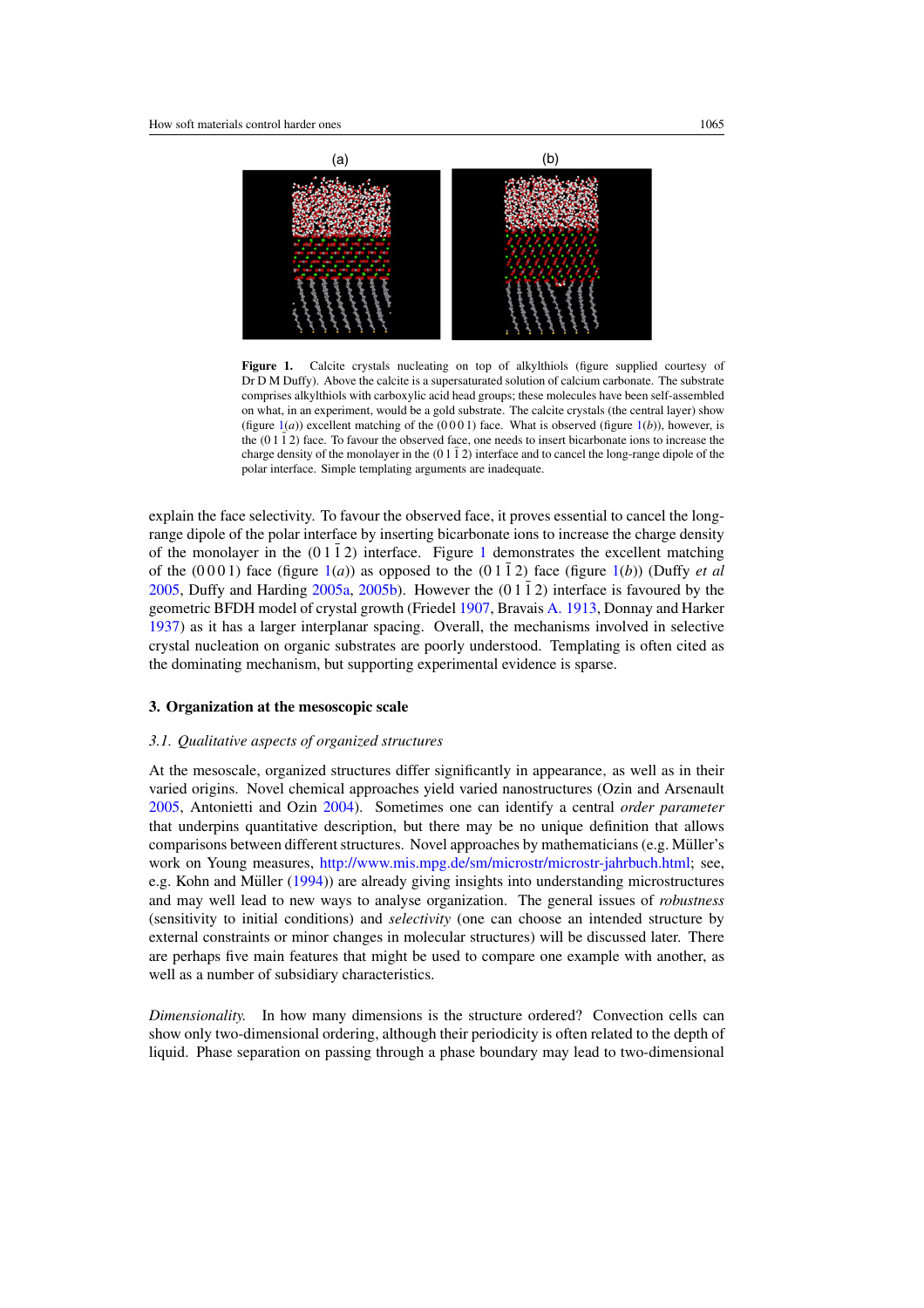Figure 1. Calcite crystals nucleating on top of alkylthiols (figure supplied courtesy of Dr D M Duffy). Above the calcite is a supersaturated solution of calcium carbonate. The substrate comprises alkylthiols with carboxylic acid head groups; these molecules have been self-assembled on what, in an experiment, would be a gold substrate. The calcite crystals (the central layer) show (figure 1(*a*)) excellent matching of the (0 0 0 1) face. What is observed (figure 1(*b*)), however, is the $(0\,1\,\bar{1}\,2)$ face. To favour the observed face, one needs to insert bicarbonate ions to increase the charge density of the monolayer in the $(0\,1\,\bar{1}\,2)$ interface and to cancel the long-range dipole of the polar interface. Simple templating arguments are inadequate.

explain the face selectivity. To favour the observed face, it proves essential to cancel the long-range dipole of the polar interface by inserting bicarbonate ions to increase the charge density of the monolayer in the $(0\,1\,\bar{1}\,2)$ interface. Figure 1 demonstrates the excellent matching of the (0 0 0 1) face (figure 1(*a*)) as opposed to the $(0\,1\,\bar{1}\,2)$ face (figure 1(*b*)) (Duffy *et al* 2005, Duffy and Harding 2005a, 2005b). However the $(0\,1\,\bar{1}\,2)$ interface is favoured by the geometric BFDH model of crystal growth (Friedel 1907, Bravais A. 1913, Donnay and Harker 1937) as it has a larger interplanar spacing. Overall, the mechanisms involved in selective crystal nucleation on organic substrates are poorly understood. Templating is often cited as the dominating mechanism, but supporting experimental evidence is sparse.

## 3. Organization at the mesoscopic scale

### 3.1. *Qualitative aspects of organized structures*

At the mesoscale, organized structures differ significantly in appearance, as well as in their varied origins. Novel chemical approaches yield varied nanostructures (Ozin and Arsenault 2005, Antonietti and Ozin 2004). Sometimes one can identify a central *order parameter* that underpins quantitative description, but there may be no unique definition that allows comparisons between different structures. Novel approaches by mathematicians (e.g. Müller's work on Young measures, http://www.mis.mpg.de/sm/microstr/microstr-jahrbuch.html; see, e.g. Kohn and Müller (1994)) are already giving insights into understanding microstructures and may well lead to new ways to analyse organization. The general issues of *robustness* (sensitivity to initial conditions) and *selectivity* (one can choose an intended structure by external constraints or minor changes in molecular structures) will be discussed later. There are perhaps five main features that might be used to compare one example with another, as well as a number of subsidiary characteristics.

*Dimensionality.* In how many dimensions is the structure ordered? Convection cells can show only two-dimensional ordering, although their periodicity is often related to the depth of liquid. Phase separation on passing through a phase boundary may lead to two-dimensional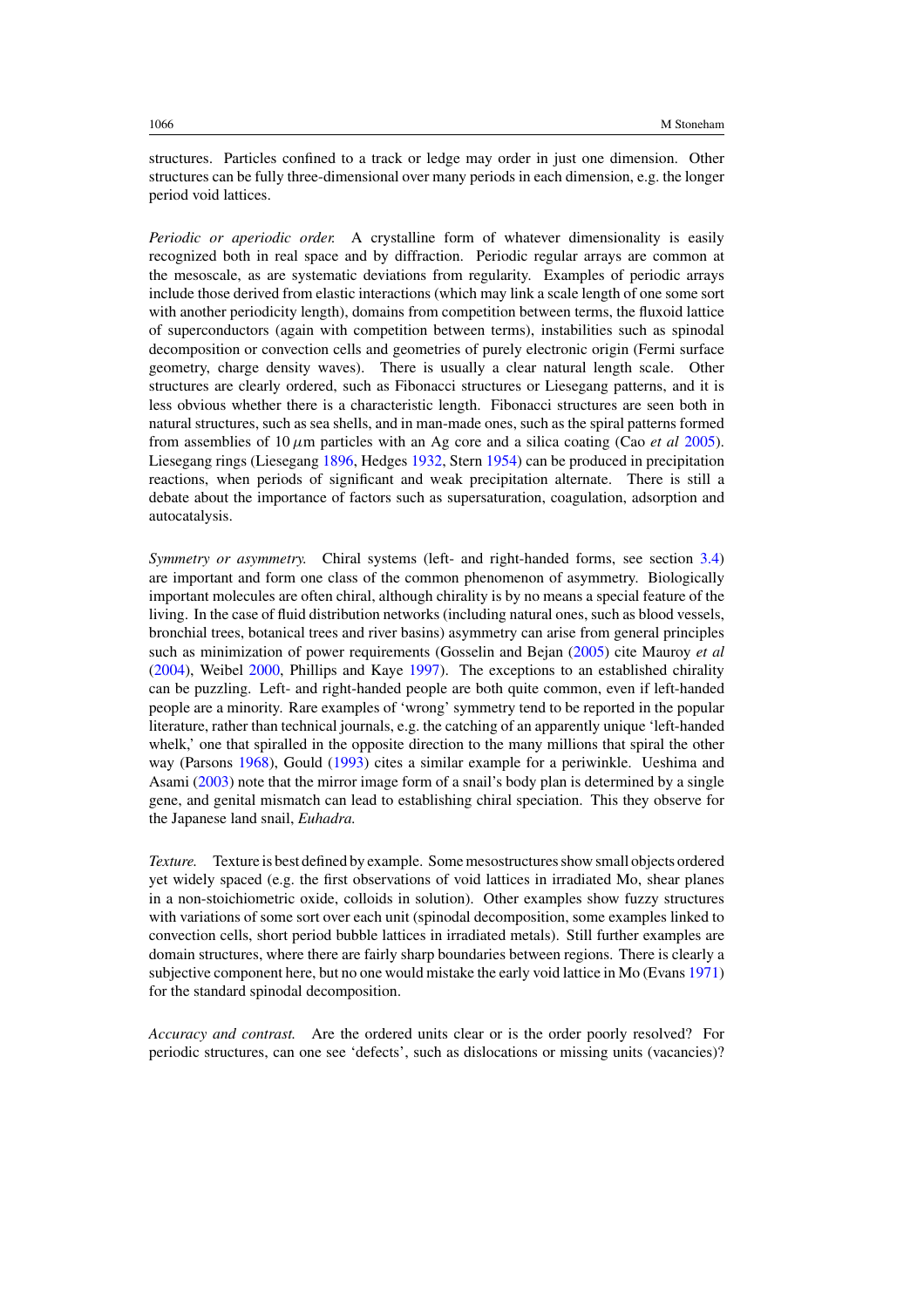structures. Particles confined to a track or ledge may order in just one dimension. Other structures can be fully three-dimensional over many periods in each dimension, e.g. the longer period void lattices.

*Periodic or aperiodic order.* A crystalline form of whatever dimensionality is easily recognized both in real space and by diffraction. Periodic regular arrays are common at the mesoscale, as are systematic deviations from regularity. Examples of periodic arrays include those derived from elastic interactions (which may link a scale length of one some sort with another periodicity length), domains from competition between terms, the fluxoid lattice of superconductors (again with competition between terms), instabilities such as spinodal decomposition or convection cells and geometries of purely electronic origin (Fermi surface geometry, charge density waves). There is usually a clear natural length scale. Other structures are clearly ordered, such as Fibonacci structures or Liesegang patterns, and it is less obvious whether there is a characteristic length. Fibonacci structures are seen both in natural structures, such as sea shells, and in man-made ones, such as the spiral patterns formed from assemblies of 10 $\mu$m particles with an Ag core and a silica coating (Cao *et al* 2005). Liesegang rings (Liesegang 1896, Hedges 1932, Stern 1954) can be produced in precipitation reactions, when periods of significant and weak precipitation alternate. There is still a debate about the importance of factors such as supersaturation, coagulation, adsorption and autocatalysis.

*Symmetry or asymmetry.* Chiral systems (left- and right-handed forms, see section 3.4) are important and form one class of the common phenomenon of asymmetry. Biologically important molecules are often chiral, although chirality is by no means a special feature of the living. In the case of fluid distribution networks (including natural ones, such as blood vessels, bronchial trees, botanical trees and river basins) asymmetry can arise from general principles such as minimization of power requirements (Gosselin and Bejan (2005) cite Mauroy *et al* (2004), Weibel 2000, Phillips and Kaye 1997). The exceptions to an established chirality can be puzzling. Left- and right-handed people are both quite common, even if left-handed people are a minority. Rare examples of 'wrong' symmetry tend to be reported in the popular literature, rather than technical journals, e.g. the catching of an apparently unique 'left-handed whelk,' one that spiralled in the opposite direction to the many millions that spiral the other way (Parsons 1968), Gould (1993) cites a similar example for a periwinkle. Ueshima and Asami (2003) note that the mirror image form of a snail's body plan is determined by a single gene, and genital mismatch can lead to establishing chiral speciation. This they observe for the Japanese land snail, *Euhadra.*

*Texture.* Texture is best defined by example. Some mesostructures show small objects ordered yet widely spaced (e.g. the first observations of void lattices in irradiated Mo, shear planes in a non-stoichiometric oxide, colloids in solution). Other examples show fuzzy structures with variations of some sort over each unit (spinodal decomposition, some examples linked to convection cells, short period bubble lattices in irradiated metals). Still further examples are domain structures, where there are fairly sharp boundaries between regions. There is clearly a subjective component here, but no one would mistake the early void lattice in Mo (Evans 1971) for the standard spinodal decomposition.

*Accuracy and contrast.* Are the ordered units clear or is the order poorly resolved? For periodic structures, can one see 'defects', such as dislocations or missing units (vacancies)?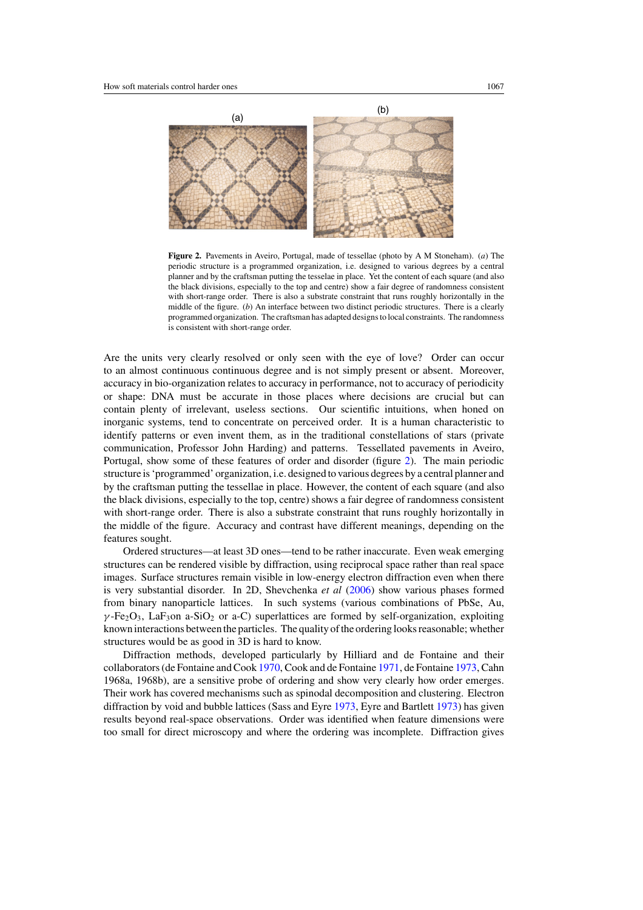(a)

(b)

**Figure 2.** Pavements in Aveiro, Portugal, made of tessellae (photo by A M Stoneham). (*a*) The periodic structure is a programmed organization, i.e. designed to various degrees by a central planner and by the craftsman putting the tesselae in place. Yet the content of each square (and also the black divisions, especially to the top and centre) show a fair degree of randomness consistent with short-range order. There is also a substrate constraint that runs roughly horizontally in the middle of the figure. (*b*) An interface between two distinct periodic structures. There is a clearly programmed organization. The craftsman has adapted designs to local constraints. The randomness is consistent with short-range order.

Are the units very clearly resolved or only seen with the eye of love? Order can occur to an almost continuous continuous degree and is not simply present or absent. Moreover, accuracy in bio-organization relates to accuracy in performance, not to accuracy of periodicity or shape: DNA must be accurate in those places where decisions are crucial but can contain plenty of irrelevant, useless sections. Our scientific intuitions, when honed on inorganic systems, tend to concentrate on perceived order. It is a human characteristic to identify patterns or even invent them, as in the traditional constellations of stars (private communication, Professor John Harding) and patterns. Tessellated pavements in Aveiro, Portugal, show some of these features of order and disorder (figure 2). The main periodic structure is 'programmed' organization, i.e. designed to various degrees by a central planner and by the craftsman putting the tessellae in place. However, the content of each square (and also the black divisions, especially to the top, centre) shows a fair degree of randomness consistent with short-range order. There is also a substrate constraint that runs roughly horizontally in the middle of the figure. Accuracy and contrast have different meanings, depending on the features sought.

Ordered structures—at least 3D ones—tend to be rather inaccurate. Even weak emerging structures can be rendered visible by diffraction, using reciprocal space rather than real space images. Surface structures remain visible in low-energy electron diffraction even when there is very substantial disorder. In 2D, Shevchenka *et al* (2006) show various phases formed from binary nanoparticle lattices. In such systems (various combinations of PbSe, Au, $\gamma$-$Fe_2O_3$, $LaF_3$on a-$SiO_2$ or a-C) superlattices are formed by self-organization, exploiting known interactions between the particles. The quality of the ordering looks reasonable; whether structures would be as good in 3D is hard to know.

Diffraction methods, developed particularly by Hilliard and de Fontaine and their collaborators (de Fontaine and Cook 1970, Cook and de Fontaine 1971, de Fontaine 1973, Cahn 1968a, 1968b), are a sensitive probe of ordering and show very clearly how order emerges. Their work has covered mechanisms such as spinodal decomposition and clustering. Electron diffraction by void and bubble lattices (Sass and Eyre 1973, Eyre and Bartlett 1973) has given results beyond real-space observations. Order was identified when feature dimensions were too small for direct microscopy and where the ordering was incomplete. Diffraction gives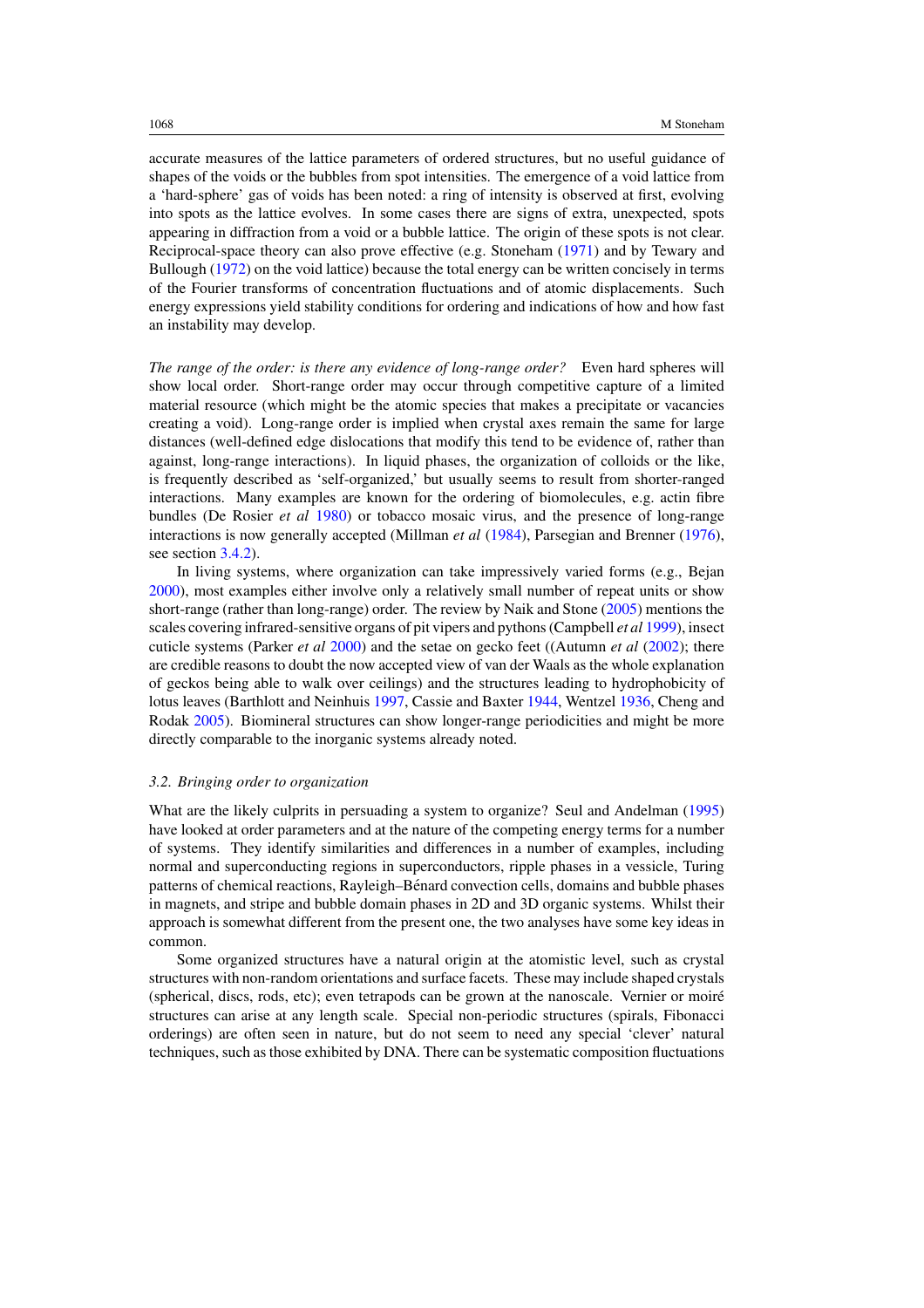accurate measures of the lattice parameters of ordered structures, but no useful guidance of shapes of the voids or the bubbles from spot intensities. The emergence of a void lattice from a 'hard-sphere' gas of voids has been noted: a ring of intensity is observed at first, evolving into spots as the lattice evolves. In some cases there are signs of extra, unexpected, spots appearing in diffraction from a void or a bubble lattice. The origin of these spots is not clear. Reciprocal-space theory can also prove effective (e.g. Stoneham (1971) and by Tewary and Bullough (1972) on the void lattice) because the total energy can be written concisely in terms of the Fourier transforms of concentration fluctuations and of atomic displacements. Such energy expressions yield stability conditions for ordering and indications of how and how fast an instability may develop.

*The range of the order: is there any evidence of long-range order?* Even hard spheres will show local order. Short-range order may occur through competitive capture of a limited material resource (which might be the atomic species that makes a precipitate or vacancies creating a void). Long-range order is implied when crystal axes remain the same for large distances (well-defined edge dislocations that modify this tend to be evidence of, rather than against, long-range interactions). In liquid phases, the organization of colloids or the like, is frequently described as 'self-organized,' but usually seems to result from shorter-ranged interactions. Many examples are known for the ordering of biomolecules, e.g. actin fibre bundles (De Rosier *et al* 1980) or tobacco mosaic virus, and the presence of long-range interactions is now generally accepted (Millman *et al* (1984), Parsegian and Brenner (1976), see section 3.4.2).

In living systems, where organization can take impressively varied forms (e.g., Bejan 2000), most examples either involve only a relatively small number of repeat units or show short-range (rather than long-range) order. The review by Naik and Stone (2005) mentions the scales covering infrared-sensitive organs of pit vipers and pythons (Campbell *et al* 1999), insect cuticle systems (Parker *et al* 2000) and the setae on gecko feet ((Autumn *et al* (2002); there are credible reasons to doubt the now accepted view of van der Waals as the whole explanation of geckos being able to walk over ceilings) and the structures leading to hydrophobicity of lotus leaves (Barthlott and Neinhuis 1997, Cassie and Baxter 1944, Wentzel 1936, Cheng and Rodak 2005). Biomineral structures can show longer-range periodicities and might be more directly comparable to the inorganic systems already noted.

### 3.2. Bringing order to organization

What are the likely culprits in persuading a system to organize? Seul and Andelman (1995) have looked at order parameters and at the nature of the competing energy terms for a number of systems. They identify similarities and differences in a number of examples, including normal and superconducting regions in superconductors, ripple phases in a vessicle, Turing patterns of chemical reactions, Rayleigh–Bénard convection cells, domains and bubble phases in magnets, and stripe and bubble domain phases in 2D and 3D organic systems. Whilst their approach is somewhat different from the present one, the two analyses have some key ideas in common.

Some organized structures have a natural origin at the atomistic level, such as crystal structures with non-random orientations and surface facets. These may include shaped crystals (spherical, discs, rods, etc); even tetrapods can be grown at the nanoscale. Vernier or moiré structures can arise at any length scale. Special non-periodic structures (spirals, Fibonacci orderings) are often seen in nature, but do not seem to need any special 'clever' natural techniques, such as those exhibited by DNA. There can be systematic composition fluctuations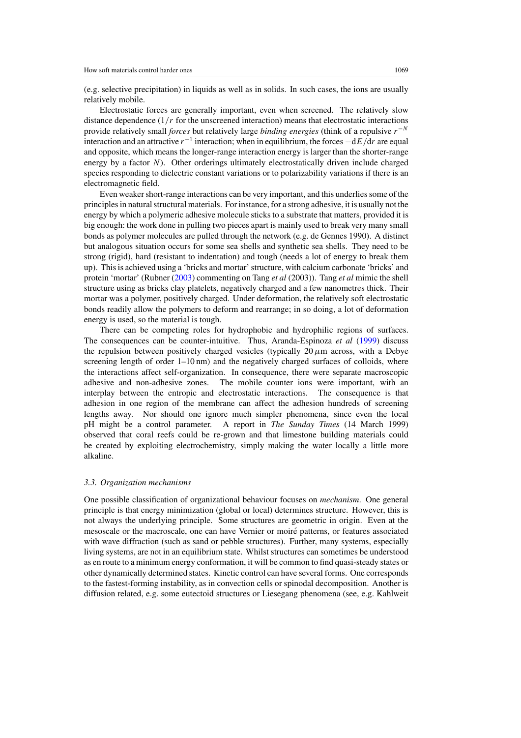(e.g. selective precipitation) in liquids as well as in solids. In such cases, the ions are usually relatively mobile.

Electrostatic forces are generally important, even when screened. The relatively slow distance dependence ($1/r$ for the unscreened interaction) means that electrostatic interactions provide relatively small *forces* but relatively large *binding energies* (think of a repulsive $r^{-N}$ interaction and an attractive $r^{-1}$ interaction; when in equilibrium, the forces $-\mathrm{d}E/\mathrm{d}r$ are equal and opposite, which means the longer-range interaction energy is larger than the shorter-range energy by a factor $N$). Other orderings ultimately electrostatically driven include charged species responding to dielectric constant variations or to polarizability variations if there is an electromagnetic field.

Even weaker short-range interactions can be very important, and this underlies some of the principles in natural structural materials. For instance, for a strong adhesive, it is usually not the energy by which a polymeric adhesive molecule sticks to a substrate that matters, provided it is big enough: the work done in pulling two pieces apart is mainly used to break very many small bonds as polymer molecules are pulled through the network (e.g. de Gennes 1990). A distinct but analogous situation occurs for some sea shells and synthetic sea shells. They need to be strong (rigid), hard (resistant to indentation) and tough (needs a lot of energy to break them up). This is achieved using a 'bricks and mortar' structure, with calcium carbonate 'bricks' and protein 'mortar' (Rubner (2003) commenting on Tang *et al* (2003)). Tang *et al* mimic the shell structure using as bricks clay platelets, negatively charged and a few nanometres thick. Their mortar was a polymer, positively charged. Under deformation, the relatively soft electrostatic bonds readily allow the polymers to deform and rearrange; in so doing, a lot of deformation energy is used, so the material is tough.

There can be competing roles for hydrophobic and hydrophilic regions of surfaces. The consequences can be counter-intuitive. Thus, Aranda-Espinoza *et al* (1999) discuss the repulsion between positively charged vesicles (typically $20\,\mu$m across, with a Debye screening length of order 1–10 nm) and the negatively charged surfaces of colloids, where the interactions affect self-organization. In consequence, there were separate macroscopic adhesive and non-adhesive zones. The mobile counter ions were important, with an interplay between the entropic and electrostatic interactions. The consequence is that adhesion in one region of the membrane can affect the adhesion hundreds of screening lengths away. Nor should one ignore much simpler phenomena, since even the local pH might be a control parameter. A report in *The Sunday Times* (14 March 1999) observed that coral reefs could be re-grown and that limestone building materials could be created by exploiting electrochemistry, simply making the water locally a little more alkaline.

### 3.3. Organization mechanisms

One possible classification of organizational behaviour focuses on *mechanism*. One general principle is that energy minimization (global or local) determines structure. However, this is not always the underlying principle. Some structures are geometric in origin. Even at the mesoscale or the macroscale, one can have Vernier or moiré patterns, or features associated with wave diffraction (such as sand or pebble structures). Further, many systems, especially living systems, are not in an equilibrium state. Whilst structures can sometimes be understood as en route to a minimum energy conformation, it will be common to find quasi-steady states or other dynamically determined states. Kinetic control can have several forms. One corresponds to the fastest-forming instability, as in convection cells or spinodal decomposition. Another is diffusion related, e.g. some eutectoid structures or Liesegang phenomena (see, e.g. Kahlweit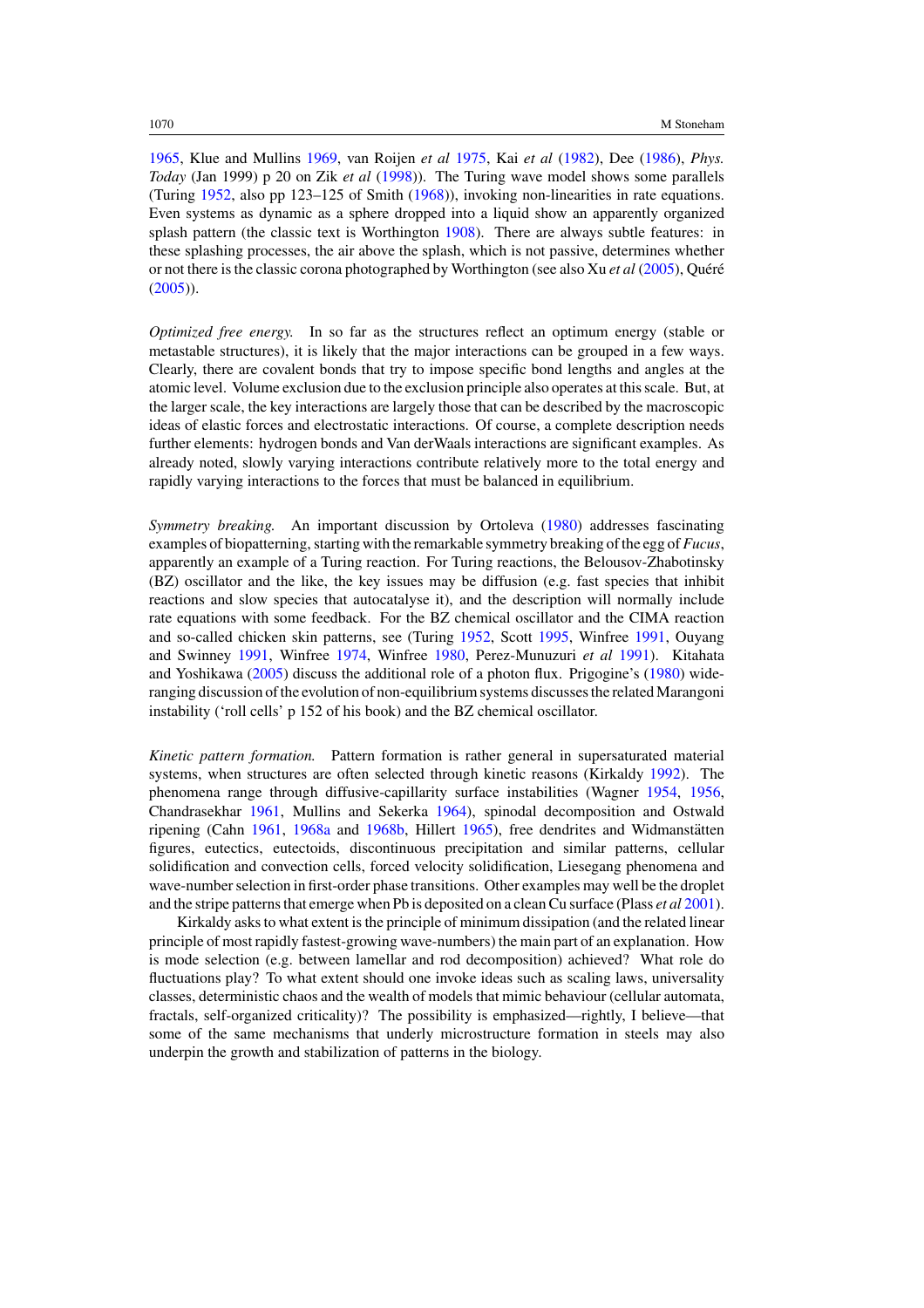1965, Klue and Mullins 1969, van Roijen *et al* 1975, Kai *et al* (1982), Dee (1986), *Phys. Today* (Jan 1999) p 20 on Zik *et al* (1998)). The Turing wave model shows some parallels (Turing 1952, also pp 123–125 of Smith (1968)), invoking non-linearities in rate equations. Even systems as dynamic as a sphere dropped into a liquid show an apparently organized splash pattern (the classic text is Worthington 1908). There are always subtle features: in these splashing processes, the air above the splash, which is not passive, determines whether or not there is the classic corona photographed by Worthington (see also Xu *et al* (2005), Quéré (2005)).

*Optimized free energy.* In so far as the structures reflect an optimum energy (stable or metastable structures), it is likely that the major interactions can be grouped in a few ways. Clearly, there are covalent bonds that try to impose specific bond lengths and angles at the atomic level. Volume exclusion due to the exclusion principle also operates at this scale. But, at the larger scale, the key interactions are largely those that can be described by the macroscopic ideas of elastic forces and electrostatic interactions. Of course, a complete description needs further elements: hydrogen bonds and Van derWaals interactions are significant examples. As already noted, slowly varying interactions contribute relatively more to the total energy and rapidly varying interactions to the forces that must be balanced in equilibrium.

*Symmetry breaking.* An important discussion by Ortoleva (1980) addresses fascinating examples of biopatterning, starting with the remarkable symmetry breaking of the egg of *Fucus*, apparently an example of a Turing reaction. For Turing reactions, the Belousov-Zhabotinsky (BZ) oscillator and the like, the key issues may be diffusion (e.g. fast species that inhibit reactions and slow species that autocatalyse it), and the description will normally include rate equations with some feedback. For the BZ chemical oscillator and the CIMA reaction and so-called chicken skin patterns, see (Turing 1952, Scott 1995, Winfree 1991, Ouyang and Swinney 1991, Winfree 1974, Winfree 1980, Perez-Munuzuri *et al* 1991). Kitahata and Yoshikawa (2005) discuss the additional role of a photon flux. Prigogine's (1980) wide-ranging discussion of the evolution of non-equilibrium systems discusses the related Marangoni instability ('roll cells' p 152 of his book) and the BZ chemical oscillator.

*Kinetic pattern formation.* Pattern formation is rather general in supersaturated material systems, when structures are often selected through kinetic reasons (Kirkaldy 1992). The phenomena range through diffusive-capillarity surface instabilities (Wagner 1954, 1956, Chandrasekhar 1961, Mullins and Sekerka 1964), spinodal decomposition and Ostwald ripening (Cahn 1961, 1968a and 1968b, Hillert 1965), free dendrites and Widmanstätten figures, eutectics, eutectoids, discontinuous precipitation and similar patterns, cellular solidification and convection cells, forced velocity solidification, Liesegang phenomena and wave-number selection in first-order phase transitions. Other examples may well be the droplet and the stripe patterns that emerge when Pb is deposited on a clean Cu surface (Plass *et al* 2001).

Kirkaldy asks to what extent is the principle of minimum dissipation (and the related linear principle of most rapidly fastest-growing wave-numbers) the main part of an explanation. How is mode selection (e.g. between lamellar and rod decomposition) achieved? What role do fluctuations play? To what extent should one invoke ideas such as scaling laws, universality classes, deterministic chaos and the wealth of models that mimic behaviour (cellular automata, fractals, self-organized criticality)? The possibility is emphasized—rightly, I believe—that some of the same mechanisms that underly microstructure formation in steels may also underpin the growth and stabilization of patterns in the biology.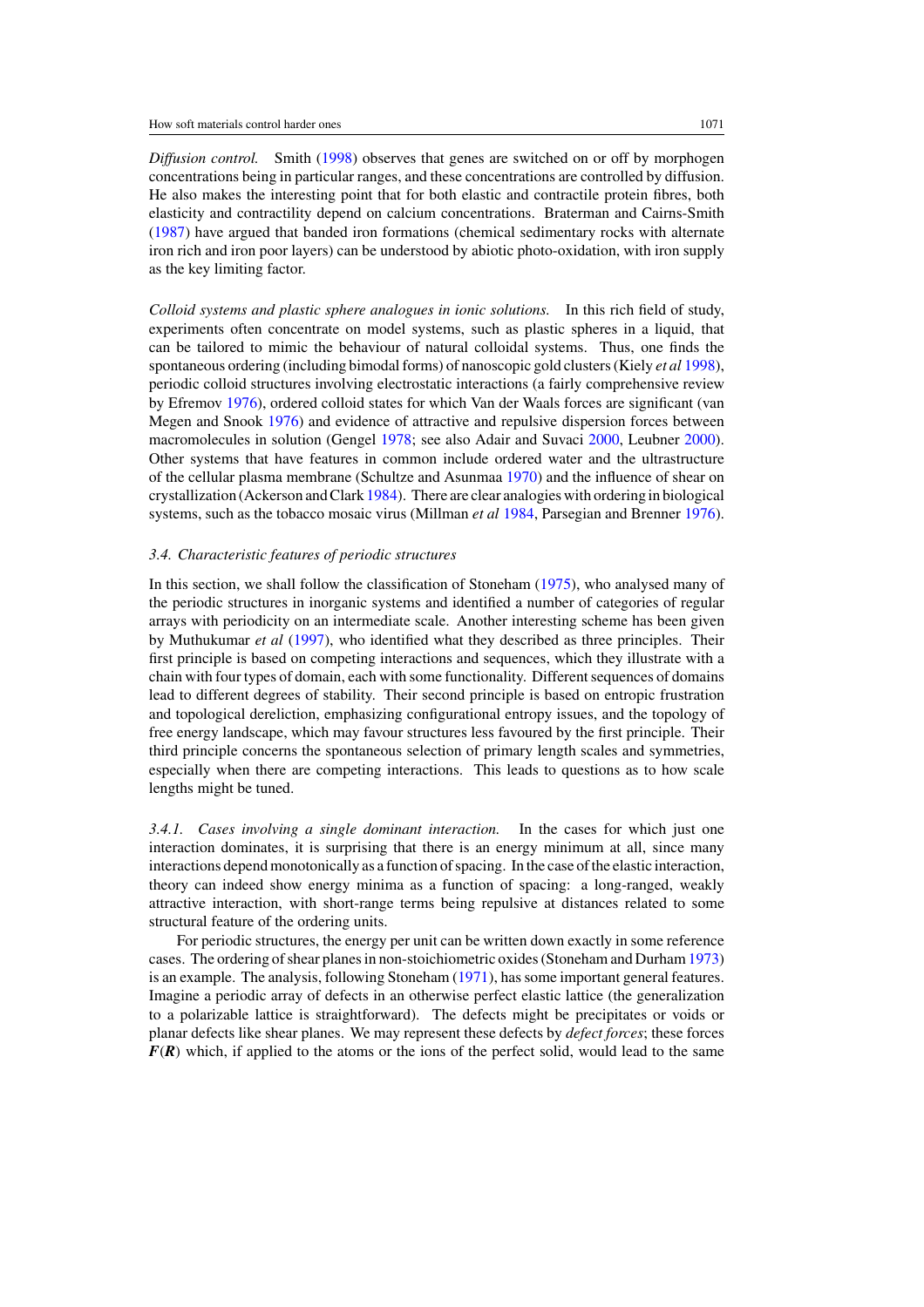*Diffusion control.* Smith (1998) observes that genes are switched on or off by morphogen concentrations being in particular ranges, and these concentrations are controlled by diffusion. He also makes the interesting point that for both elastic and contractile protein fibres, both elasticity and contractility depend on calcium concentrations. Braterman and Cairns-Smith (1987) have argued that banded iron formations (chemical sedimentary rocks with alternate iron rich and iron poor layers) can be understood by abiotic photo-oxidation, with iron supply as the key limiting factor.

*Colloid systems and plastic sphere analogues in ionic solutions.* In this rich field of study, experiments often concentrate on model systems, such as plastic spheres in a liquid, that can be tailored to mimic the behaviour of natural colloidal systems. Thus, one finds the spontaneous ordering (including bimodal forms) of nanoscopic gold clusters (Kiely *et al* 1998), periodic colloid structures involving electrostatic interactions (a fairly comprehensive review by Efremov 1976), ordered colloid states for which Van der Waals forces are significant (van Megen and Snook 1976) and evidence of attractive and repulsive dispersion forces between macromolecules in solution (Gengel 1978; see also Adair and Suvaci 2000, Leubner 2000). Other systems that have features in common include ordered water and the ultrastructure of the cellular plasma membrane (Schultze and Asunmaa 1970) and the influence of shear on crystallization (Ackerson and Clark 1984). There are clear analogies with ordering in biological systems, such as the tobacco mosaic virus (Millman *et al* 1984, Parsegian and Brenner 1976).

### *3.4. Characteristic features of periodic structures*

In this section, we shall follow the classification of Stoneham (1975), who analysed many of the periodic structures in inorganic systems and identified a number of categories of regular arrays with periodicity on an intermediate scale. Another interesting scheme has been given by Muthukumar *et al* (1997), who identified what they described as three principles. Their first principle is based on competing interactions and sequences, which they illustrate with a chain with four types of domain, each with some functionality. Different sequences of domains lead to different degrees of stability. Their second principle is based on entropic frustration and topological dereliction, emphasizing configurational entropy issues, and the topology of free energy landscape, which may favour structures less favoured by the first principle. Their third principle concerns the spontaneous selection of primary length scales and symmetries, especially when there are competing interactions. This leads to questions as to how scale lengths might be tuned.

*3.4.1. Cases involving a single dominant interaction.* In the cases for which just one interaction dominates, it is surprising that there is an energy minimum at all, since many interactions depend monotonically as a function of spacing. In the case of the elastic interaction, theory can indeed show energy minima as a function of spacing: a long-ranged, weakly attractive interaction, with short-range terms being repulsive at distances related to some structural feature of the ordering units.

For periodic structures, the energy per unit can be written down exactly in some reference cases. The ordering of shear planes in non-stoichiometric oxides (Stoneham and Durham 1973) is an example. The analysis, following Stoneham (1971), has some important general features. Imagine a periodic array of defects in an otherwise perfect elastic lattice (the generalization to a polarizable lattice is straightforward). The defects might be precipitates or voids or planar defects like shear planes. We may represent these defects by *defect forces*; these forces $\boldsymbol{F}(\boldsymbol{R})$ which, if applied to the atoms or the ions of the perfect solid, would lead to the same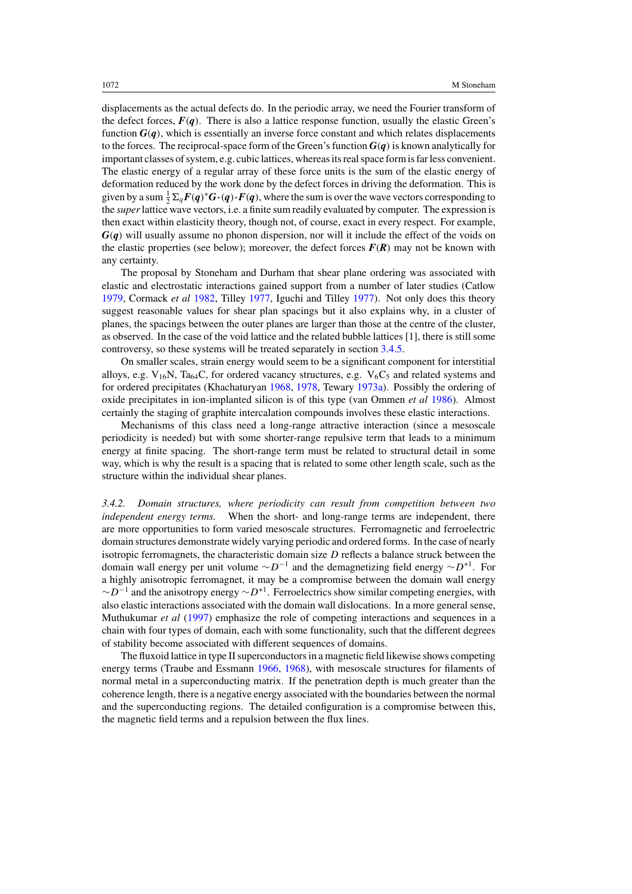displacements as the actual defects do. In the periodic array, we need the Fourier transform of the defect forces, $\boldsymbol{F}(\boldsymbol{q})$. There is also a lattice response function, usually the elastic Green's function $\boldsymbol{G}(\boldsymbol{q})$, which is essentially an inverse force constant and which relates displacements to the forces. The reciprocal-space form of the Green's function $\boldsymbol{G}(\boldsymbol{q})$ is known analytically for important classes of system, e.g. cubic lattices, whereas its real space form is far less convenient. The elastic energy of a regular array of these force units is the sum of the elastic energy of deformation reduced by the work done by the defect forces in driving the deformation. This is given by a sum $\frac{1}{2}\Sigma_q \boldsymbol{F}(\boldsymbol{q})^* \boldsymbol{G}\cdot(\boldsymbol{q})\cdot \boldsymbol{F}(\boldsymbol{q})$, where the sum is over the wave vectors corresponding to the *super* lattice wave vectors, i.e. a finite sum readily evaluated by computer. The expression is then exact within elasticity theory, though not, of course, exact in every respect. For example, $\boldsymbol{G}(\boldsymbol{q})$ will usually assume no phonon dispersion, nor will it include the effect of the voids on the elastic properties (see below); moreover, the defect forces $\boldsymbol{F}(\boldsymbol{R})$ may not be known with any certainty.

The proposal by Stoneham and Durham that shear plane ordering was associated with elastic and electrostatic interactions gained support from a number of later studies (Catlow 1979, Cormack *et al* 1982, Tilley 1977, Iguchi and Tilley 1977). Not only does this theory suggest reasonable values for shear plan spacings but it also explains why, in a cluster of planes, the spacings between the outer planes are larger than those at the centre of the cluster, as observed. In the case of the void lattice and the related bubble lattices [1], there is still some controversy, so these systems will be treated separately in section 3.4.5.

On smaller scales, strain energy would seem to be a significant component for interstitial alloys, e.g. $V_{16}N$, $Ta_{64}C$, for ordered vacancy structures, e.g. $V_6C_5$ and related systems and for ordered precipitates (Khachaturyan 1968, 1978, Tewary 1973a). Possibly the ordering of oxide precipitates in ion-implanted silicon is of this type (van Ommen *et al* 1986). Almost certainly the staging of graphite intercalation compounds involves these elastic interactions.

Mechanisms of this class need a long-range attractive interaction (since a mesoscale periodicity is needed) but with some shorter-range repulsive term that leads to a minimum energy at finite spacing. The short-range term must be related to structural detail in some way, which is why the result is a spacing that is related to some other length scale, such as the structure within the individual shear planes.

*3.4.2. Domain structures, where periodicity can result from competition between two independent energy terms.* When the short- and long-range terms are independent, there are more opportunities to form varied mesoscale structures. Ferromagnetic and ferroelectric domain structures demonstrate widely varying periodic and ordered forms. In the case of nearly isotropic ferromagnets, the characteristic domain size $D$ reflects a balance struck between the domain wall energy per unit volume $\sim D^{-1}$ and the demagnetizing field energy $\sim D^{+1}$. For a highly anisotropic ferromagnet, it may be a compromise between the domain wall energy $\sim D^{-1}$ and the anisotropy energy $\sim D^{+1}$. Ferroelectrics show similar competing energies, with also elastic interactions associated with the domain wall dislocations. In a more general sense, Muthukumar *et al* (1997) emphasize the role of competing interactions and sequences in a chain with four types of domain, each with some functionality, such that the different degrees of stability become associated with different sequences of domains.

The fluxoid lattice in type II superconductors in a magnetic field likewise shows competing energy terms (Traube and Essmann 1966, 1968), with mesoscale structures for filaments of normal metal in a superconducting matrix. If the penetration depth is much greater than the coherence length, there is a negative energy associated with the boundaries between the normal and the superconducting regions. The detailed configuration is a compromise between this, the magnetic field terms and a repulsion between the flux lines.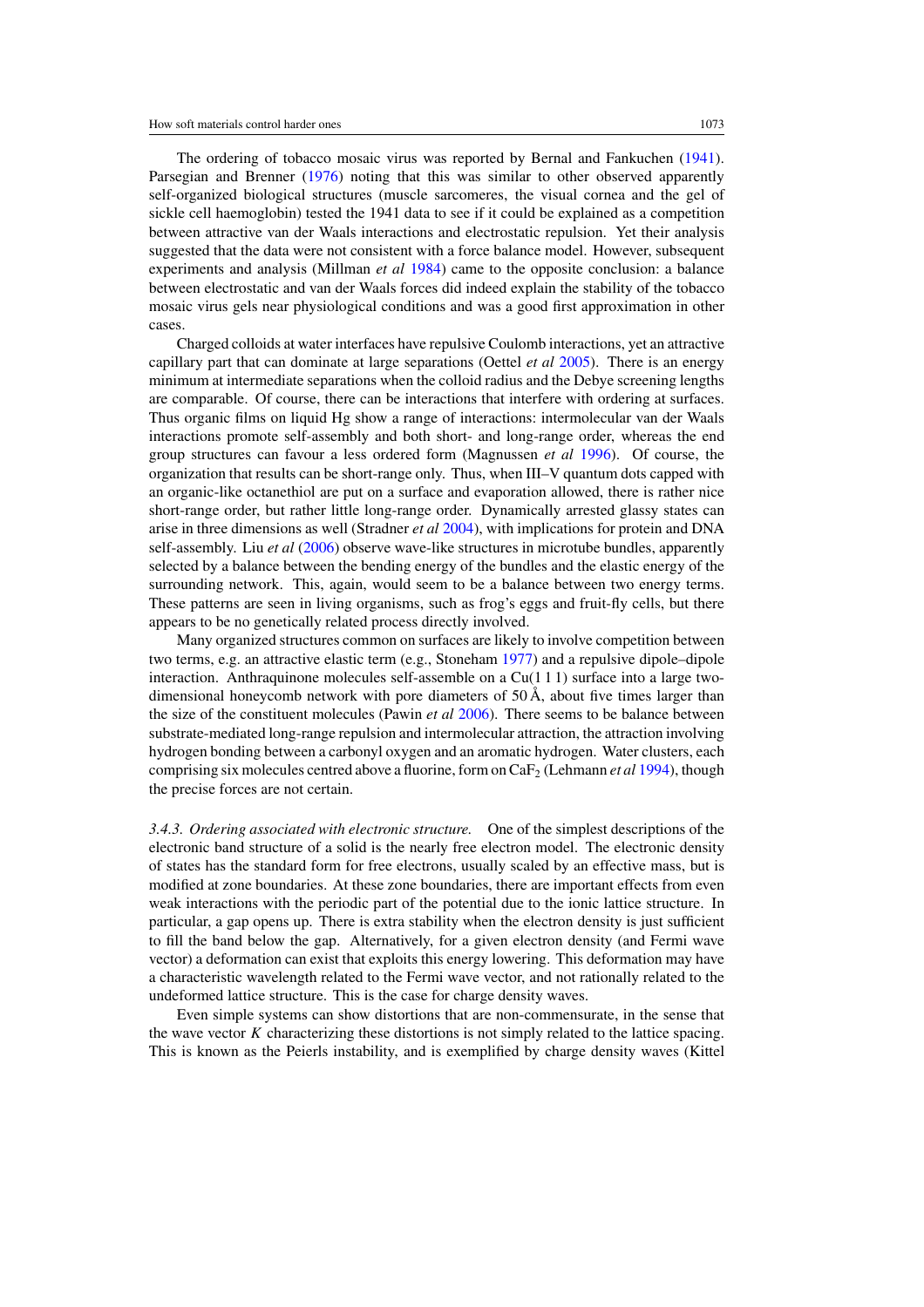The ordering of tobacco mosaic virus was reported by Bernal and Fankuchen (1941). Parsegian and Brenner (1976) noting that this was similar to other observed apparently self-organized biological structures (muscle sarcomeres, the visual cornea and the gel of sickle cell haemoglobin) tested the 1941 data to see if it could be explained as a competition between attractive van der Waals interactions and electrostatic repulsion. Yet their analysis suggested that the data were not consistent with a force balance model. However, subsequent experiments and analysis (Millman *et al* 1984) came to the opposite conclusion: a balance between electrostatic and van der Waals forces did indeed explain the stability of the tobacco mosaic virus gels near physiological conditions and was a good first approximation in other cases.

Charged colloids at water interfaces have repulsive Coulomb interactions, yet an attractive capillary part that can dominate at large separations (Oettel *et al* 2005). There is an energy minimum at intermediate separations when the colloid radius and the Debye screening lengths are comparable. Of course, there can be interactions that interfere with ordering at surfaces. Thus organic films on liquid Hg show a range of interactions: intermolecular van der Waals interactions promote self-assembly and both short- and long-range order, whereas the end group structures can favour a less ordered form (Magnussen *et al* 1996). Of course, the organization that results can be short-range only. Thus, when III–V quantum dots capped with an organic-like octanethiol are put on a surface and evaporation allowed, there is rather nice short-range order, but rather little long-range order. Dynamically arrested glassy states can arise in three dimensions as well (Stradner *et al* 2004), with implications for protein and DNA self-assembly. Liu *et al* (2006) observe wave-like structures in microtube bundles, apparently selected by a balance between the bending energy of the bundles and the elastic energy of the surrounding network. This, again, would seem to be a balance between two energy terms. These patterns are seen in living organisms, such as frog's eggs and fruit-fly cells, but there appears to be no genetically related process directly involved.

Many organized structures common on surfaces are likely to involve competition between two terms, e.g. an attractive elastic term (e.g., Stoneham 1977) and a repulsive dipole–dipole interaction. Anthraquinone molecules self-assemble on a Cu(1 1 1) surface into a large two-dimensional honeycomb network with pore diameters of 50 Å, about five times larger than the size of the constituent molecules (Pawin *et al* 2006). There seems to be balance between substrate-mediated long-range repulsion and intermolecular attraction, the attraction involving hydrogen bonding between a carbonyl oxygen and an aromatic hydrogen. Water clusters, each comprising six molecules centred above a fluorine, form on $CaF_2$ (Lehmann *et al* 1994), though the precise forces are not certain.

*3.4.3. Ordering associated with electronic structure.* One of the simplest descriptions of the electronic band structure of a solid is the nearly free electron model. The electronic density of states has the standard form for free electrons, usually scaled by an effective mass, but is modified at zone boundaries. At these zone boundaries, there are important effects from even weak interactions with the periodic part of the potential due to the ionic lattice structure. In particular, a gap opens up. There is extra stability when the electron density is just sufficient to fill the band below the gap. Alternatively, for a given electron density (and Fermi wave vector) a deformation can exist that exploits this energy lowering. This deformation may have a characteristic wavelength related to the Fermi wave vector, and not rationally related to the undeformed lattice structure. This is the case for charge density waves.

Even simple systems can show distortions that are non-commensurate, in the sense that the wave vector $K$ characterizing these distortions is not simply related to the lattice spacing. This is known as the Peierls instability, and is exemplified by charge density waves (Kittel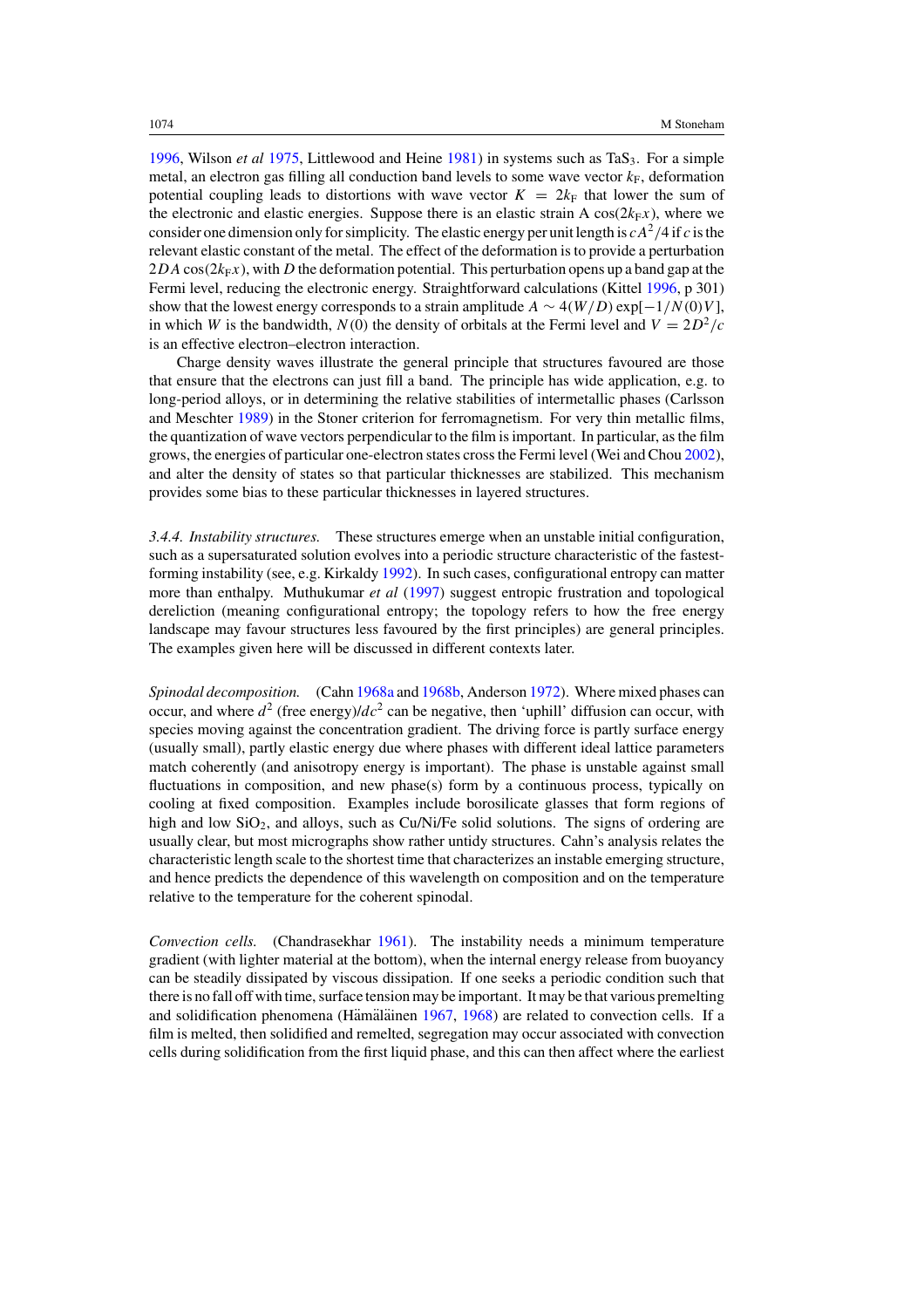1996, Wilson *et al* 1975, Littlewood and Heine 1981) in systems such as $TaS_3$. For a simple metal, an electron gas filling all conduction band levels to some wave vector $k_F$, deformation potential coupling leads to distortions with wave vector $K = 2k_F$ that lower the sum of the electronic and elastic energies. Suppose there is an elastic strain A $\cos(2k_F x)$, where we consider one dimension only for simplicity. The elastic energy per unit length is $cA^2/4$ if $c$ is the relevant elastic constant of the metal. The effect of the deformation is to provide a perturbation $2DA\cos(2k_F x)$, with $D$ the deformation potential. This perturbation opens up a band gap at the Fermi level, reducing the electronic energy. Straightforward calculations (Kittel 1996, p 301) show that the lowest energy corresponds to a strain amplitude $A \sim 4(W/D)\exp[-1/N(0)V]$, in which $W$ is the bandwidth, $N(0)$ the density of orbitals at the Fermi level and $V = 2D^2/c$ is an effective electron–electron interaction.

Charge density waves illustrate the general principle that structures favoured are those that ensure that the electrons can just fill a band. The principle has wide application, e.g. to long-period alloys, or in determining the relative stabilities of intermetallic phases (Carlsson and Meschter 1989) in the Stoner criterion for ferromagnetism. For very thin metallic films, the quantization of wave vectors perpendicular to the film is important. In particular, as the film grows, the energies of particular one-electron states cross the Fermi level (Wei and Chou 2002), and alter the density of states so that particular thicknesses are stabilized. This mechanism provides some bias to these particular thicknesses in layered structures.

*3.4.4. Instability structures.* These structures emerge when an unstable initial configuration, such as a supersaturated solution evolves into a periodic structure characteristic of the fastest-forming instability (see, e.g. Kirkaldy 1992). In such cases, configurational entropy can matter more than enthalpy. Muthukumar *et al* (1997) suggest entropic frustration and topological dereliction (meaning configurational entropy; the topology refers to how the free energy landscape may favour structures less favoured by the first principles) are general principles. The examples given here will be discussed in different contexts later.

*Spinodal decomposition.* (Cahn 1968a and 1968b, Anderson 1972). Where mixed phases can occur, and where $d^2$ (free energy)/$dc^2$ can be negative, then 'uphill' diffusion can occur, with species moving against the concentration gradient. The driving force is partly surface energy (usually small), partly elastic energy due where phases with different ideal lattice parameters match coherently (and anisotropy energy is important). The phase is unstable against small fluctuations in composition, and new phase(s) form by a continuous process, typically on cooling at fixed composition. Examples include borosilicate glasses that form regions of high and low $SiO_2$, and alloys, such as Cu/Ni/Fe solid solutions. The signs of ordering are usually clear, but most micrographs show rather untidy structures. Cahn's analysis relates the characteristic length scale to the shortest time that characterizes an instable emerging structure, and hence predicts the dependence of this wavelength on composition and on the temperature relative to the temperature for the coherent spinodal.

*Convection cells.* (Chandrasekhar 1961). The instability needs a minimum temperature gradient (with lighter material at the bottom), when the internal energy release from buoyancy can be steadily dissipated by viscous dissipation. If one seeks a periodic condition such that there is no fall off with time, surface tension may be important. It may be that various premelting and solidification phenomena (Hämäläinen 1967, 1968) are related to convection cells. If a film is melted, then solidified and remelted, segregation may occur associated with convection cells during solidification from the first liquid phase, and this can then affect where the earliest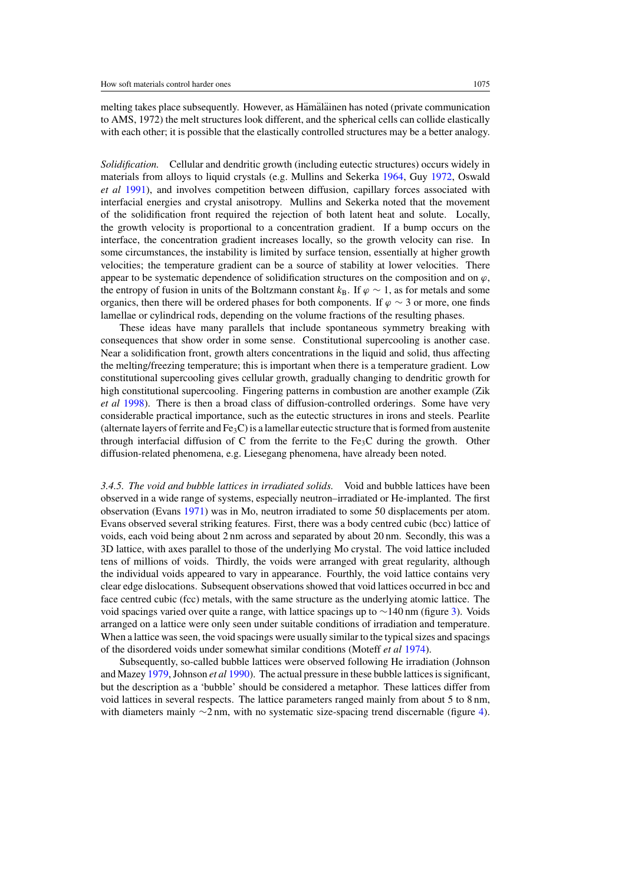melting takes place subsequently. However, as Hämäläinen has noted (private communication to AMS, 1972) the melt structures look different, and the spherical cells can collide elastically with each other; it is possible that the elastically controlled structures may be a better analogy.

*Solidification.* Cellular and dendritic growth (including eutectic structures) occurs widely in materials from alloys to liquid crystals (e.g. Mullins and Sekerka 1964, Guy 1972, Oswald *et al* 1991), and involves competition between diffusion, capillary forces associated with interfacial energies and crystal anisotropy. Mullins and Sekerka noted that the movement of the solidification front required the rejection of both latent heat and solute. Locally, the growth velocity is proportional to a concentration gradient. If a bump occurs on the interface, the concentration gradient increases locally, so the growth velocity can rise. In some circumstances, the instability is limited by surface tension, essentially at higher growth velocities; the temperature gradient can be a source of stability at lower velocities. There appear to be systematic dependence of solidification structures on the composition and on $\varphi$, the entropy of fusion in units of the Boltzmann constant $k_B$. If $\varphi \sim 1$, as for metals and some organics, then there will be ordered phases for both components. If $\varphi \sim 3$ or more, one finds lamellae or cylindrical rods, depending on the volume fractions of the resulting phases.

These ideas have many parallels that include spontaneous symmetry breaking with consequences that show order in some sense. Constitutional supercooling is another case. Near a solidification front, growth alters concentrations in the liquid and solid, thus affecting the melting/freezing temperature; this is important when there is a temperature gradient. Low constitutional supercooling gives cellular growth, gradually changing to dendritic growth for high constitutional supercooling. Fingering patterns in combustion are another example (Zik *et al* 1998). There is then a broad class of diffusion-controlled orderings. Some have very considerable practical importance, such as the eutectic structures in irons and steels. Pearlite (alternate layers of ferrite and $Fe_3C$) is a lamellar eutectic structure that is formed from austenite through interfacial diffusion of C from the ferrite to the $Fe_3C$ during the growth. Other diffusion-related phenomena, e.g. Liesegang phenomena, have already been noted.

*3.4.5. The void and bubble lattices in irradiated solids.* Void and bubble lattices have been observed in a wide range of systems, especially neutron–irradiated or He-implanted. The first observation (Evans 1971) was in Mo, neutron irradiated to some 50 displacements per atom. Evans observed several striking features. First, there was a body centred cubic (bcc) lattice of voids, each void being about 2 nm across and separated by about 20 nm. Secondly, this was a 3D lattice, with axes parallel to those of the underlying Mo crystal. The void lattice included tens of millions of voids. Thirdly, the voids were arranged with great regularity, although the individual voids appeared to vary in appearance. Fourthly, the void lattice contains very clear edge dislocations. Subsequent observations showed that void lattices occurred in bcc and face centred cubic (fcc) metals, with the same structure as the underlying atomic lattice. The void spacings varied over quite a range, with lattice spacings up to ∼140 nm (figure 3). Voids arranged on a lattice were only seen under suitable conditions of irradiation and temperature. When a lattice was seen, the void spacings were usually similar to the typical sizes and spacings of the disordered voids under somewhat similar conditions (Moteff *et al* 1974).

Subsequently, so-called bubble lattices were observed following He irradiation (Johnson and Mazey 1979, Johnson *et al* 1990). The actual pressure in these bubble lattices is significant, but the description as a 'bubble' should be considered a metaphor. These lattices differ from void lattices in several respects. The lattice parameters ranged mainly from about 5 to 8 nm, with diameters mainly ∼2 nm, with no systematic size-spacing trend discernable (figure 4).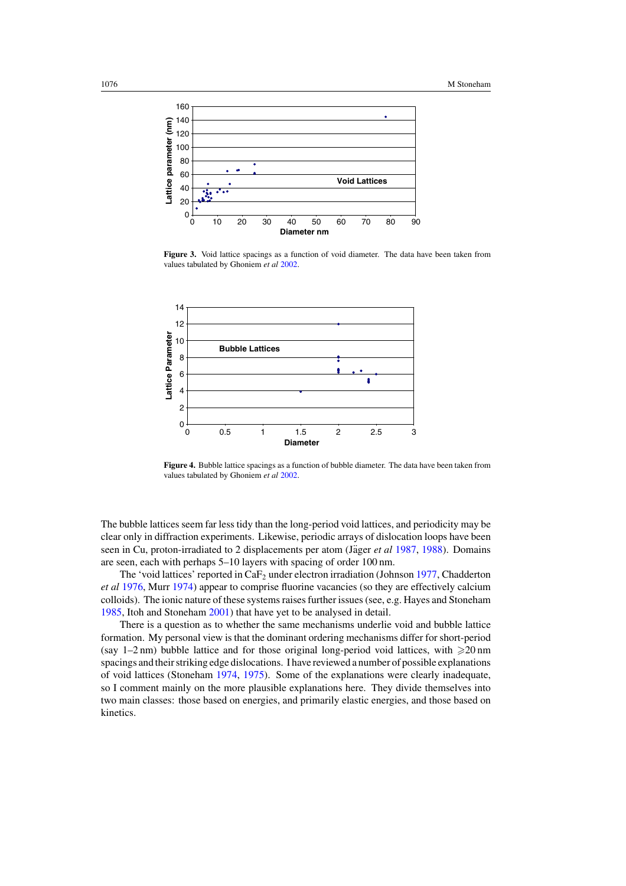**Figure 3.** Void lattice spacings as a function of void diameter. The data have been taken from values tabulated by Ghoniem *et al* 2002.

**Figure 4.** Bubble lattice spacings as a function of bubble diameter. The data have been taken from values tabulated by Ghoniem *et al* 2002.

The bubble lattices seem far less tidy than the long-period void lattices, and periodicity may be clear only in diffraction experiments. Likewise, periodic arrays of dislocation loops have been seen in Cu, proton-irradiated to 2 displacements per atom (Jäger *et al* 1987, 1988). Domains are seen, each with perhaps 5–10 layers with spacing of order 100 nm.

The 'void lattices' reported in $CaF_2$ under electron irradiation (Johnson 1977, Chadderton *et al* 1976, Murr 1974) appear to comprise fluorine vacancies (so they are effectively calcium colloids). The ionic nature of these systems raises further issues (see, e.g. Hayes and Stoneham 1985, Itoh and Stoneham 2001) that have yet to be analysed in detail.

There is a question as to whether the same mechanisms underlie void and bubble lattice formation. My personal view is that the dominant ordering mechanisms differ for short-period (say 1–2 nm) bubble lattice and for those original long-period void lattices, with $\geqslant$20 nm spacings and their striking edge dislocations. I have reviewed a number of possible explanations of void lattices (Stoneham 1974, 1975). Some of the explanations were clearly inadequate, so I comment mainly on the more plausible explanations here. They divide themselves into two main classes: those based on energies, and primarily elastic energies, and those based on kinetics.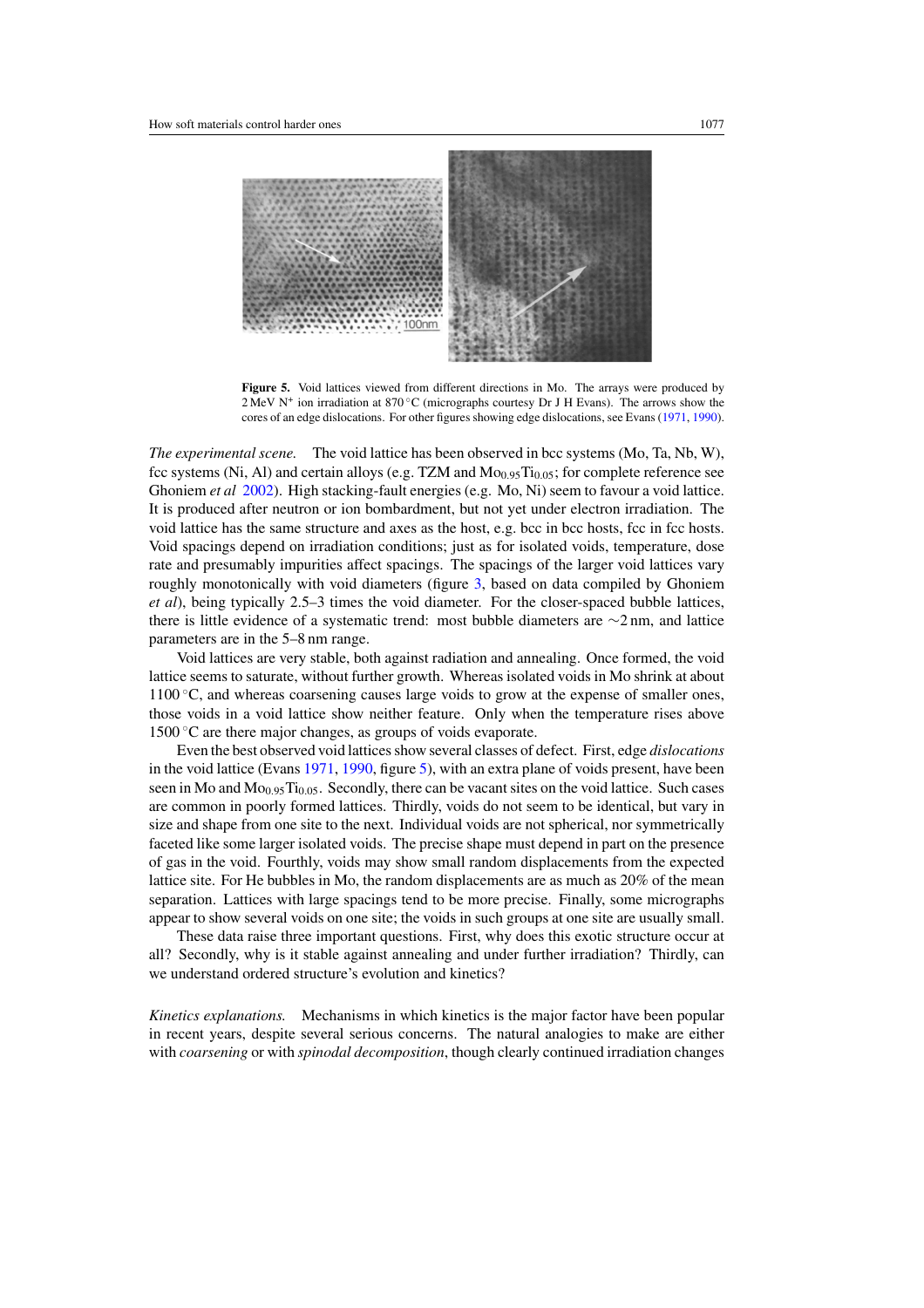**Figure 5.** Void lattices viewed from different directions in Mo. The arrays were produced by 2 MeV $N^+$ ion irradiation at 870 °C (micrographs courtesy Dr J H Evans). The arrows show the cores of an edge dislocations. For other figures showing edge dislocations, see Evans (1971, 1990).

*The experimental scene.* The void lattice has been observed in bcc systems (Mo, Ta, Nb, W), fcc systems (Ni, Al) and certain alloys (e.g. TZM and $Mo_{0.95}Ti_{0.05}$; for complete reference see Ghoniem *et al* 2002). High stacking-fault energies (e.g. Mo, Ni) seem to favour a void lattice. It is produced after neutron or ion bombardment, but not yet under electron irradiation. The void lattice has the same structure and axes as the host, e.g. bcc in bcc hosts, fcc in fcc hosts. Void spacings depend on irradiation conditions; just as for isolated voids, temperature, dose rate and presumably impurities affect spacings. The spacings of the larger void lattices vary roughly monotonically with void diameters (figure 3, based on data compiled by Ghoniem *et al*), being typically 2.5–3 times the void diameter. For the closer-spaced bubble lattices, there is little evidence of a systematic trend: most bubble diameters are ∼2 nm, and lattice parameters are in the 5–8 nm range.

Void lattices are very stable, both against radiation and annealing. Once formed, the void lattice seems to saturate, without further growth. Whereas isolated voids in Mo shrink at about 1100 °C, and whereas coarsening causes large voids to grow at the expense of smaller ones, those voids in a void lattice show neither feature. Only when the temperature rises above 1500 °C are there major changes, as groups of voids evaporate.

Even the best observed void lattices show several classes of defect. First, edge *dislocations* in the void lattice (Evans 1971, 1990, figure 5), with an extra plane of voids present, have been seen in Mo and $Mo_{0.95}Ti_{0.05}$. Secondly, there can be vacant sites on the void lattice. Such cases are common in poorly formed lattices. Thirdly, voids do not seem to be identical, but vary in size and shape from one site to the next. Individual voids are not spherical, nor symmetrically faceted like some larger isolated voids. The precise shape must depend in part on the presence of gas in the void. Fourthly, voids may show small random displacements from the expected lattice site. For He bubbles in Mo, the random displacements are as much as 20% of the mean separation. Lattices with large spacings tend to be more precise. Finally, some micrographs appear to show several voids on one site; the voids in such groups at one site are usually small.

These data raise three important questions. First, why does this exotic structure occur at all? Secondly, why is it stable against annealing and under further irradiation? Thirdly, can we understand ordered structure's evolution and kinetics?

*Kinetics explanations.* Mechanisms in which kinetics is the major factor have been popular in recent years, despite several serious concerns. The natural analogies to make are either with *coarsening* or with *spinodal decomposition*, though clearly continued irradiation changes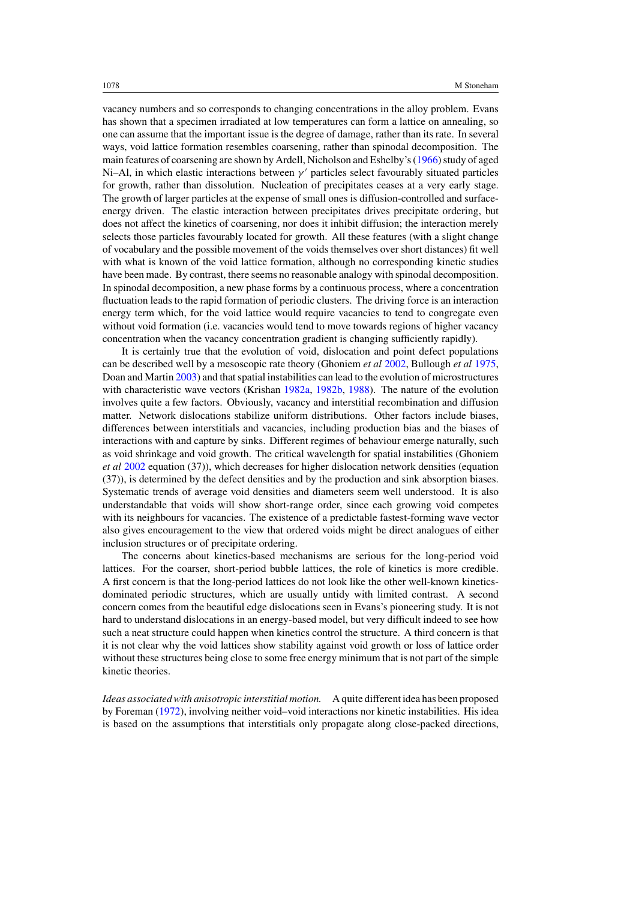vacancy numbers and so corresponds to changing concentrations in the alloy problem. Evans has shown that a specimen irradiated at low temperatures can form a lattice on annealing, so one can assume that the important issue is the degree of damage, rather than its rate. In several ways, void lattice formation resembles coarsening, rather than spinodal decomposition. The main features of coarsening are shown by Ardell, Nicholson and Eshelby's (1966) study of aged Ni–Al, in which elastic interactions between $\gamma'$ particles select favourably situated particles for growth, rather than dissolution. Nucleation of precipitates ceases at a very early stage. The growth of larger particles at the expense of small ones is diffusion-controlled and surface-energy driven. The elastic interaction between precipitates drives precipitate ordering, but does not affect the kinetics of coarsening, nor does it inhibit diffusion; the interaction merely selects those particles favourably located for growth. All these features (with a slight change of vocabulary and the possible movement of the voids themselves over short distances) fit well with what is known of the void lattice formation, although no corresponding kinetic studies have been made. By contrast, there seems no reasonable analogy with spinodal decomposition. In spinodal decomposition, a new phase forms by a continuous process, where a concentration fluctuation leads to the rapid formation of periodic clusters. The driving force is an interaction energy term which, for the void lattice would require vacancies to tend to congregate even without void formation (i.e. vacancies would tend to move towards regions of higher vacancy concentration when the vacancy concentration gradient is changing sufficiently rapidly).

It is certainly true that the evolution of void, dislocation and point defect populations can be described well by a mesoscopic rate theory (Ghoniem *et al* 2002, Bullough *et al* 1975, Doan and Martin 2003) and that spatial instabilities can lead to the evolution of microstructures with characteristic wave vectors (Krishan 1982a, 1982b, 1988). The nature of the evolution involves quite a few factors. Obviously, vacancy and interstitial recombination and diffusion matter. Network dislocations stabilize uniform distributions. Other factors include biases, differences between interstitials and vacancies, including production bias and the biases of interactions with and capture by sinks. Different regimes of behaviour emerge naturally, such as void shrinkage and void growth. The critical wavelength for spatial instabilities (Ghoniem *et al* 2002 equation (37)), which decreases for higher dislocation network densities (equation (37)), is determined by the defect densities and by the production and sink absorption biases. Systematic trends of average void densities and diameters seem well understood. It is also understandable that voids will show short-range order, since each growing void competes with its neighbours for vacancies. The existence of a predictable fastest-forming wave vector also gives encouragement to the view that ordered voids might be direct analogues of either inclusion structures or of precipitate ordering.

The concerns about kinetics-based mechanisms are serious for the long-period void lattices. For the coarser, short-period bubble lattices, the role of kinetics is more credible. A first concern is that the long-period lattices do not look like the other well-known kinetics-dominated periodic structures, which are usually untidy with limited contrast. A second concern comes from the beautiful edge dislocations seen in Evans's pioneering study. It is not hard to understand dislocations in an energy-based model, but very difficult indeed to see how such a neat structure could happen when kinetics control the structure. A third concern is that it is not clear why the void lattices show stability against void growth or loss of lattice order without these structures being close to some free energy minimum that is not part of the simple kinetic theories.

*Ideas associated with anisotropic interstitial motion.* A quite different idea has been proposed by Foreman (1972), involving neither void–void interactions nor kinetic instabilities. His idea is based on the assumptions that interstitials only propagate along close-packed directions,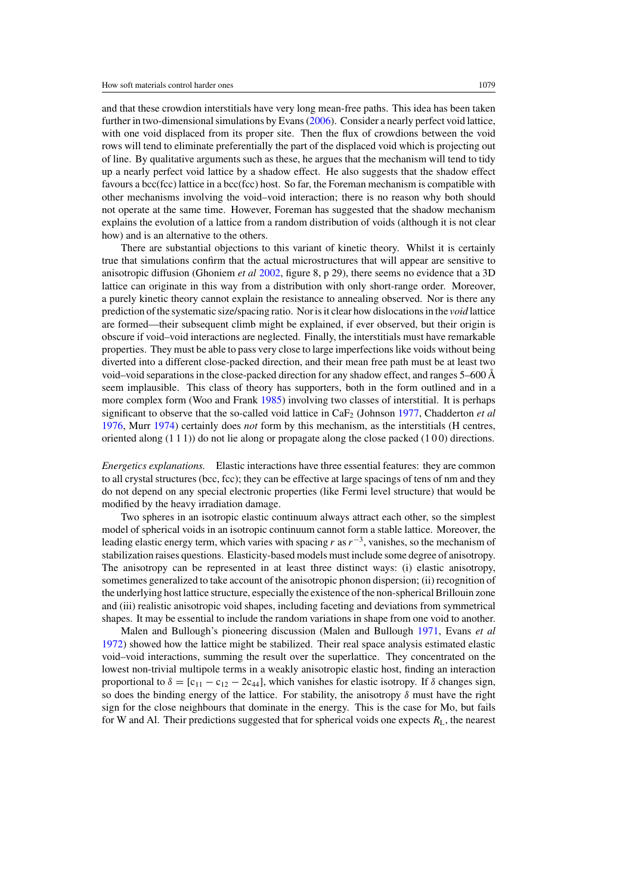and that these crowdion interstitials have very long mean-free paths. This idea has been taken further in two-dimensional simulations by Evans (2006). Consider a nearly perfect void lattice, with one void displaced from its proper site. Then the flux of crowdions between the void rows will tend to eliminate preferentially the part of the displaced void which is projecting out of line. By qualitative arguments such as these, he argues that the mechanism will tend to tidy up a nearly perfect void lattice by a shadow effect. He also suggests that the shadow effect favours a bcc(fcc) lattice in a bcc(fcc) host. So far, the Foreman mechanism is compatible with other mechanisms involving the void–void interaction; there is no reason why both should not operate at the same time. However, Foreman has suggested that the shadow mechanism explains the evolution of a lattice from a random distribution of voids (although it is not clear how) and is an alternative to the others.

There are substantial objections to this variant of kinetic theory. Whilst it is certainly true that simulations confirm that the actual microstructures that will appear are sensitive to anisotropic diffusion (Ghoniem *et al* 2002, figure 8, p 29), there seems no evidence that a 3D lattice can originate in this way from a distribution with only short-range order. Moreover, a purely kinetic theory cannot explain the resistance to annealing observed. Nor is there any prediction of the systematic size/spacing ratio. Nor is it clear how dislocations in the *void* lattice are formed—their subsequent climb might be explained, if ever observed, but their origin is obscure if void–void interactions are neglected. Finally, the interstitials must have remarkable properties. They must be able to pass very close to large imperfections like voids without being diverted into a different close-packed direction, and their mean free path must be at least two void–void separations in the close-packed direction for any shadow effect, and ranges 5–600 Å seem implausible. This class of theory has supporters, both in the form outlined and in a more complex form (Woo and Frank 1985) involving two classes of interstitial. It is perhaps significant to observe that the so-called void lattice in $CaF_2$ (Johnson 1977, Chadderton *et al* 1976, Murr 1974) certainly does *not* form by this mechanism, as the interstitials (H centres, oriented along (1 1 1)) do not lie along or propagate along the close packed (1 0 0) directions.

*Energetics explanations.* Elastic interactions have three essential features: they are common to all crystal structures (bcc, fcc); they can be effective at large spacings of tens of nm and they do not depend on any special electronic properties (like Fermi level structure) that would be modified by the heavy irradiation damage.

Two spheres in an isotropic elastic continuum always attract each other, so the simplest model of spherical voids in an isotropic continuum cannot form a stable lattice. Moreover, the leading elastic energy term, which varies with spacing $r$ as $r^{-3}$, vanishes, so the mechanism of stabilization raises questions. Elasticity-based models must include some degree of anisotropy. The anisotropy can be represented in at least three distinct ways: (i) elastic anisotropy, sometimes generalized to take account of the anisotropic phonon dispersion; (ii) recognition of the underlying host lattice structure, especially the existence of the non-spherical Brillouin zone and (iii) realistic anisotropic void shapes, including faceting and deviations from symmetrical shapes. It may be essential to include the random variations in shape from one void to another.

Malen and Bullough's pioneering discussion (Malen and Bullough 1971, Evans *et al* 1972) showed how the lattice might be stabilized. Their real space analysis estimated elastic void–void interactions, summing the result over the superlattice. They concentrated on the lowest non-trivial multipole terms in a weakly anisotropic elastic host, finding an interaction proportional to $\delta = [c_{11} - c_{12} - 2c_{44}]$, which vanishes for elastic isotropy. If $\delta$ changes sign, so does the binding energy of the lattice. For stability, the anisotropy $\delta$ must have the right sign for the close neighbours that dominate in the energy. This is the case for Mo, but fails for W and Al. Their predictions suggested that for spherical voids one expects $R_L$, the nearest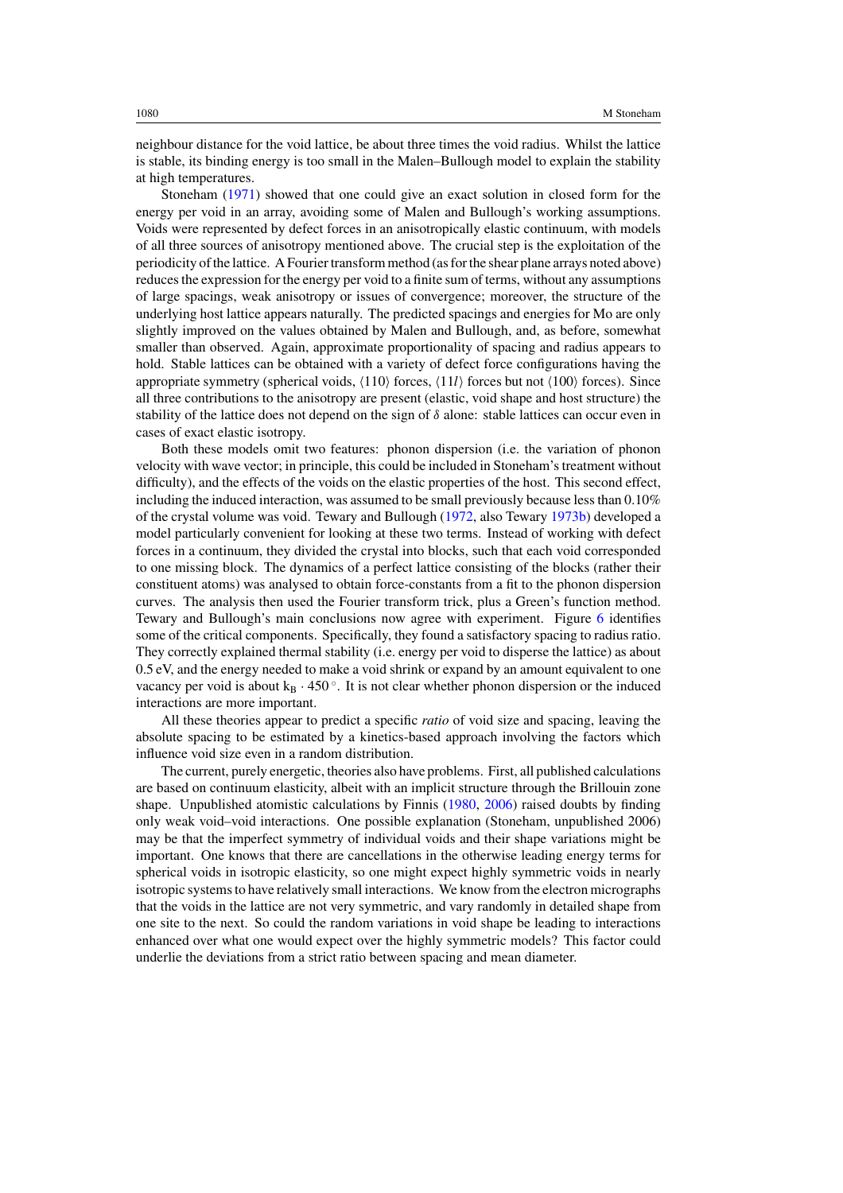neighbour distance for the void lattice, be about three times the void radius. Whilst the lattice is stable, its binding energy is too small in the Malen–Bullough model to explain the stability at high temperatures.

Stoneham (1971) showed that one could give an exact solution in closed form for the energy per void in an array, avoiding some of Malen and Bullough's working assumptions. Voids were represented by defect forces in an anisotropically elastic continuum, with models of all three sources of anisotropy mentioned above. The crucial step is the exploitation of the periodicity of the lattice. A Fourier transform method (as for the shear plane arrays noted above) reduces the expression for the energy per void to a finite sum of terms, without any assumptions of large spacings, weak anisotropy or issues of convergence; moreover, the structure of the underlying host lattice appears naturally. The predicted spacings and energies for Mo are only slightly improved on the values obtained by Malen and Bullough, and, as before, somewhat smaller than observed. Again, approximate proportionality of spacing and radius appears to hold. Stable lattices can be obtained with a variety of defect force configurations having the appropriate symmetry (spherical voids, $\langle 110 \rangle$ forces, $\langle 11l \rangle$ forces but not $\langle 100 \rangle$ forces). Since all three contributions to the anisotropy are present (elastic, void shape and host structure) the stability of the lattice does not depend on the sign of $\delta$ alone: stable lattices can occur even in cases of exact elastic isotropy.

Both these models omit two features: phonon dispersion (i.e. the variation of phonon velocity with wave vector; in principle, this could be included in Stoneham's treatment without difficulty), and the effects of the voids on the elastic properties of the host. This second effect, including the induced interaction, was assumed to be small previously because less than 0.10% of the crystal volume was void. Tewary and Bullough (1972, also Tewary 1973b) developed a model particularly convenient for looking at these two terms. Instead of working with defect forces in a continuum, they divided the crystal into blocks, such that each void corresponded to one missing block. The dynamics of a perfect lattice consisting of the blocks (rather their constituent atoms) was analysed to obtain force-constants from a fit to the phonon dispersion curves. The analysis then used the Fourier transform trick, plus a Green's function method. Tewary and Bullough's main conclusions now agree with experiment. Figure 6 identifies some of the critical components. Specifically, they found a satisfactory spacing to radius ratio. They correctly explained thermal stability (i.e. energy per void to disperse the lattice) as about 0.5 eV, and the energy needed to make a void shrink or expand by an amount equivalent to one vacancy per void is about $k_B \cdot 450^\circ$. It is not clear whether phonon dispersion or the induced interactions are more important.

All these theories appear to predict a specific *ratio* of void size and spacing, leaving the absolute spacing to be estimated by a kinetics-based approach involving the factors which influence void size even in a random distribution.

The current, purely energetic, theories also have problems. First, all published calculations are based on continuum elasticity, albeit with an implicit structure through the Brillouin zone shape. Unpublished atomistic calculations by Finnis (1980, 2006) raised doubts by finding only weak void–void interactions. One possible explanation (Stoneham, unpublished 2006) may be that the imperfect symmetry of individual voids and their shape variations might be important. One knows that there are cancellations in the otherwise leading energy terms for spherical voids in isotropic elasticity, so one might expect highly symmetric voids in nearly isotropic systems to have relatively small interactions. We know from the electron micrographs that the voids in the lattice are not very symmetric, and vary randomly in detailed shape from one site to the next. So could the random variations in void shape be leading to interactions enhanced over what one would expect over the highly symmetric models? This factor could underlie the deviations from a strict ratio between spacing and mean diameter.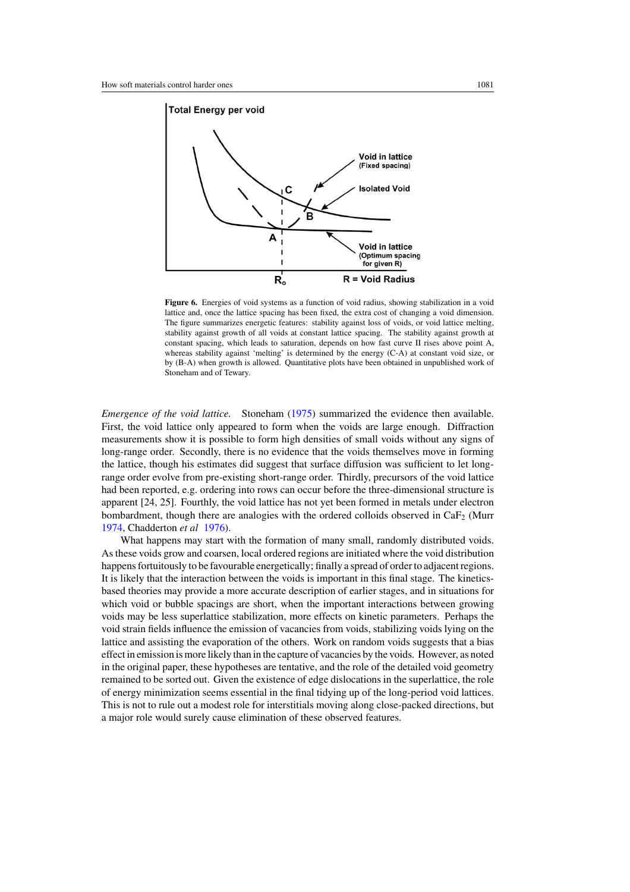Total Energy per void

Void in lattice
(Fixed spacing)

Isolated Void

C

B

A

Void in lattice
(Optimum spacing
for given R)

$R_o$

R = Void Radius

**Figure 6.** Energies of void systems as a function of void radius, showing stabilization in a void lattice and, once the lattice spacing has been fixed, the extra cost of changing a void dimension. The figure summarizes energetic features: stability against loss of voids, or void lattice melting, stability against growth of all voids at constant lattice spacing. The stability against growth at constant spacing, which leads to saturation, depends on how fast curve II rises above point A, whereas stability against 'melting' is determined by the energy (C-A) at constant void size, or by (B-A) when growth is allowed. Quantitative plots have been obtained in unpublished work of Stoneham and of Tewary.

*Emergence of the void lattice.* Stoneham (1975) summarized the evidence then available. First, the void lattice only appeared to form when the voids are large enough. Diffraction measurements show it is possible to form high densities of small voids without any signs of long-range order. Secondly, there is no evidence that the voids themselves move in forming the lattice, though his estimates did suggest that surface diffusion was sufficient to let long-range order evolve from pre-existing short-range order. Thirdly, precursors of the void lattice had been reported, e.g. ordering into rows can occur before the three-dimensional structure is apparent [24, 25]. Fourthly, the void lattice has not yet been formed in metals under electron bombardment, though there are analogies with the ordered colloids observed in $CaF_2$ (Murr 1974, Chadderton *et al* 1976).

What happens may start with the formation of many small, randomly distributed voids. As these voids grow and coarsen, local ordered regions are initiated where the void distribution happens fortuitously to be favourable energetically; finally a spread of order to adjacent regions. It is likely that the interaction between the voids is important in this final stage. The kinetics-based theories may provide a more accurate description of earlier stages, and in situations for which void or bubble spacings are short, when the important interactions between growing voids may be less superlattice stabilization, more effects on kinetic parameters. Perhaps the void strain fields influence the emission of vacancies from voids, stabilizing voids lying on the lattice and assisting the evaporation of the others. Work on random voids suggests that a bias effect in emission is more likely than in the capture of vacancies by the voids. However, as noted in the original paper, these hypotheses are tentative, and the role of the detailed void geometry remained to be sorted out. Given the existence of edge dislocations in the superlattice, the role of energy minimization seems essential in the final tidying up of the long-period void lattices. This is not to rule out a modest role for interstitials moving along close-packed directions, but a major role would surely cause elimination of these observed features.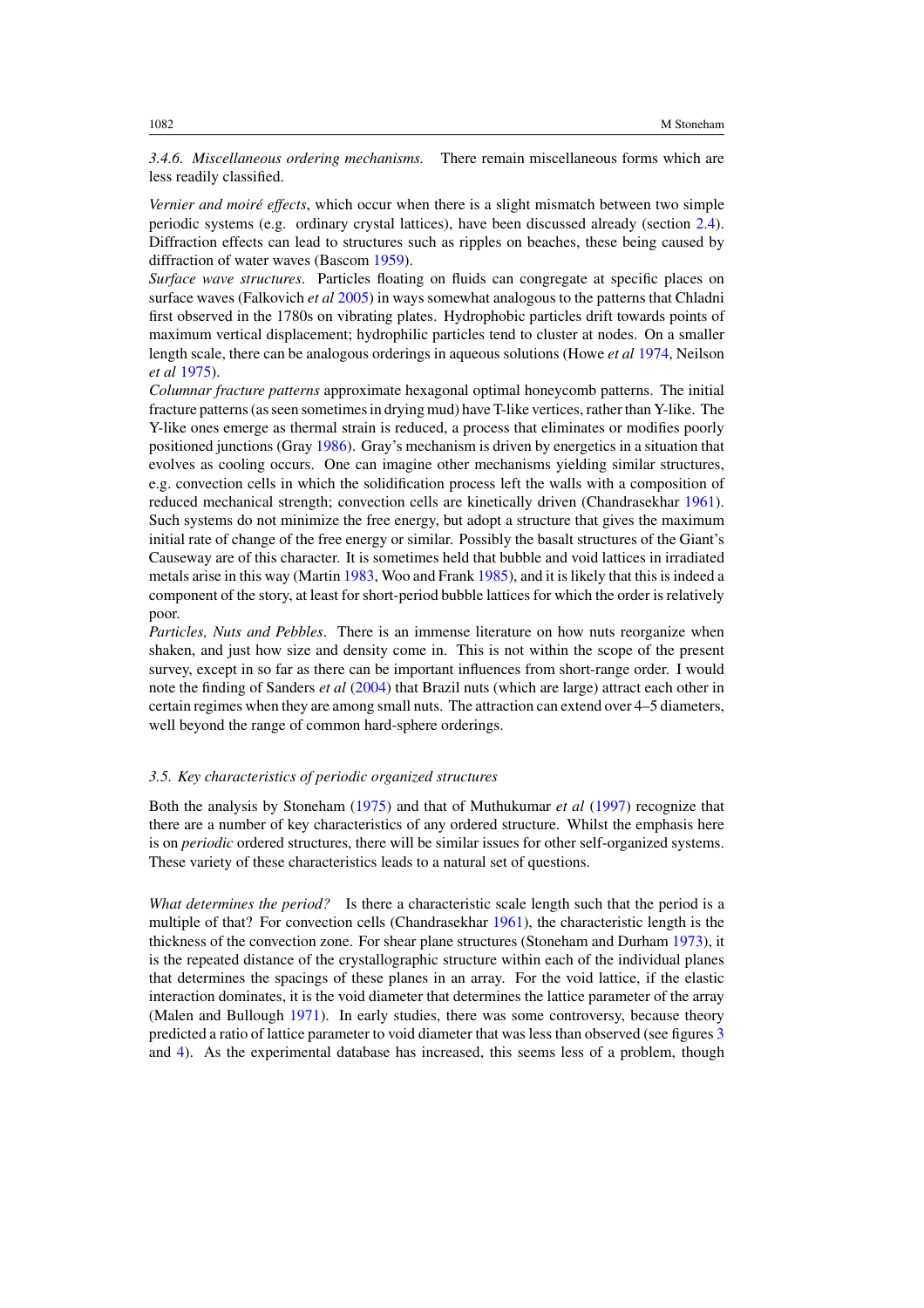*3.4.6. Miscellaneous ordering mechanisms.* There remain miscellaneous forms which are less readily classified.

*Vernier and moiré effects*, which occur when there is a slight mismatch between two simple periodic systems (e.g. ordinary crystal lattices), have been discussed already (section 2.4). Diffraction effects can lead to structures such as ripples on beaches, these being caused by diffraction of water waves (Bascom 1959).

*Surface wave structures*. Particles floating on fluids can congregate at specific places on surface waves (Falkovich *et al* 2005) in ways somewhat analogous to the patterns that Chladni first observed in the 1780s on vibrating plates. Hydrophobic particles drift towards points of maximum vertical displacement; hydrophilic particles tend to cluster at nodes. On a smaller length scale, there can be analogous orderings in aqueous solutions (Howe *et al* 1974, Neilson *et al* 1975).

*Columnar fracture patterns* approximate hexagonal optimal honeycomb patterns. The initial fracture patterns (as seen sometimes in drying mud) have T-like vertices, rather than Y-like. The Y-like ones emerge as thermal strain is reduced, a process that eliminates or modifies poorly positioned junctions (Gray 1986). Gray's mechanism is driven by energetics in a situation that evolves as cooling occurs. One can imagine other mechanisms yielding similar structures, e.g. convection cells in which the solidification process left the walls with a composition of reduced mechanical strength; convection cells are kinetically driven (Chandrasekhar 1961). Such systems do not minimize the free energy, but adopt a structure that gives the maximum initial rate of change of the free energy or similar. Possibly the basalt structures of the Giant's Causeway are of this character. It is sometimes held that bubble and void lattices in irradiated metals arise in this way (Martin 1983, Woo and Frank 1985), and it is likely that this is indeed a component of the story, at least for short-period bubble lattices for which the order is relatively poor.

*Particles, Nuts and Pebbles*. There is an immense literature on how nuts reorganize when shaken, and just how size and density come in. This is not within the scope of the present survey, except in so far as there can be important influences from short-range order. I would note the finding of Sanders *et al* (2004) that Brazil nuts (which are large) attract each other in certain regimes when they are among small nuts. The attraction can extend over 4–5 diameters, well beyond the range of common hard-sphere orderings.

### *3.5. Key characteristics of periodic organized structures*

Both the analysis by Stoneham (1975) and that of Muthukumar *et al* (1997) recognize that there are a number of key characteristics of any ordered structure. Whilst the emphasis here is on *periodic* ordered structures, there will be similar issues for other self-organized systems. These variety of these characteristics leads to a natural set of questions.

*What determines the period?* Is there a characteristic scale length such that the period is a multiple of that? For convection cells (Chandrasekhar 1961), the characteristic length is the thickness of the convection zone. For shear plane structures (Stoneham and Durham 1973), it is the repeated distance of the crystallographic structure within each of the individual planes that determines the spacings of these planes in an array. For the void lattice, if the elastic interaction dominates, it is the void diameter that determines the lattice parameter of the array (Malen and Bullough 1971). In early studies, there was some controversy, because theory predicted a ratio of lattice parameter to void diameter that was less than observed (see figures 3 and 4). As the experimental database has increased, this seems less of a problem, though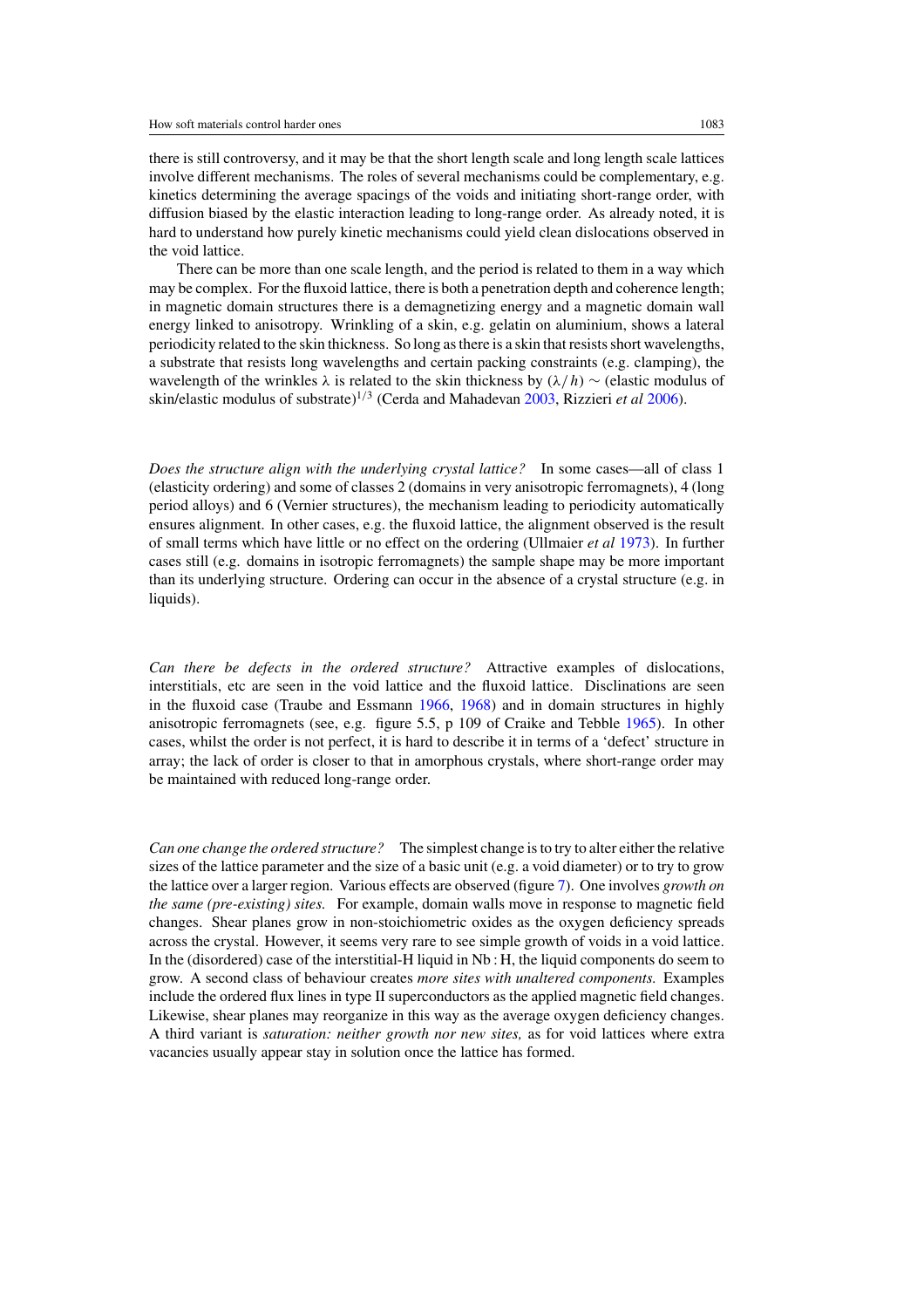there is still controversy, and it may be that the short length scale and long length scale lattices involve different mechanisms. The roles of several mechanisms could be complementary, e.g. kinetics determining the average spacings of the voids and initiating short-range order, with diffusion biased by the elastic interaction leading to long-range order. As already noted, it is hard to understand how purely kinetic mechanisms could yield clean dislocations observed in the void lattice.

There can be more than one scale length, and the period is related to them in a way which may be complex. For the fluxoid lattice, there is both a penetration depth and coherence length; in magnetic domain structures there is a demagnetizing energy and a magnetic domain wall energy linked to anisotropy. Wrinkling of a skin, e.g. gelatin on aluminium, shows a lateral periodicity related to the skin thickness. So long as there is a skin that resists short wavelengths, a substrate that resists long wavelengths and certain packing constraints (e.g. clamping), the wavelength of the wrinkles $\lambda$ is related to the skin thickness by $(\lambda/h) \sim$ (elastic modulus of skin/elastic modulus of substrate)$^{1/3}$ (Cerda and Mahadevan 2003, Rizzieri *et al* 2006).

*Does the structure align with the underlying crystal lattice?* In some cases—all of class 1 (elasticity ordering) and some of classes 2 (domains in very anisotropic ferromagnets), 4 (long period alloys) and 6 (Vernier structures), the mechanism leading to periodicity automatically ensures alignment. In other cases, e.g. the fluxoid lattice, the alignment observed is the result of small terms which have little or no effect on the ordering (Ullmaier *et al* 1973). In further cases still (e.g. domains in isotropic ferromagnets) the sample shape may be more important than its underlying structure. Ordering can occur in the absence of a crystal structure (e.g. in liquids).

*Can there be defects in the ordered structure?* Attractive examples of dislocations, interstitials, etc are seen in the void lattice and the fluxoid lattice. Disclinations are seen in the fluxoid case (Traube and Essmann 1966, 1968) and in domain structures in highly anisotropic ferromagnets (see, e.g. figure 5.5, p 109 of Craike and Tebble 1965). In other cases, whilst the order is not perfect, it is hard to describe it in terms of a 'defect' structure in array; the lack of order is closer to that in amorphous crystals, where short-range order may be maintained with reduced long-range order.

*Can one change the ordered structure?* The simplest change is to try to alter either the relative sizes of the lattice parameter and the size of a basic unit (e.g. a void diameter) or to try to grow the lattice over a larger region. Various effects are observed (figure 7). One involves *growth on the same (pre-existing) sites.* For example, domain walls move in response to magnetic field changes. Shear planes grow in non-stoichiometric oxides as the oxygen deficiency spreads across the crystal. However, it seems very rare to see simple growth of voids in a void lattice. In the (disordered) case of the interstitial-H liquid in Nb : H, the liquid components do seem to grow. A second class of behaviour creates *more sites with unaltered components.* Examples include the ordered flux lines in type II superconductors as the applied magnetic field changes. Likewise, shear planes may reorganize in this way as the average oxygen deficiency changes. A third variant is *saturation: neither growth nor new sites,* as for void lattices where extra vacancies usually appear stay in solution once the lattice has formed.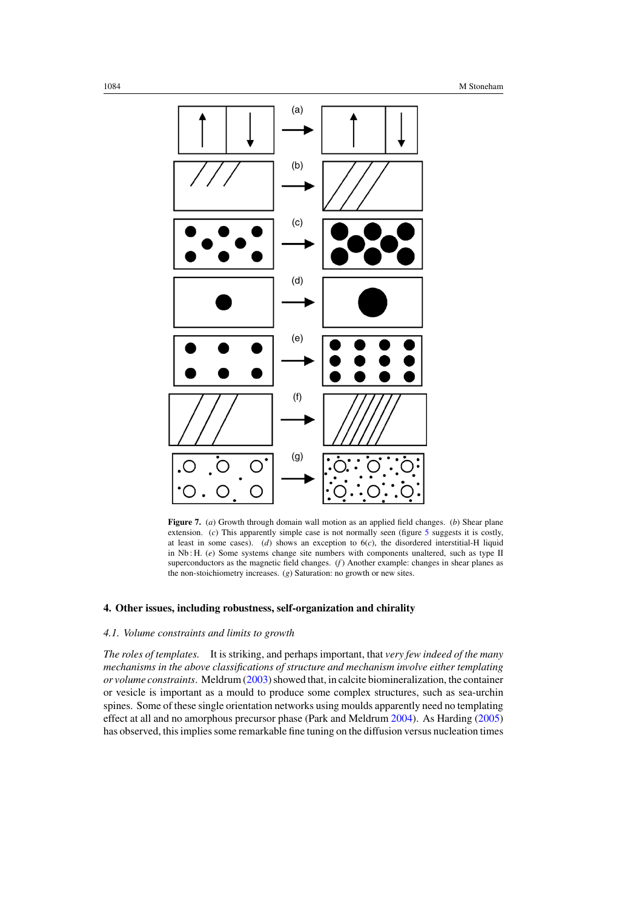**Figure 7.** (*a*) Growth through domain wall motion as an applied field changes. (*b*) Shear plane extension. (*c*) This apparently simple case is not normally seen (figure 5 suggests it is costly, at least in some cases). (*d*) shows an exception to 6(*c*), the disordered interstitial-H liquid in Nb : H. (*e*) Some systems change site numbers with components unaltered, such as type II superconductors as the magnetic field changes. (*f*) Another example: changes in shear planes as the non-stoichiometry increases. (*g*) Saturation: no growth or new sites.

## 4. Other issues, including robustness, self-organization and chirality

### 4.1. Volume constraints and limits to growth

*The roles of templates.* It is striking, and perhaps important, that *very few indeed of the many mechanisms in the above classifications of structure and mechanism involve either templating or volume constraints*. Meldrum (2003) showed that, in calcite biomineralization, the container or vesicle is important as a mould to produce some complex structures, such as sea-urchin spines. Some of these single orientation networks using moulds apparently need no templating effect at all and no amorphous precursor phase (Park and Meldrum 2004). As Harding (2005) has observed, this implies some remarkable fine tuning on the diffusion versus nucleation times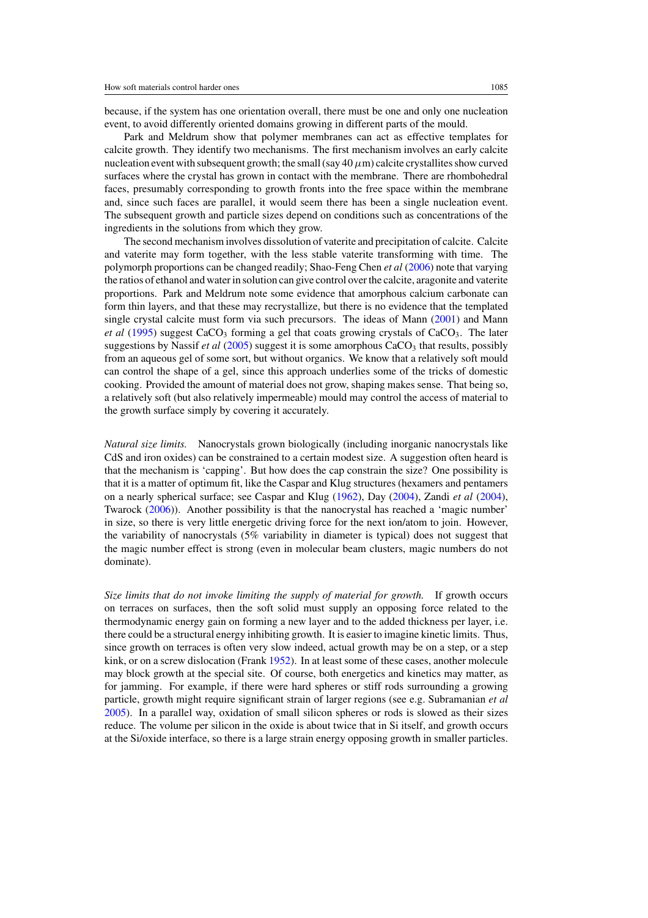because, if the system has one orientation overall, there must be one and only one nucleation event, to avoid differently oriented domains growing in different parts of the mould.

Park and Meldrum show that polymer membranes can act as effective templates for calcite growth. They identify two mechanisms. The first mechanism involves an early calcite nucleation event with subsequent growth; the small (say 40 $\mu$m) calcite crystallites show curved surfaces where the crystal has grown in contact with the membrane. There are rhombohedral faces, presumably corresponding to growth fronts into the free space within the membrane and, since such faces are parallel, it would seem there has been a single nucleation event. The subsequent growth and particle sizes depend on conditions such as concentrations of the ingredients in the solutions from which they grow.

The second mechanism involves dissolution of vaterite and precipitation of calcite. Calcite and vaterite may form together, with the less stable vaterite transforming with time. The polymorph proportions can be changed readily; Shao-Feng Chen *et al* (2006) note that varying the ratios of ethanol and water in solution can give control over the calcite, aragonite and vaterite proportions. Park and Meldrum note some evidence that amorphous calcium carbonate can form thin layers, and that these may recrystallize, but there is no evidence that the templated single crystal calcite must form via such precursors. The ideas of Mann (2001) and Mann *et al* (1995) suggest $CaCO_3$ forming a gel that coats growing crystals of $CaCO_3$. The later suggestions by Nassif *et al* (2005) suggest it is some amorphous $CaCO_3$ that results, possibly from an aqueous gel of some sort, but without organics. We know that a relatively soft mould can control the shape of a gel, since this approach underlies some of the tricks of domestic cooking. Provided the amount of material does not grow, shaping makes sense. That being so, a relatively soft (but also relatively impermeable) mould may control the access of material to the growth surface simply by covering it accurately.

*Natural size limits.* Nanocrystals grown biologically (including inorganic nanocrystals like CdS and iron oxides) can be constrained to a certain modest size. A suggestion often heard is that the mechanism is 'capping'. But how does the cap constrain the size? One possibility is that it is a matter of optimum fit, like the Caspar and Klug structures (hexamers and pentamers on a nearly spherical surface; see Caspar and Klug (1962), Day (2004), Zandi *et al* (2004), Twarock (2006)). Another possibility is that the nanocrystal has reached a 'magic number' in size, so there is very little energetic driving force for the next ion/atom to join. However, the variability of nanocrystals (5% variability in diameter is typical) does not suggest that the magic number effect is strong (even in molecular beam clusters, magic numbers do not dominate).

*Size limits that do not invoke limiting the supply of material for growth.* If growth occurs on terraces on surfaces, then the soft solid must supply an opposing force related to the thermodynamic energy gain on forming a new layer and to the added thickness per layer, i.e. there could be a structural energy inhibiting growth. It is easier to imagine kinetic limits. Thus, since growth on terraces is often very slow indeed, actual growth may be on a step, or a step kink, or on a screw dislocation (Frank 1952). In at least some of these cases, another molecule may block growth at the special site. Of course, both energetics and kinetics may matter, as for jamming. For example, if there were hard spheres or stiff rods surrounding a growing particle, growth might require significant strain of larger regions (see e.g. Subramanian *et al* 2005). In a parallel way, oxidation of small silicon spheres or rods is slowed as their sizes reduce. The volume per silicon in the oxide is about twice that in Si itself, and growth occurs at the Si/oxide interface, so there is a large strain energy opposing growth in smaller particles.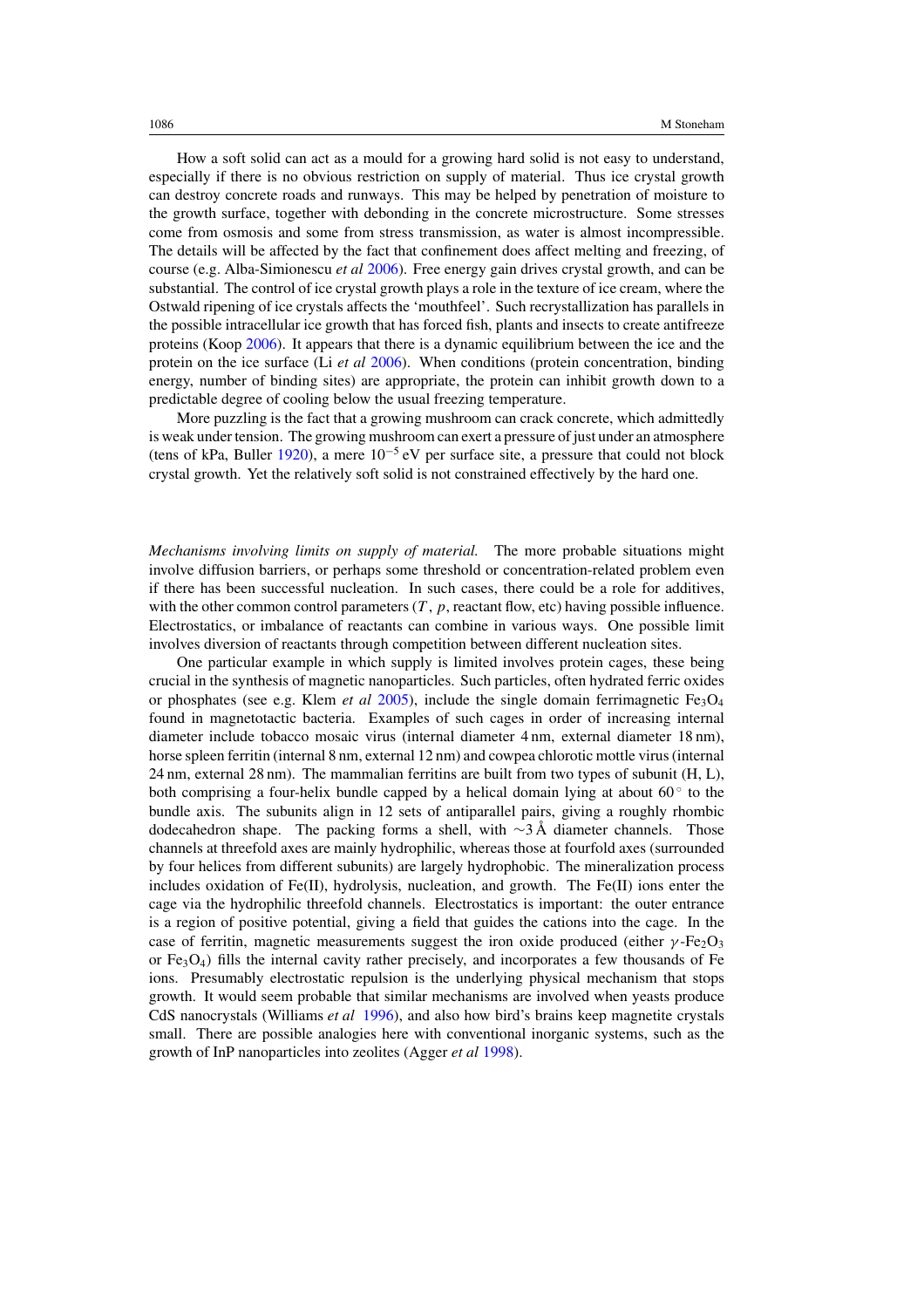How a soft solid can act as a mould for a growing hard solid is not easy to understand, especially if there is no obvious restriction on supply of material. Thus ice crystal growth can destroy concrete roads and runways. This may be helped by penetration of moisture to the growth surface, together with debonding in the concrete microstructure. Some stresses come from osmosis and some from stress transmission, as water is almost incompressible. The details will be affected by the fact that confinement does affect melting and freezing, of course (e.g. Alba-Simionescu *et al* 2006). Free energy gain drives crystal growth, and can be substantial. The control of ice crystal growth plays a role in the texture of ice cream, where the Ostwald ripening of ice crystals affects the 'mouthfeel'. Such recrystallization has parallels in the possible intracellular ice growth that has forced fish, plants and insects to create antifreeze proteins (Koop 2006). It appears that there is a dynamic equilibrium between the ice and the protein on the ice surface (Li *et al* 2006). When conditions (protein concentration, binding energy, number of binding sites) are appropriate, the protein can inhibit growth down to a predictable degree of cooling below the usual freezing temperature.

More puzzling is the fact that a growing mushroom can crack concrete, which admittedly is weak under tension. The growing mushroom can exert a pressure of just under an atmosphere (tens of kPa, Buller 1920), a mere $10^{-5}$ eV per surface site, a pressure that could not block crystal growth. Yet the relatively soft solid is not constrained effectively by the hard one.

*Mechanisms involving limits on supply of material.* The more probable situations might involve diffusion barriers, or perhaps some threshold or concentration-related problem even if there has been successful nucleation. In such cases, there could be a role for additives, with the other common control parameters ($T$, $p$, reactant flow, etc) having possible influence. Electrostatics, or imbalance of reactants can combine in various ways. One possible limit involves diversion of reactants through competition between different nucleation sites.

One particular example in which supply is limited involves protein cages, these being crucial in the synthesis of magnetic nanoparticles. Such particles, often hydrated ferric oxides or phosphates (see e.g. Klem *et al* 2005), include the single domain ferrimagnetic $Fe_3O_4$ found in magnetotactic bacteria. Examples of such cages in order of increasing internal diameter include tobacco mosaic virus (internal diameter 4 nm, external diameter 18 nm), horse spleen ferritin (internal 8 nm, external 12 nm) and cowpea chlorotic mottle virus (internal 24 nm, external 28 nm). The mammalian ferritins are built from two types of subunit (H, L), both comprising a four-helix bundle capped by a helical domain lying at about 60° to the bundle axis. The subunits align in 12 sets of antiparallel pairs, giving a roughly rhombic dodecahedron shape. The packing forms a shell, with ∼3 Å diameter channels. Those channels at threefold axes are mainly hydrophilic, whereas those at fourfold axes (surrounded by four helices from different subunits) are largely hydrophobic. The mineralization process includes oxidation of Fe(II), hydrolysis, nucleation, and growth. The Fe(II) ions enter the cage via the hydrophilic threefold channels. Electrostatics is important: the outer entrance is a region of positive potential, giving a field that guides the cations into the cage. In the case of ferritin, magnetic measurements suggest the iron oxide produced (either $\gamma$-$Fe_2O_3$ or $Fe_3O_4$) fills the internal cavity rather precisely, and incorporates a few thousands of Fe ions. Presumably electrostatic repulsion is the underlying physical mechanism that stops growth. It would seem probable that similar mechanisms are involved when yeasts produce CdS nanocrystals (Williams *et al* 1996), and also how bird's brains keep magnetite crystals small. There are possible analogies here with conventional inorganic systems, such as the growth of InP nanoparticles into zeolites (Agger *et al* 1998).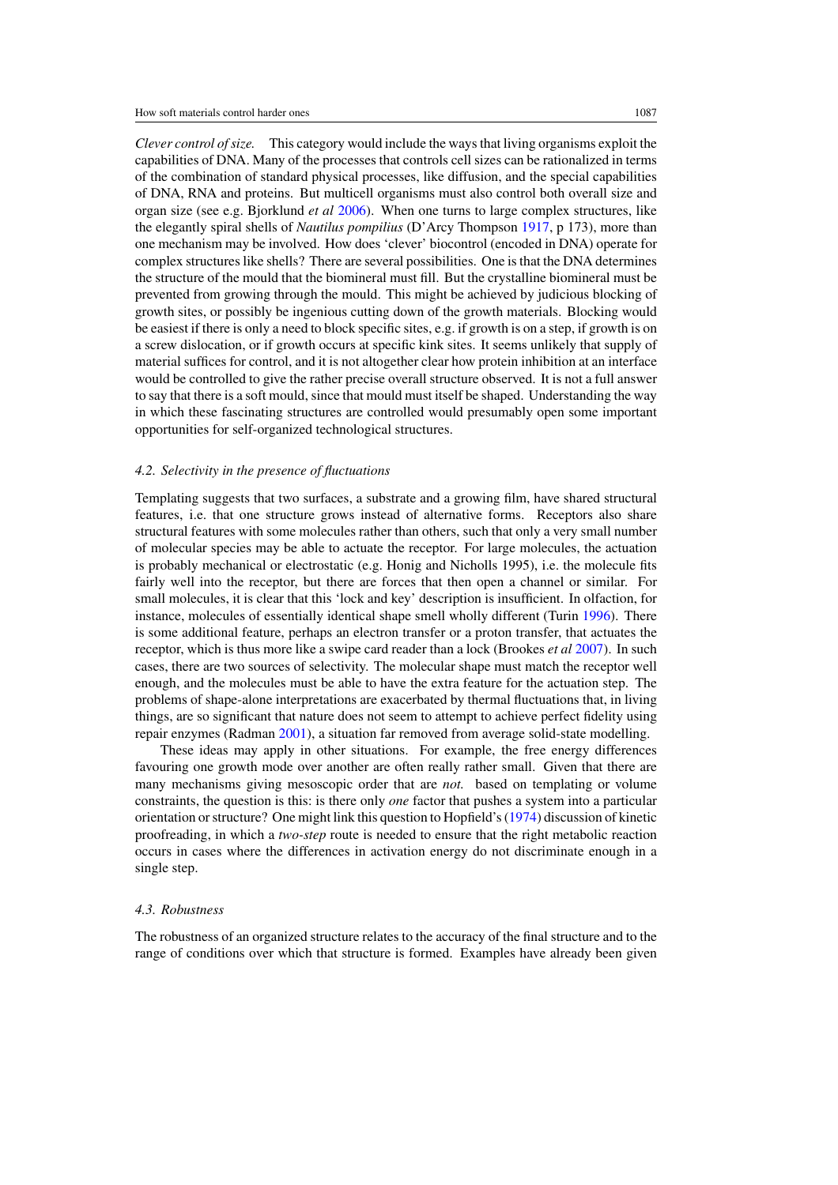*Clever control of size.* This category would include the ways that living organisms exploit the capabilities of DNA. Many of the processes that controls cell sizes can be rationalized in terms of the combination of standard physical processes, like diffusion, and the special capabilities of DNA, RNA and proteins. But multicell organisms must also control both overall size and organ size (see e.g. Bjorklund *et al* 2006). When one turns to large complex structures, like the elegantly spiral shells of *Nautilus pompilius* (D'Arcy Thompson 1917, p 173), more than one mechanism may be involved. How does 'clever' biocontrol (encoded in DNA) operate for complex structures like shells? There are several possibilities. One is that the DNA determines the structure of the mould that the biomineral must fill. But the crystalline biomineral must be prevented from growing through the mould. This might be achieved by judicious blocking of growth sites, or possibly be ingenious cutting down of the growth materials. Blocking would be easiest if there is only a need to block specific sites, e.g. if growth is on a step, if growth is on a screw dislocation, or if growth occurs at specific kink sites. It seems unlikely that supply of material suffices for control, and it is not altogether clear how protein inhibition at an interface would be controlled to give the rather precise overall structure observed. It is not a full answer to say that there is a soft mould, since that mould must itself be shaped. Understanding the way in which these fascinating structures are controlled would presumably open some important opportunities for self-organized technological structures.

### 4.2. Selectivity in the presence of fluctuations

Templating suggests that two surfaces, a substrate and a growing film, have shared structural features, i.e. that one structure grows instead of alternative forms. Receptors also share structural features with some molecules rather than others, such that only a very small number of molecular species may be able to actuate the receptor. For large molecules, the actuation is probably mechanical or electrostatic (e.g. Honig and Nicholls 1995), i.e. the molecule fits fairly well into the receptor, but there are forces that then open a channel or similar. For small molecules, it is clear that this 'lock and key' description is insufficient. In olfaction, for instance, molecules of essentially identical shape smell wholly different (Turin 1996). There is some additional feature, perhaps an electron transfer or a proton transfer, that actuates the receptor, which is thus more like a swipe card reader than a lock (Brookes *et al* 2007). In such cases, there are two sources of selectivity. The molecular shape must match the receptor well enough, and the molecules must be able to have the extra feature for the actuation step. The problems of shape-alone interpretations are exacerbated by thermal fluctuations that, in living things, are so significant that nature does not seem to attempt to achieve perfect fidelity using repair enzymes (Radman 2001), a situation far removed from average solid-state modelling.

These ideas may apply in other situations. For example, the free energy differences favouring one growth mode over another are often really rather small. Given that there are many mechanisms giving mesoscopic order that are *not.* based on templating or volume constraints, the question is this: is there only *one* factor that pushes a system into a particular orientation or structure? One might link this question to Hopfield's (1974) discussion of kinetic proofreading, in which a *two-step* route is needed to ensure that the right metabolic reaction occurs in cases where the differences in activation energy do not discriminate enough in a single step.

### 4.3. Robustness

The robustness of an organized structure relates to the accuracy of the final structure and to the range of conditions over which that structure is formed. Examples have already been given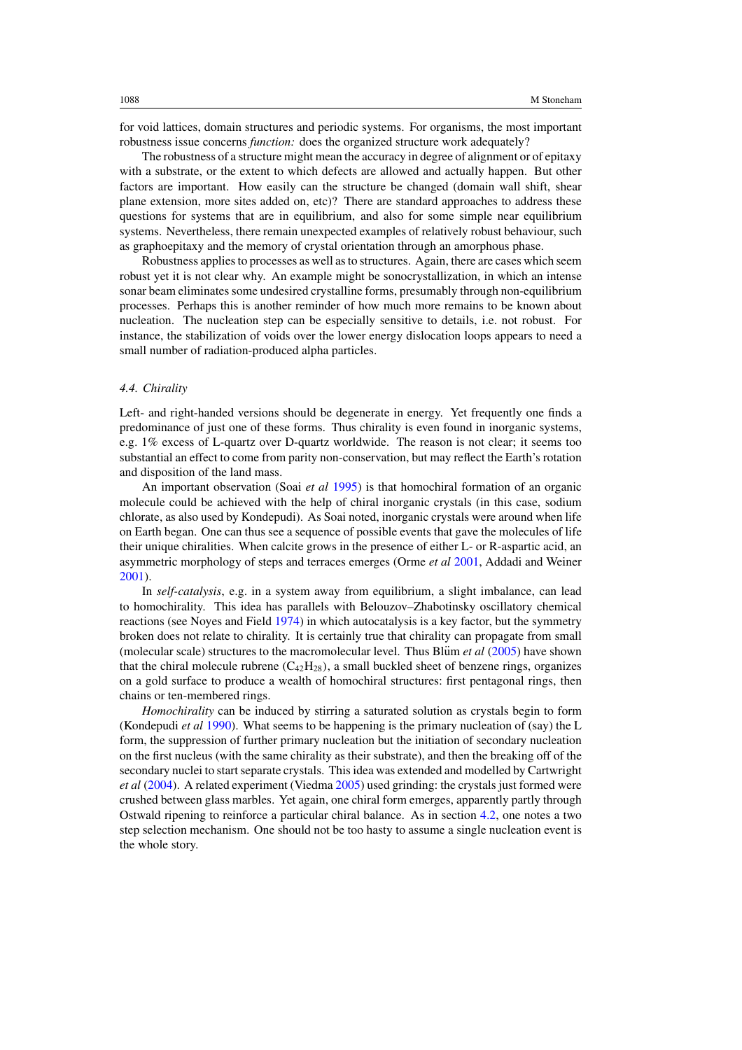for void lattices, domain structures and periodic systems. For organisms, the most important robustness issue concerns *function:* does the organized structure work adequately?

The robustness of a structure might mean the accuracy in degree of alignment or of epitaxy with a substrate, or the extent to which defects are allowed and actually happen. But other factors are important. How easily can the structure be changed (domain wall shift, shear plane extension, more sites added on, etc)? There are standard approaches to address these questions for systems that are in equilibrium, and also for some simple near equilibrium systems. Nevertheless, there remain unexpected examples of relatively robust behaviour, such as graphoepitaxy and the memory of crystal orientation through an amorphous phase.

Robustness applies to processes as well as to structures. Again, there are cases which seem robust yet it is not clear why. An example might be sonocrystallization, in which an intense sonar beam eliminates some undesired crystalline forms, presumably through non-equilibrium processes. Perhaps this is another reminder of how much more remains to be known about nucleation. The nucleation step can be especially sensitive to details, i.e. not robust. For instance, the stabilization of voids over the lower energy dislocation loops appears to need a small number of radiation-produced alpha particles.

### *4.4. Chirality*

Left- and right-handed versions should be degenerate in energy. Yet frequently one finds a predominance of just one of these forms. Thus chirality is even found in inorganic systems, e.g. 1% excess of L-quartz over D-quartz worldwide. The reason is not clear; it seems too substantial an effect to come from parity non-conservation, but may reflect the Earth's rotation and disposition of the land mass.

An important observation (Soai *et al* 1995) is that homochiral formation of an organic molecule could be achieved with the help of chiral inorganic crystals (in this case, sodium chlorate, as also used by Kondepudi). As Soai noted, inorganic crystals were around when life on Earth began. One can thus see a sequence of possible events that gave the molecules of life their unique chiralities. When calcite grows in the presence of either L- or R-aspartic acid, an asymmetric morphology of steps and terraces emerges (Orme *et al* 2001, Addadi and Weiner 2001).

In *self-catalysis*, e.g. in a system away from equilibrium, a slight imbalance, can lead to homochirality. This idea has parallels with Belouzov–Zhabotinsky oscillatory chemical reactions (see Noyes and Field 1974) in which autocatalysis is a key factor, but the symmetry broken does not relate to chirality. It is certainly true that chirality can propagate from small (molecular scale) structures to the macromolecular level. Thus Blüm *et al* (2005) have shown that the chiral molecule rubrene ($C_{42}H_{28}$), a small buckled sheet of benzene rings, organizes on a gold surface to produce a wealth of homochiral structures: first pentagonal rings, then chains or ten-membered rings.

*Homochirality* can be induced by stirring a saturated solution as crystals begin to form (Kondepudi *et al* 1990). What seems to be happening is the primary nucleation of (say) the L form, the suppression of further primary nucleation but the initiation of secondary nucleation on the first nucleus (with the same chirality as their substrate), and then the breaking off of the secondary nuclei to start separate crystals. This idea was extended and modelled by Cartwright *et al* (2004). A related experiment (Viedma 2005) used grinding: the crystals just formed were crushed between glass marbles. Yet again, one chiral form emerges, apparently partly through Ostwald ripening to reinforce a particular chiral balance. As in section 4.2, one notes a two step selection mechanism. One should not be too hasty to assume a single nucleation event is the whole story.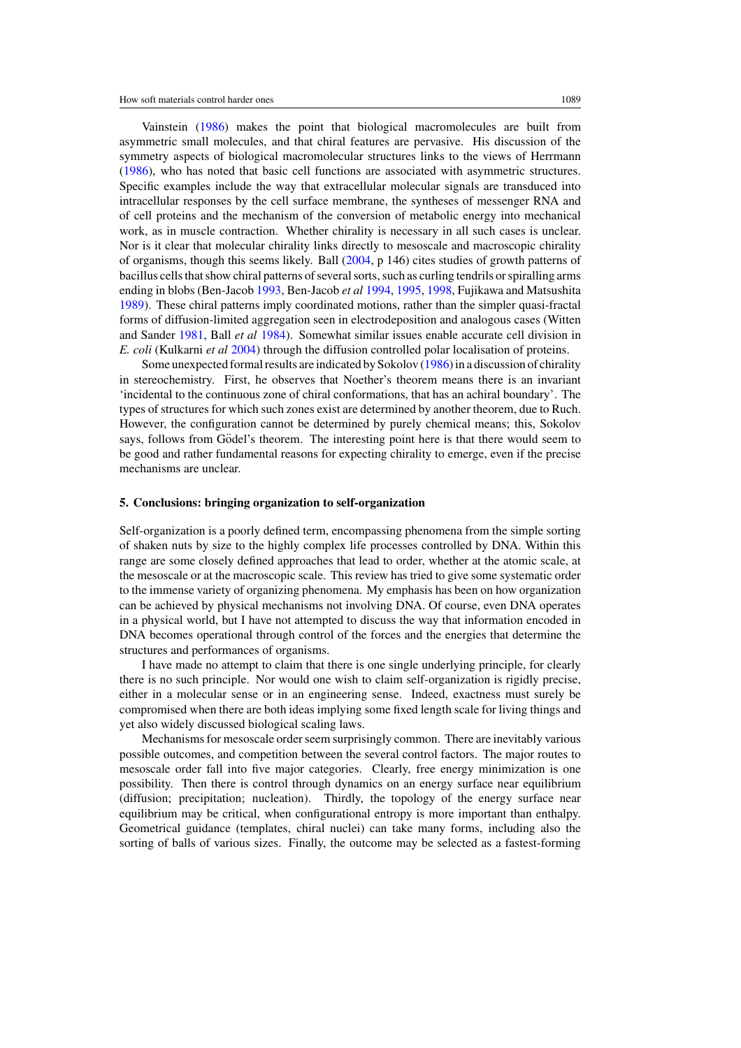Vainstein (1986) makes the point that biological macromolecules are built from asymmetric small molecules, and that chiral features are pervasive. His discussion of the symmetry aspects of biological macromolecular structures links to the views of Herrmann (1986), who has noted that basic cell functions are associated with asymmetric structures. Specific examples include the way that extracellular molecular signals are transduced into intracellular responses by the cell surface membrane, the syntheses of messenger RNA and of cell proteins and the mechanism of the conversion of metabolic energy into mechanical work, as in muscle contraction. Whether chirality is necessary in all such cases is unclear. Nor is it clear that molecular chirality links directly to mesoscale and macroscopic chirality of organisms, though this seems likely. Ball (2004, p 146) cites studies of growth patterns of bacillus cells that show chiral patterns of several sorts, such as curling tendrils or spiralling arms ending in blobs (Ben-Jacob 1993, Ben-Jacob *et al* 1994, 1995, 1998, Fujikawa and Matsushita 1989). These chiral patterns imply coordinated motions, rather than the simpler quasi-fractal forms of diffusion-limited aggregation seen in electrodeposition and analogous cases (Witten and Sander 1981, Ball *et al* 1984). Somewhat similar issues enable accurate cell division in *E. coli* (Kulkarni *et al* 2004) through the diffusion controlled polar localisation of proteins.

Some unexpected formal results are indicated by Sokolov (1986) in a discussion of chirality in stereochemistry. First, he observes that Noether's theorem means there is an invariant 'incidental to the continuous zone of chiral conformations, that has an achiral boundary'. The types of structures for which such zones exist are determined by another theorem, due to Ruch. However, the configuration cannot be determined by purely chemical means; this, Sokolov says, follows from Gödel's theorem. The interesting point here is that there would seem to be good and rather fundamental reasons for expecting chirality to emerge, even if the precise mechanisms are unclear.

## 5. Conclusions: bringing organization to self-organization

Self-organization is a poorly defined term, encompassing phenomena from the simple sorting of shaken nuts by size to the highly complex life processes controlled by DNA. Within this range are some closely defined approaches that lead to order, whether at the atomic scale, at the mesoscale or at the macroscopic scale. This review has tried to give some systematic order to the immense variety of organizing phenomena. My emphasis has been on how organization can be achieved by physical mechanisms not involving DNA. Of course, even DNA operates in a physical world, but I have not attempted to discuss the way that information encoded in DNA becomes operational through control of the forces and the energies that determine the structures and performances of organisms.

I have made no attempt to claim that there is one single underlying principle, for clearly there is no such principle. Nor would one wish to claim self-organization is rigidly precise, either in a molecular sense or in an engineering sense. Indeed, exactness must surely be compromised when there are both ideas implying some fixed length scale for living things and yet also widely discussed biological scaling laws.

Mechanisms for mesoscale order seem surprisingly common. There are inevitably various possible outcomes, and competition between the several control factors. The major routes to mesoscale order fall into five major categories. Clearly, free energy minimization is one possibility. Then there is control through dynamics on an energy surface near equilibrium (diffusion; precipitation; nucleation). Thirdly, the topology of the energy surface near equilibrium may be critical, when configurational entropy is more important than enthalpy. Geometrical guidance (templates, chiral nuclei) can take many forms, including also the sorting of balls of various sizes. Finally, the outcome may be selected as a fastest-forming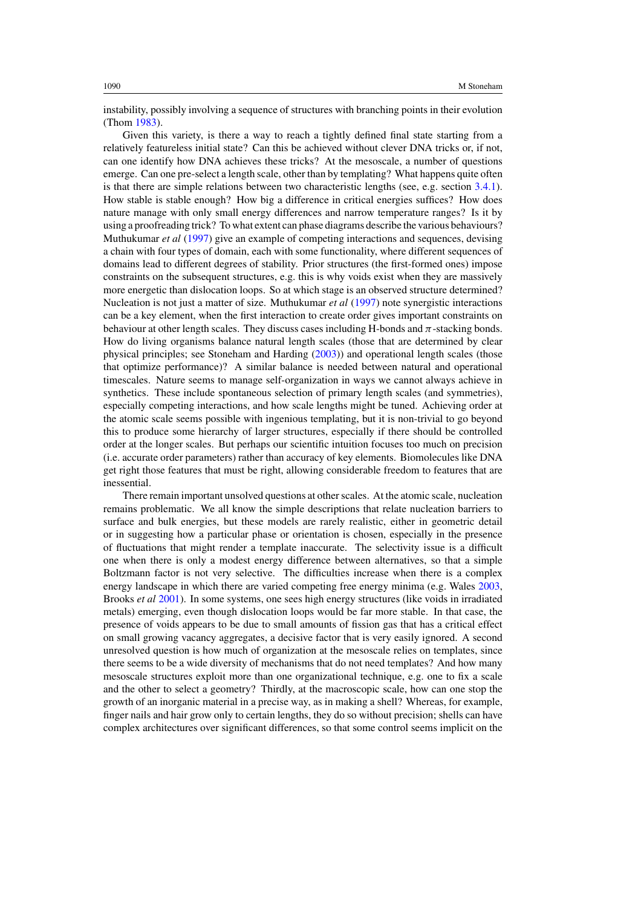instability, possibly involving a sequence of structures with branching points in their evolution (Thom 1983).

Given this variety, is there a way to reach a tightly defined final state starting from a relatively featureless initial state? Can this be achieved without clever DNA tricks or, if not, can one identify how DNA achieves these tricks? At the mesoscale, a number of questions emerge. Can one pre-select a length scale, other than by templating? What happens quite often is that there are simple relations between two characteristic lengths (see, e.g. section 3.4.1). How stable is stable enough? How big a difference in critical energies suffices? How does nature manage with only small energy differences and narrow temperature ranges? Is it by using a proofreading trick? To what extent can phase diagrams describe the various behaviours? Muthukumar *et al* (1997) give an example of competing interactions and sequences, devising a chain with four types of domain, each with some functionality, where different sequences of domains lead to different degrees of stability. Prior structures (the first-formed ones) impose constraints on the subsequent structures, e.g. this is why voids exist when they are massively more energetic than dislocation loops. So at which stage is an observed structure determined? Nucleation is not just a matter of size. Muthukumar *et al* (1997) note synergistic interactions can be a key element, when the first interaction to create order gives important constraints on behaviour at other length scales. They discuss cases including H-bonds and $\pi$-stacking bonds. How do living organisms balance natural length scales (those that are determined by clear physical principles; see Stoneham and Harding (2003)) and operational length scales (those that optimize performance)? A similar balance is needed between natural and operational timescales. Nature seems to manage self-organization in ways we cannot always achieve in synthetics. These include spontaneous selection of primary length scales (and symmetries), especially competing interactions, and how scale lengths might be tuned. Achieving order at the atomic scale seems possible with ingenious templating, but it is non-trivial to go beyond this to produce some hierarchy of larger structures, especially if there should be controlled order at the longer scales. But perhaps our scientific intuition focuses too much on precision (i.e. accurate order parameters) rather than accuracy of key elements. Biomolecules like DNA get right those features that must be right, allowing considerable freedom to features that are inessential.

There remain important unsolved questions at other scales. At the atomic scale, nucleation remains problematic. We all know the simple descriptions that relate nucleation barriers to surface and bulk energies, but these models are rarely realistic, either in geometric detail or in suggesting how a particular phase or orientation is chosen, especially in the presence of fluctuations that might render a template inaccurate. The selectivity issue is a difficult one when there is only a modest energy difference between alternatives, so that a simple Boltzmann factor is not very selective. The difficulties increase when there is a complex energy landscape in which there are varied competing free energy minima (e.g. Wales 2003, Brooks *et al* 2001). In some systems, one sees high energy structures (like voids in irradiated metals) emerging, even though dislocation loops would be far more stable. In that case, the presence of voids appears to be due to small amounts of fission gas that has a critical effect on small growing vacancy aggregates, a decisive factor that is very easily ignored. A second unresolved question is how much of organization at the mesoscale relies on templates, since there seems to be a wide diversity of mechanisms that do not need templates? And how many mesoscale structures exploit more than one organizational technique, e.g. one to fix a scale and the other to select a geometry? Thirdly, at the macroscopic scale, how can one stop the growth of an inorganic material in a precise way, as in making a shell? Whereas, for example, finger nails and hair grow only to certain lengths, they do so without precision; shells can have complex architectures over significant differences, so that some control seems implicit on the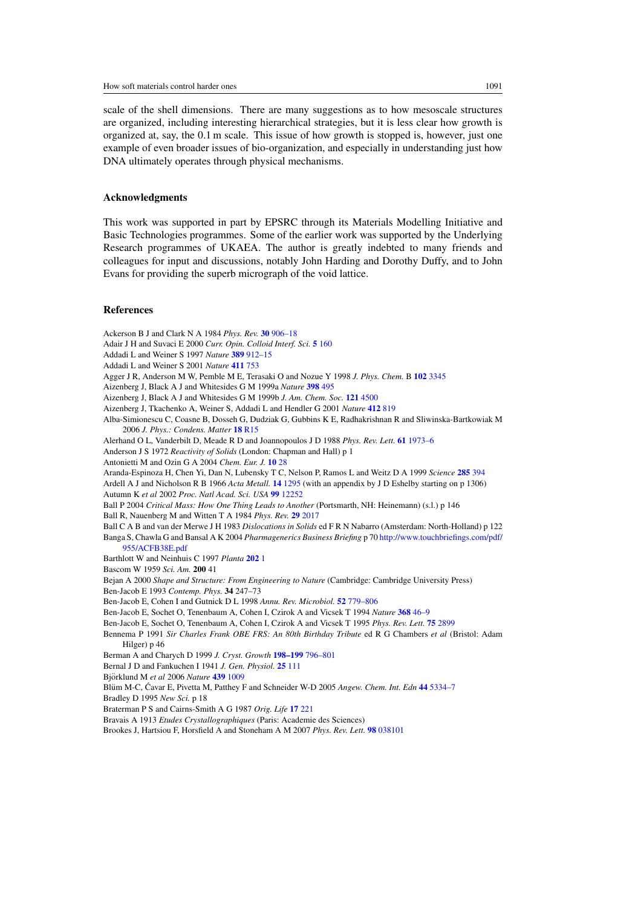scale of the shell dimensions. There are many suggestions as to how mesoscale structures are organized, including interesting hierarchical strategies, but it is less clear how growth is organized at, say, the 0.1 m scale. This issue of how growth is stopped is, however, just one example of even broader issues of bio-organization, and especially in understanding just how DNA ultimately operates through physical mechanisms.

## Acknowledgments

This work was supported in part by EPSRC through its Materials Modelling Initiative and Basic Technologies programmes. Some of the earlier work was supported by the Underlying Research programmes of UKAEA. The author is greatly indebted to many friends and colleagues for input and discussions, notably John Harding and Dorothy Duffy, and to John Evans for providing the superb micrograph of the void lattice.

## References

Ackerson B J and Clark N A 1984 *Phys. Rev.* **30** 906–18
Adair J H and Suvaci E 2000 *Curr. Opin. Colloid Interf. Sci.* **5** 160
Addadi L and Weiner S 1997 *Nature* **389** 912–15
Addadi L and Weiner S 2001 *Nature* **411** 753
Agger J R, Anderson M W, Pemble M E, Terasaki O and Nozue Y 1998 *J. Phys. Chem.* B **102** 3345
Aizenberg J, Black A J and Whitesides G M 1999a *Nature* **398** 495
Aizenberg J, Black A J and Whitesides G M 1999b *J. Am. Chem. Soc.* **121** 4500
Aizenberg J, Tkachenko A, Weiner S, Addadi L and Hendler G 2001 *Nature* **412** 819
Alba-Simionescu C, Coasne B, Dosseh G, Dudziak G, Gubbins K E, Radhakrishnan R and Sliwinska-Bartkowiak M 2006 *J. Phys.: Condens. Matter* **18** R15
Alerhand O L, Vanderbilt D, Meade R D and Joannopoulos J D 1988 *Phys. Rev. Lett.* **61** 1973–6
Anderson J S 1972 *Reactivity of Solids* (London: Chapman and Hall) p 1
Antonietti M and Ozin G A 2004 *Chem. Eur. J.* **10** 28
Aranda-Espinoza H, Chen Yi, Dan N, Lubensky T C, Nelson P, Ramos L and Weitz D A 1999 *Science* **285** 394
Ardell A J and Nicholson R B 1966 *Acta Metall.* **14** 1295 (with an appendix by J D Eshelby starting on p 1306)
Autumn K *et al* 2002 *Proc. Natl Acad. Sci. USA* **99** 12252
Ball P 2004 *Critical Mass: How One Thing Leads to Another* (Portsmarth, NH: Heinemann) (s.l.) p 146
Ball R, Nauenberg M and Witten T A 1984 *Phys. Rev.* **29** 2017
Ball C A B and van der Merwe J H 1983 *Dislocations in Solids* ed F R N Nabarro (Amsterdam: North-Holland) p 122
Banga S, Chawla G and Bansal A K 2004 *Pharmagenerics Business Briefing* p 70 http://www.touchbriefings.com/pdf/955/ACFB38E.pdf
Barthlott W and Neinhuis C 1997 *Planta* **202** 1
Bascom W 1959 *Sci. Am.* **200** 41
Bejan A 2000 *Shape and Structure: From Engineering to Nature* (Cambridge: Cambridge University Press)
Ben-Jacob E 1993 *Contemp. Phys.* **34** 247–73
Ben-Jacob E, Cohen I and Gutnick D L 1998 *Annu. Rev. Microbiol.* **52** 779–806
Ben-Jacob E, Sochet O, Tenenbaum A, Cohen I, Czirok A and Vicsek T 1994 *Nature* **368** 46–9
Ben-Jacob E, Sochet O, Tenenbaum A, Cohen I, Czirok A and Vicsek T 1995 *Phys. Rev. Lett.* **75** 2899
Bennema P 1991 *Sir Charles Frank OBE FRS: An 80th Birthday Tribute* ed R G Chambers *et al* (Bristol: Adam Hilger) p 46
Berman A and Charych D 1999 *J. Cryst. Growth* **198–199** 796–801
Bernal J D and Fankuchen I 1941 *J. Gen. Physiol.* **25** 111
Björklund M *et al* 2006 *Nature* **439** 1009
Blüm M-C, Ćavar E, Pivetta M, Patthey F and Schneider W-D 2005 *Angew. Chem. Int. Edn* **44** 5334–7
Bradley D 1995 *New Sci.* p 18
Braterman P S and Cairns-Smith A G 1987 *Orig. Life* **17** 221
Bravais A 1913 *Etudes Crystallographiques* (Paris: Academie des Sciences)
Brookes J, Hartsiou F, Horsfield A and Stoneham A M 2007 *Phys. Rev. Lett.* **98** 038101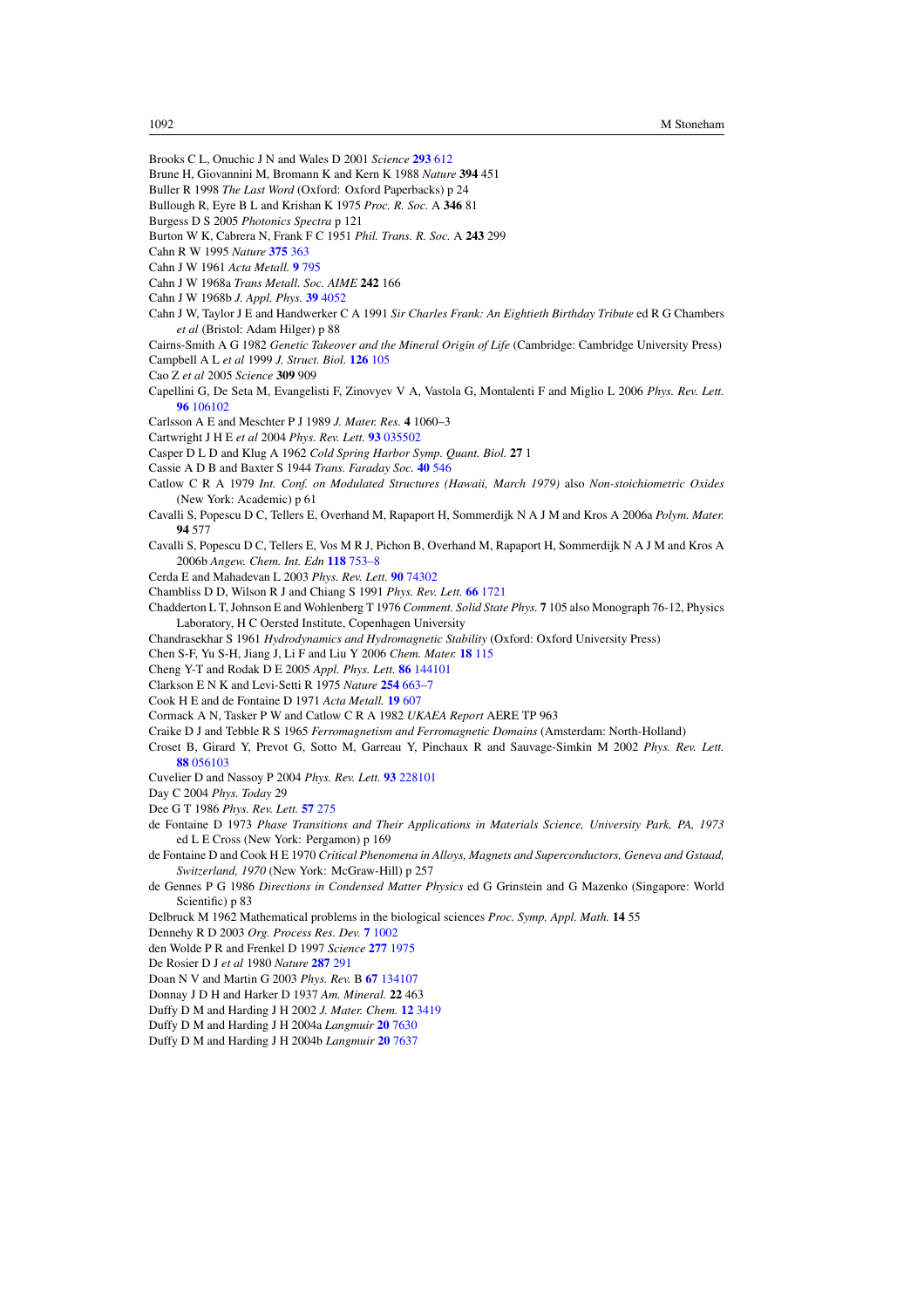Brooks C L, Onuchic J N and Wales D 2001 *Science* **293** 612

Brune H, Giovannini M, Bromann K and Kern K 1988 *Nature* **394** 451

Buller R 1998 *The Last Word* (Oxford: Oxford Paperbacks) p 24

Bullough R, Eyre B L and Krishan K 1975 *Proc. R. Soc.* A **346** 81

Burgess D S 2005 *Photonics Spectra* p 121

Burton W K, Cabrera N, Frank F C 1951 *Phil. Trans. R. Soc.* A **243** 299

Cahn R W 1995 *Nature* **375** 363

Cahn J W 1961 *Acta Metall.* **9** 795

Cahn J W 1968a *Trans Metall. Soc. AIME* **242** 166

Cahn J W 1968b *J. Appl. Phys.* **39** 4052

Cahn J W, Taylor J E and Handwerker C A 1991 *Sir Charles Frank: An Eightieth Birthday Tribute* ed R G Chambers *et al* (Bristol: Adam Hilger) p 88

Cairns-Smith A G 1982 *Genetic Takeover and the Mineral Origin of Life* (Cambridge: Cambridge University Press)

Campbell A L *et al* 1999 *J. Struct. Biol.* **126** 105

Cao Z *et al* 2005 *Science* **309** 909

Capellini G, De Seta M, Evangelisti F, Zinovyev V A, Vastola G, Montalenti F and Miglio L 2006 *Phys. Rev. Lett.* **96** 106102

Carlsson A E and Meschter P J 1989 *J. Mater. Res.* **4** 1060–3

Cartwright J H E *et al* 2004 *Phys. Rev. Lett.* **93** 035502

Casper D L D and Klug A 1962 *Cold Spring Harbor Symp. Quant. Biol.* **27** 1

Cassie A D B and Baxter S 1944 *Trans. Faraday Soc.* **40** 546

Catlow C R A 1979 *Int. Conf. on Modulated Structures (Hawaii, March 1979)* also *Non-stoichiometric Oxides* (New York: Academic) p 61

Cavalli S, Popescu D C, Tellers E, Overhand M, Rapaport H, Sommerdijk N A J M and Kros A 2006a *Polym. Mater.* **94** 577

Cavalli S, Popescu D C, Tellers E, Vos M R J, Pichon B, Overhand M, Rapaport H, Sommerdijk N A J M and Kros A 2006b *Angew. Chem. Int. Edn* **118** 753–8

Cerda E and Mahadevan L 2003 *Phys. Rev. Lett.* **90** 74302

Chambliss D D, Wilson R J and Chiang S 1991 *Phys. Rev. Lett.* **66** 1721

Chadderton L T, Johnson E and Wohlenberg T 1976 *Comment. Solid State Phys.* **7** 105 also Monograph 76-12, Physics Laboratory, H C Oersted Institute, Copenhagen University

Chandrasekhar S 1961 *Hydrodynamics and Hydromagnetic Stability* (Oxford: Oxford University Press)

Chen S-F, Yu S-H, Jiang J, Li F and Liu Y 2006 *Chem. Mater.* **18** 115

Cheng Y-T and Rodak D E 2005 *Appl. Phys. Lett.* **86** 144101

Clarkson E N K and Levi-Setti R 1975 *Nature* **254** 663–7

Cook H E and de Fontaine D 1971 *Acta Metall.* **19** 607

Cormack A N, Tasker P W and Catlow C R A 1982 *UKAEA Report* AERE TP 963

Craike D J and Tebble R S 1965 *Ferromagnetism and Ferromagnetic Domains* (Amsterdam: North-Holland)

Croset B, Girard Y, Prevot G, Sotto M, Garreau Y, Pinchaux R and Sauvage-Simkin M 2002 *Phys. Rev. Lett.* **88** 056103

Cuvelier D and Nassoy P 2004 *Phys. Rev. Lett.* **93** 228101

Day C 2004 *Phys. Today* 29

Dee G T 1986 *Phys. Rev. Lett.* **57** 275

de Fontaine D 1973 *Phase Transitions and Their Applications in Materials Science, University Park, PA, 1973* ed L E Cross (New York: Pergamon) p 169

de Fontaine D and Cook H E 1970 *Critical Phenomena in Alloys, Magnets and Superconductors, Geneva and Gstaad, Switzerland, 1970* (New York: McGraw-Hill) p 257

de Gennes P G 1986 *Directions in Condensed Matter Physics* ed G Grinstein and G Mazenko (Singapore: World Scientific) p 83

Delbruck M 1962 Mathematical problems in the biological sciences *Proc. Symp. Appl. Math.* **14** 55

Dennehy R D 2003 *Org. Process Res. Dev.* **7** 1002

den Wolde P R and Frenkel D 1997 *Science* **277** 1975

De Rosier D J *et al* 1980 *Nature* **287** 291

Doan N V and Martin G 2003 *Phys. Rev.* B **67** 134107

Donnay J D H and Harker D 1937 *Am. Mineral.* **22** 463

Duffy D M and Harding J H 2002 *J. Mater. Chem.* **12** 3419

Duffy D M and Harding J H 2004a *Langmuir* **20** 7630

Duffy D M and Harding J H 2004b *Langmuir* **20** 7637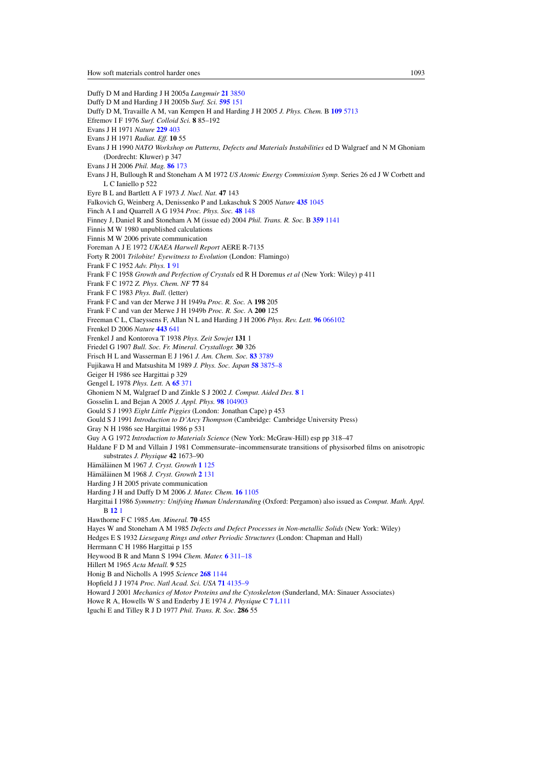Duffy D M and Harding J H 2005a *Langmuir* **21** 3850

Duffy D M and Harding J H 2005b *Surf. Sci.* **595** 151

Duffy D M, Travaille A M, van Kempen H and Harding J H 2005 *J. Phys. Chem.* B **109** 5713

Efremov I F 1976 *Surf. Colloid Sci.* **8** 85–192

Evans J H 1971 *Nature* **229** 403

Evans J H 1971 *Radiat. Eff.* **10** 55

Evans J H 1990 *NATO Workshop on Patterns, Defects and Materials Instabilities* ed D Walgraef and N M Ghoniam (Dordrecht: Kluwer) p 347

Evans J H 2006 *Phil. Mag.* **86** 173

Evans J H, Bullough R and Stoneham A M 1972 *US Atomic Energy Commission Symp.* Series 26 ed J W Corbett and L C Ianiello p 522

Eyre B L and Bartlett A F 1973 *J. Nucl. Nat.* **47** 143

Falkovich G, Weinberg A, Denissenko P and Lukaschuk S 2005 *Nature* **435** 1045

Finch A I and Quarrell A G 1934 *Proc. Phys. Soc.* **48** 148

Finney J, Daniel R and Stoneham A M (issue ed) 2004 *Phil. Trans. R. Soc.* B **359** 1141

Finnis M W 1980 unpublished calculations

Finnis M W 2006 private communication

Foreman A J E 1972 *UKAEA Harwell Report* AERE R-7135

Forty R 2001 *Trilobite! Eyewitness to Evolution* (London: Flamingo)

Frank F C 1952 *Adv. Phys.* **1** 91

Frank F C 1958 *Growth and Perfection of Crystals* ed R H Doremus *et al* (New York: Wiley) p 411

Frank F C 1972 *Z. Phys. Chem. NF* **77** 84

Frank F C 1983 *Phys. Bull.* (letter)

Frank F C and van der Merwe J H 1949a *Proc. R. Soc.* A **198** 205

Frank F C and van der Merwe J H 1949b *Proc. R. Soc.* A **200** 125

Freeman C L, Claeyssens F, Allan N L and Harding J H 2006 *Phys. Rev. Lett.* **96** 066102

Frenkel D 2006 *Nature* **443** 641

Frenkel J and Kontorova T 1938 *Phys. Zeit Sowjet* **131** 1

Friedel G 1907 *Bull. Soc. Fr. Mineral. Crystallogr.* **30** 326

Frisch H L and Wasserman E J 1961 *J. Am. Chem. Soc.* **83** 3789

Fujikawa H and Matsushita M 1989 *J. Phys. Soc. Japan* **58** 3875–8

Geiger H 1986 see Hargittai p 329

Gengel L 1978 *Phys. Lett.* A **65** 371

Ghoniem N M, Walgraef D and Zinkle S J 2002 *J. Comput. Aided Des.* **8** 1

Gosselin L and Bejan A 2005 *J. Appl. Phys.* **98** 104903

Gould S J 1993 *Eight Little Piggies* (London: Jonathan Cape) p 453

Gould S J 1991 *Introduction to D'Arcy Thompson* (Cambridge: Cambridge University Press)

Gray N H 1986 see Hargittai 1986 p 531

Guy A G 1972 *Introduction to Materials Science* (New York: McGraw-Hill) esp pp 318–47

Haldane F D M and Villain J 1981 Commensurate–incommensurate transitions of physisorbed films on anisotropic substrates *J. Physique* **42** 1673–90

Hämäläinen M 1967 *J. Cryst. Growth* **1** 125

Hämäläinen M 1968 *J. Cryst. Growth* **2** 131

Harding J H 2005 private communication

Harding J H and Duffy D M 2006 *J. Mater. Chem.* **16** 1105

Hargittai I 1986 *Symmetry: Unifying Human Understanding* (Oxford: Pergamon) also issued as *Comput. Math. Appl.* B **12** 1

Hawthorne F C 1985 *Am. Mineral.* **70** 455

Hayes W and Stoneham A M 1985 *Defects and Defect Processes in Non-metallic Solids* (New York: Wiley)

Hedges E S 1932 *Liesegang Rings and other Periodic Structures* (London: Chapman and Hall)

Herrmann C H 1986 Hargittai p 155

Heywood B R and Mann S 1994 *Chem. Mater.* **6** 311–18

Hillert M 1965 *Acta Metall.* **9** 525

Honig B and Nicholls A 1995 *Science* **268** 1144

Hopfield J J 1974 *Proc. Natl Acad. Sci. USA* **71** 4135–9

Howard J 2001 *Mechanics of Motor Proteins and the Cytoskeleton* (Sunderland, MA: Sinauer Associates)

Howe R A, Howells W S and Enderby J E 1974 *J. Physique* C **7** L111

Iguchi E and Tilley R J D 1977 *Phil. Trans. R. Soc.* **286** 55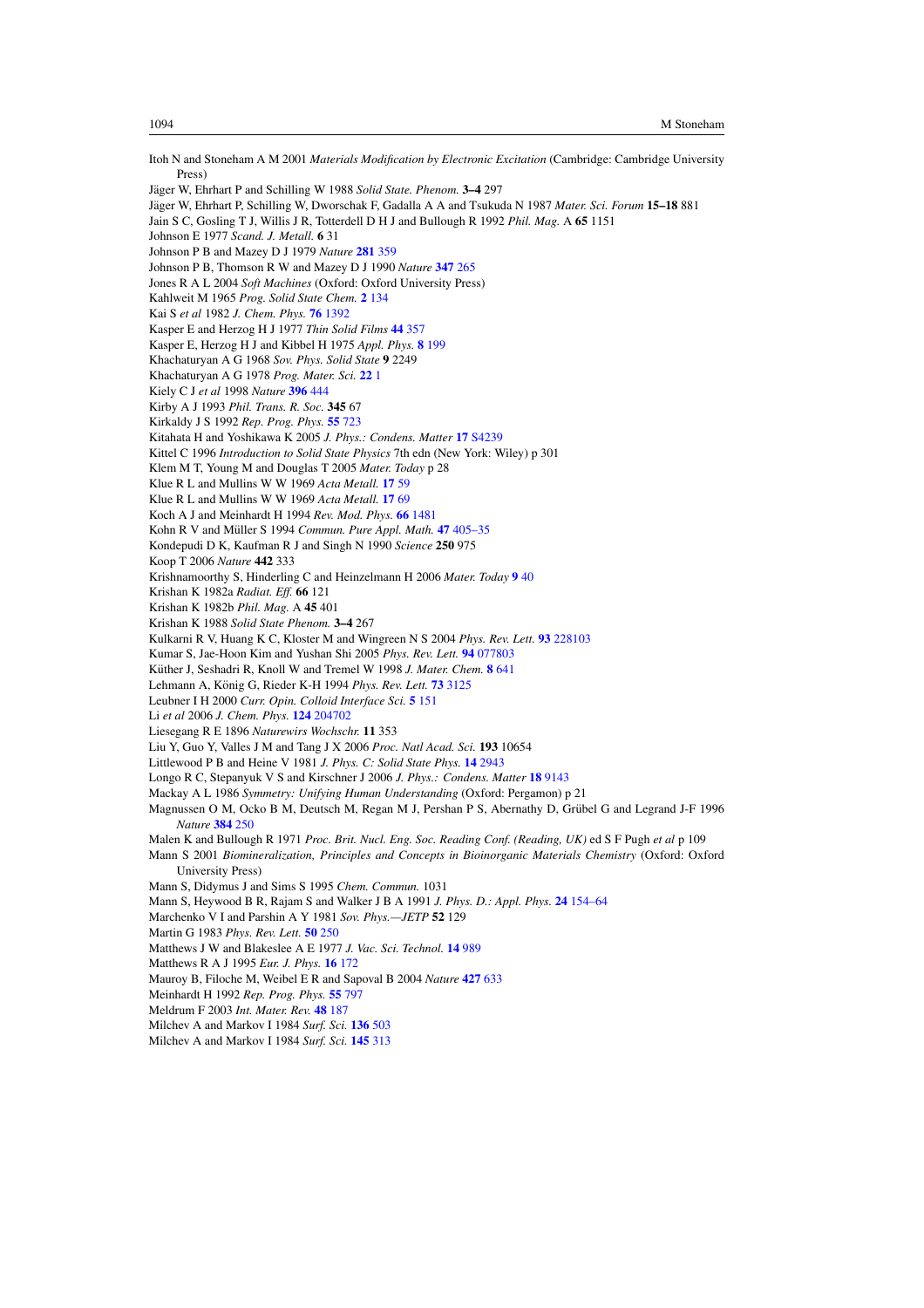Itoh N and Stoneham A M 2001 *Materials Modification by Electronic Excitation* (Cambridge: Cambridge University Press)

Jäger W, Ehrhart P and Schilling W 1988 *Solid State. Phenom.* **3–4** 297

Jäger W, Ehrhart P, Schilling W, Dworschak F, Gadalla A A and Tsukuda N 1987 *Mater. Sci. Forum* **15–18** 881

Jain S C, Gosling T J, Willis J R, Totterdell D H J and Bullough R 1992 *Phil. Mag.* A **65** 1151

Johnson E 1977 *Scand. J. Metall.* **6** 31

Johnson P B and Mazey D J 1979 *Nature* **281** 359

Johnson P B, Thomson R W and Mazey D J 1990 *Nature* **347** 265

Jones R A L 2004 *Soft Machines* (Oxford: Oxford University Press)

Kahlweit M 1965 *Prog. Solid State Chem.* **2** 134

Kai S *et al* 1982 *J. Chem. Phys.* **76** 1392

Kasper E and Herzog H J 1977 *Thin Solid Films* **44** 357

Kasper E, Herzog H J and Kibbel H 1975 *Appl. Phys.* **8** 199

Khachaturyan A G 1968 *Sov. Phys. Solid State* **9** 2249

Khachaturyan A G 1978 *Prog. Mater. Sci.* **22** 1

Kiely C J *et al* 1998 *Nature* **396** 444

Kirby A J 1993 *Phil. Trans. R. Soc.* **345** 67

Kirkaldy J S 1992 *Rep. Prog. Phys.* **55** 723

Kitahata H and Yoshikawa K 2005 *J. Phys.: Condens. Matter* **17** S4239

Kittel C 1996 *Introduction to Solid State Physics* 7th edn (New York: Wiley) p 301

Klem M T, Young M and Douglas T 2005 *Mater. Today* p 28

Klue R L and Mullins W W 1969 *Acta Metall.* **17** 59

Klue R L and Mullins W W 1969 *Acta Metall.* **17** 69

Koch A J and Meinhardt H 1994 *Rev. Mod. Phys.* **66** 1481

Kohn R V and Müller S 1994 *Commun. Pure Appl. Math.* **47** 405–35

Kondepudi D K, Kaufman R J and Singh N 1990 *Science* **250** 975

Koop T 2006 *Nature* **442** 333

Krishnamoorthy S, Hinderling C and Heinzelmann H 2006 *Mater. Today* **9** 40

Krishan K 1982a *Radiat. Eff.* **66** 121

Krishan K 1982b *Phil. Mag.* A **45** 401

Krishan K 1988 *Solid State Phenom.* **3–4** 267

Kulkarni R V, Huang K C, Kloster M and Wingreen N S 2004 *Phys. Rev. Lett.* **93** 228103

Kumar S, Jae-Hoon Kim and Yushan Shi 2005 *Phys. Rev. Lett.* **94** 077803

Küther J, Seshadri R, Knoll W and Tremel W 1998 *J. Mater. Chem.* **8** 641

Lehmann A, König G, Rieder K-H 1994 *Phys. Rev. Lett.* **73** 3125

Leubner I H 2000 *Curr. Opin. Colloid Interface Sci.* **5** 151

Li *et al* 2006 *J. Chem. Phys.* **124** 204702

Liesegang R E 1896 *Naturewirs Wochschr.* **11** 353

Liu Y, Guo Y, Valles J M and Tang J X 2006 *Proc. Natl Acad. Sci.* **193** 10654

Littlewood P B and Heine V 1981 *J. Phys. C: Solid State Phys.* **14** 2943

Longo R C, Stepanyuk V S and Kirschner J 2006 *J. Phys.: Condens. Matter* **18** 9143

Mackay A L 1986 *Symmetry: Unifying Human Understanding* (Oxford: Pergamon) p 21

Magnussen O M, Ocko B M, Deutsch M, Regan M J, Pershan P S, Abernathy D, Grübel G and Legrand J-F 1996 *Nature* **384** 250

Malen K and Bullough R 1971 *Proc. Brit. Nucl. Eng. Soc. Reading Conf. (Reading, UK)* ed S F Pugh *et al* p 109

Mann S 2001 *Biomineralization, Principles and Concepts in Bioinorganic Materials Chemistry* (Oxford: Oxford University Press)

Mann S, Didymus J and Sims S 1995 *Chem. Commun.* 1031

Mann S, Heywood B R, Rajam S and Walker J B A 1991 *J. Phys. D.: Appl. Phys.* **24** 154–64

Marchenko V I and Parshin A Y 1981 *Sov. Phys.—JETP* **52** 129

Martin G 1983 *Phys. Rev. Lett.* **50** 250

Matthews J W and Blakeslee A E 1977 *J. Vac. Sci. Technol.* **14** 989

Matthews R A J 1995 *Eur. J. Phys.* **16** 172

Mauroy B, Filoche M, Weibel E R and Sapoval B 2004 *Nature* **427** 633

Meinhardt H 1992 *Rep. Prog. Phys.* **55** 797

Meldrum F 2003 *Int. Mater. Rev.* **48** 187

Milchev A and Markov I 1984 *Surf. Sci.* **136** 503

Milchev A and Markov I 1984 *Surf. Sci.* **145** 313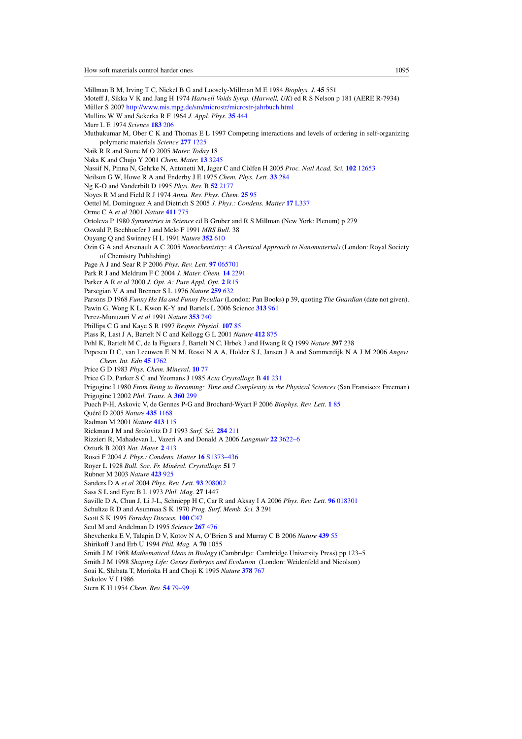Millman B M, Irving T C, Nickel B G and Loosely-Millman M E 1984 *Biophys. J.* **45** 551

Moteff J, Sikka V K and Jang H 1974 *Harwell Voids Symp.* (*Harwell, UK*) ed R S Nelson p 181 (AERE R-7934)

Müller S 2007 http://www.mis.mpg.de/sm/microstr/microstr-jahrbuch.html

Mullins W W and Sekerka R F 1964 *J. Appl. Phys.* **35** 444

Murr L E 1974 *Science* **183** 206

Muthukumar M, Ober C K and Thomas E L 1997 Competing interactions and levels of ordering in self-organizing polymeric materials *Science* **277** 1225

Naik R R and Stone M O 2005 *Mater. Today* 18

Naka K and Chujo Y 2001 *Chem. Mater.* **13** 3245

Nassif N, Pinna N, Gehrke N, Antonetti M, Jager C and Cölfen H 2005 *Proc. Natl Acad. Sci.* **102** 12653

Neilson G W, Howe R A and Enderby J E 1975 *Chem. Phys. Lett.* **33** 284

Ng K-O and Vanderbilt D 1995 *Phys. Rev.* B **52** 2177

Noyes R M and Field R J 1974 *Annu. Rev. Phys. Chem.* **25** 95

Oettel M, Dominguez A and Dietrich S 2005 *J. Phys.: Condens. Matter* **17** L337

Orme C A *et al* 2001 *Nature* **411** 775

Ortoleva P 1980 *Symmetries in Science* ed B Gruber and R S Millman (New York: Plenum) p 279

Oswald P, Bechhoefer J and Melo F 1991 *MRS Bull.* 38

Ouyang Q and Swinney H L 1991 *Nature* **352** 610

Ozin G A and Arsenault A C 2005 *Nanochemistry: A Chemical Approach to Nanomaterials* (London: Royal Society of Chemistry Publishing)

Page A J and Sear R P 2006 *Phys. Rev. Lett.* **97** 065701

Park R J and Meldrum F C 2004 *J. Mater. Chem.* **14** 2291

Parker A R *et al* 2000 *J. Opt. A: Pure Appl. Opt.* **2** R15

Parsegian V A and Brenner S L 1976 *Nature* **259** 632

Parsons D 1968 *Funny Ha Ha and Funny Peculiar* (London: Pan Books) p 39, quoting *The Guardian* (date not given).

Pawin G, Wong K L, Kwon K-Y and Bartels L 2006 Science **313** 961

Perez-Munuzuri V *et al* 1991 *Nature* **353** 740

Phillips C G and Kaye S R 1997 *Respir. Physiol.* **107** 85

Plass R, Last J A, Bartelt N C and Kellogg G L 2001 *Nature* **412** 875

Pohl K, Bartelt M C, de la Figuera J, Bartelt N C, Hrbek J and Hwang R Q 1999 *Nature* **397** 238

Popescu D C, van Leeuwen E N M, Rossi N A A, Holder S J, Jansen J A and Sommerdijk N A J M 2006 *Angew. Chem. Int. Edn* **45** 1762

Price G D 1983 *Phys. Chem. Mineral.* **10** 77

Price G D, Parker S C and Yeomans J 1985 *Acta Crystallogr.* B **41** 231

Prigogine I 1980 *From Being to Becoming: Time and Complexity in the Physical Sciences* (San Fransisco: Freeman)

Prigogine I 2002 *Phil. Trans.* A **360** 299

Puech P-H, Askovic V, de Gennes P-G and Brochard-Wyart F 2006 *Biophys. Rev. Lett.* **1** 85

Quéré D 2005 *Nature* **435** 1168

Radman M 2001 *Nature* **413** 115

Rickman J M and Srolovitz D J 1993 *Surf. Sci.* **284** 211

Rizzieri R, Mahadevan L, Vazeri A and Donald A 2006 *Langmuir* **22** 3622–6

Ozturk B 2003 *Nat. Mater.* **2** 413

Rosei F 2004 *J. Phys.: Condens. Matter* **16** S1373–436

Royer L 1928 *Bull. Soc. Fr. Minéral. Crystallogr.* **51** 7

Rubner M 2003 *Nature* **423** 925

Sanders D A *et al* 2004 *Phys. Rev. Lett.* **93** 208002

Sass S L and Eyre B L 1973 *Phil. Mag.* **27** 1447

Saville D A, Chun J, Li J-L, Schniepp H C, Car R and Aksay I A 2006 *Phys. Rev. Lett.* **96** 018301

Schultze R D and Asunmaa S K 1970 *Prog. Surf. Memb. Sci.* **3** 291

Scott S K 1995 *Faraday Discuss.* **100** C47

Seul M and Andelman D 1995 *Science* **267** 476

Shevchenka E V, Talapin D V, Kotov N A, O'Brien S and Murray C B 2006 *Nature* **439** 55

Shirikoff J and Erb U 1994 *Phil. Mag.* A **70** 1055

Smith J M 1968 *Mathematical Ideas in Biology* (Cambridge: Cambridge University Press) pp 123–5

Smith J M 1998 *Shaping Life: Genes Embryos and Evolution* (London: Weidenfeld and Nicolson)

Soai K, Shibata T, Morioka H and Choji K 1995 *Nature* **378** 767

Sokolov V I 1986

Stern K H 1954 *Chem. Rev.* **54** 79–99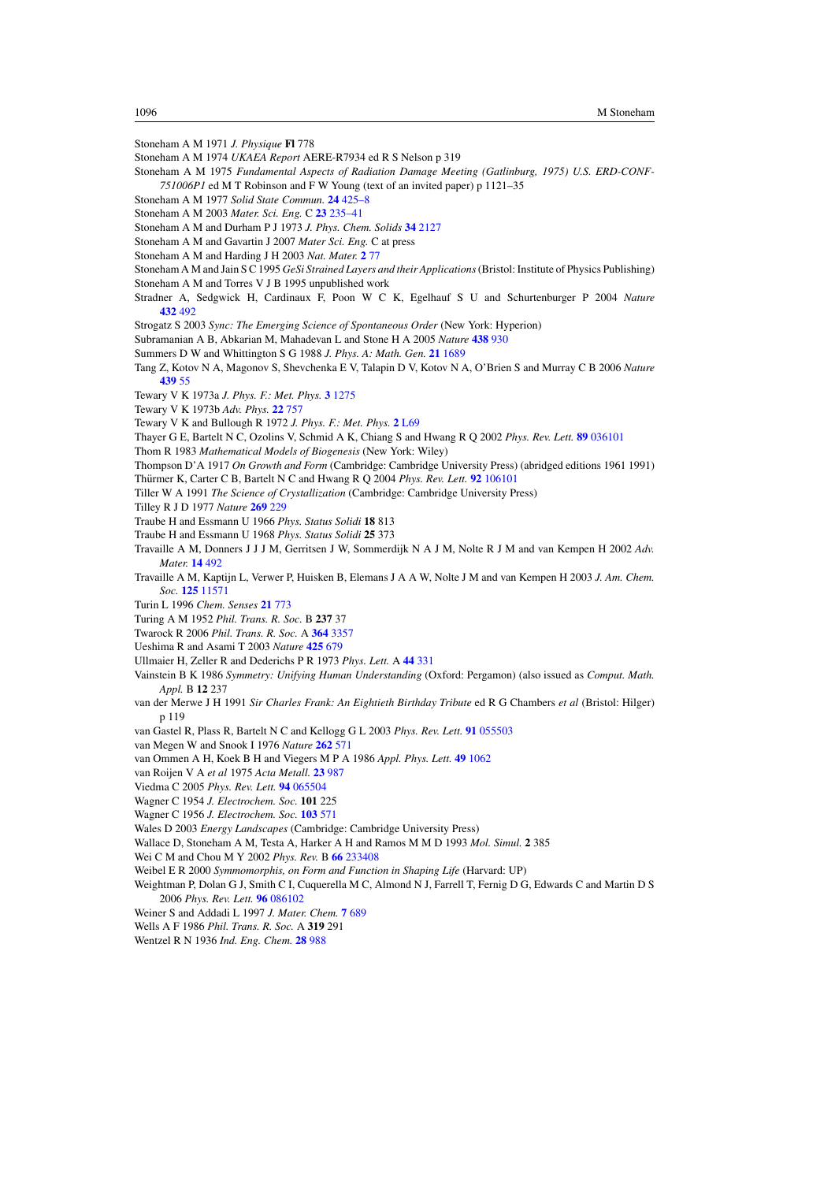Stoneham A M 1971 *J. Physique* **Fl** 778

Stoneham A M 1974 *UKAEA Report* AERE-R7934 ed R S Nelson p 319

Stoneham A M 1975 *Fundamental Aspects of Radiation Damage Meeting (Gatlinburg, 1975) U.S. ERD-CONF-751006P1* ed M T Robinson and F W Young (text of an invited paper) p 1121–35

Stoneham A M 1977 *Solid State Commun.* **24** 425–8

Stoneham A M 2003 *Mater. Sci. Eng.* C **23** 235–41

Stoneham A M and Durham P J 1973 *J. Phys. Chem. Solids* **34** 2127

Stoneham A M and Gavartin J 2007 *Mater Sci. Eng.* C at press

Stoneham A M and Harding J H 2003 *Nat. Mater.* **2** 77

Stoneham A M and Jain S C 1995 *GeSi Strained Layers and their Applications* (Bristol: Institute of Physics Publishing)

Stoneham A M and Torres V J B 1995 unpublished work

Stradner A, Sedgwick H, Cardinaux F, Poon W C K, Egelhauf S U and Schurtenburger P 2004 *Nature* **432** 492

Strogatz S 2003 *Sync: The Emerging Science of Spontaneous Order* (New York: Hyperion)

Subramanian A B, Abkarian M, Mahadevan L and Stone H A 2005 *Nature* **438** 930

Summers D W and Whittington S G 1988 *J. Phys. A: Math. Gen.* **21** 1689

Tang Z, Kotov N A, Magonov S, Shevchenka E V, Talapin D V, Kotov N A, O'Brien S and Murray C B 2006 *Nature* **439** 55

Tewary V K 1973a *J. Phys. F.: Met. Phys.* **3** 1275

Tewary V K 1973b *Adv. Phys.* **22** 757

Tewary V K and Bullough R 1972 *J. Phys. F.: Met. Phys.* **2** L69

Thayer G E, Bartelt N C, Ozolins V, Schmid A K, Chiang S and Hwang R Q 2002 *Phys. Rev. Lett.* **89** 036101

Thom R 1983 *Mathematical Models of Biogenesis* (New York: Wiley)

Thompson D'A 1917 *On Growth and Form* (Cambridge: Cambridge University Press) (abridged editions 1961 1991)

Thürmer K, Carter C B, Bartelt N C and Hwang R Q 2004 *Phys. Rev. Lett.* **92** 106101

Tiller W A 1991 *The Science of Crystallization* (Cambridge: Cambridge University Press)

Tilley R J D 1977 *Nature* **269** 229

Traube H and Essmann U 1966 *Phys. Status Solidi* **18** 813

Traube H and Essmann U 1968 *Phys. Status Solidi* **25** 373

Travaille A M, Donners J J J M, Gerritsen J W, Sommerdijk N A J M, Nolte R J M and van Kempen H 2002 *Adv. Mater.* **14** 492

Travaille A M, Kaptijn L, Verwer P, Huisken B, Elemans J A A W, Nolte J M and van Kempen H 2003 *J. Am. Chem. Soc.* **125** 11571

Turin L 1996 *Chem. Senses* **21** 773

Turing A M 1952 *Phil. Trans. R. Soc.* B **237** 37

Twarock R 2006 *Phil. Trans. R. Soc.* A **364** 3357

Ueshima R and Asami T 2003 *Nature* **425** 679

Ullmaier H, Zeller R and Dederichs P R 1973 *Phys. Lett.* A **44** 331

Vainstein B K 1986 *Symmetry: Unifying Human Understanding* (Oxford: Pergamon) (also issued as *Comput. Math. Appl.* B **12** 237

van der Merwe J H 1991 *Sir Charles Frank: An Eightieth Birthday Tribute* ed R G Chambers *et al* (Bristol: Hilger) p 119

van Gastel R, Plass R, Bartelt N C and Kellogg G L 2003 *Phys. Rev. Lett.* **91** 055503

van Megen W and Snook I 1976 *Nature* **262** 571

van Ommen A H, Koek B H and Viegers M P A 1986 *Appl. Phys. Lett.* **49** 1062

van Roijen V A *et al* 1975 *Acta Metall.* **23** 987

Viedma C 2005 *Phys. Rev. Lett.* **94** 065504

Wagner C 1954 *J. Electrochem. Soc.* **101** 225

Wagner C 1956 *J. Electrochem. Soc.* **103** 571

Wales D 2003 *Energy Landscapes* (Cambridge: Cambridge University Press)

Wallace D, Stoneham A M, Testa A, Harker A H and Ramos M M D 1993 *Mol. Simul.* **2** 385

Wei C M and Chou M Y 2002 *Phys. Rev.* B **66** 233408

Weibel E R 2000 *Symmomorphis, on Form and Function in Shaping Life* (Harvard: UP)

Weightman P, Dolan G J, Smith C I, Cuquerella M C, Almond N J, Farrell T, Fernig D G, Edwards C and Martin D S 2006 *Phys. Rev. Lett.* **96** 086102

Weiner S and Addadi L 1997 *J. Mater. Chem.* **7** 689

Wells A F 1986 *Phil. Trans. R. Soc.* A **319** 291

Wentzel R N 1936 *Ind. Eng. Chem.* **28** 988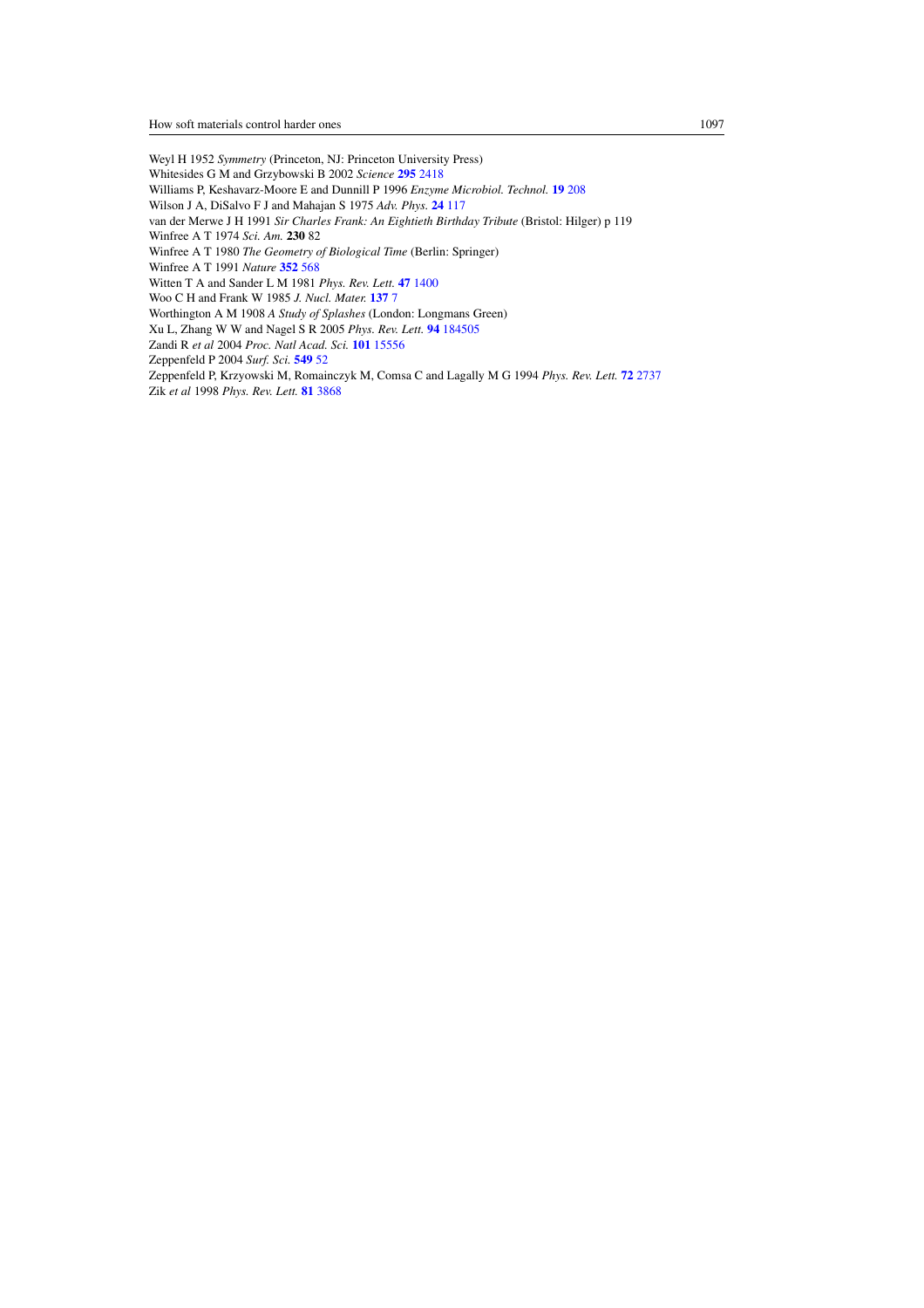Weyl H 1952 *Symmetry* (Princeton, NJ: Princeton University Press)
Whitesides G M and Grzybowski B 2002 *Science* **295** 2418
Williams P, Keshavarz-Moore E and Dunnill P 1996 *Enzyme Microbiol. Technol.* **19** 208
Wilson J A, DiSalvo F J and Mahajan S 1975 *Adv. Phys.* **24** 117
van der Merwe J H 1991 *Sir Charles Frank: An Eightieth Birthday Tribute* (Bristol: Hilger) p 119
Winfree A T 1974 *Sci. Am.* **230** 82
Winfree A T 1980 *The Geometry of Biological Time* (Berlin: Springer)
Winfree A T 1991 *Nature* **352** 568
Witten T A and Sander L M 1981 *Phys. Rev. Lett.* **47** 1400
Woo C H and Frank W 1985 *J. Nucl. Mater.* **137** 7
Worthington A M 1908 *A Study of Splashes* (London: Longmans Green)
Xu L, Zhang W W and Nagel S R 2005 *Phys. Rev. Lett.* **94** 184505
Zandi R *et al* 2004 *Proc. Natl Acad. Sci.* **101** 15556
Zeppenfeld P 2004 *Surf. Sci.* **549** 52
Zeppenfeld P, Krzyowski M, Romainczyk M, Comsa C and Lagally M G 1994 *Phys. Rev. Lett.* **72** 2737
Zik *et al* 1998 *Phys. Rev. Lett.* **81** 3868